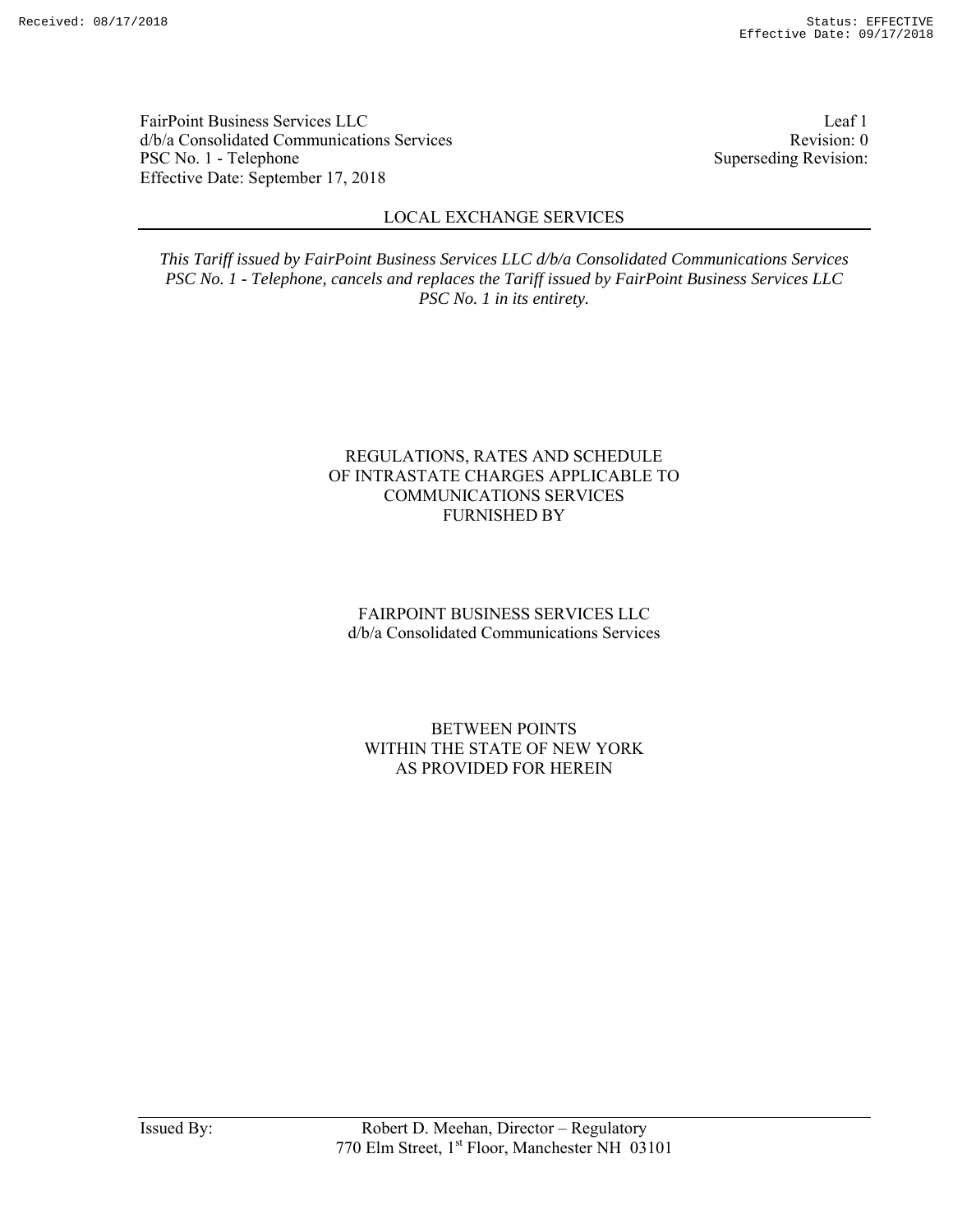FairPoint Business Services LLC
d/b/a Consolidated Communications Services
PSC No. 1 - Telephone
Effective Date: September 17, 2018

Leaf 1
Revision: 0
Superseding Revision:

LOCAL EXCHANGE SERVICES

*This Tariff issued by FairPoint Business Services LLC d/b/a Consolidated Communications Services PSC No. 1 - Telephone, cancels and replaces the Tariff issued by FairPoint Business Services LLC PSC No. 1 in its entirety.*

REGULATIONS, RATES AND SCHEDULE
OF INTRASTATE CHARGES APPLICABLE TO
COMMUNICATIONS SERVICES
FURNISHED BY

FAIRPOINT BUSINESS SERVICES LLC
d/b/a Consolidated Communications Services

BETWEEN POINTS
WITHIN THE STATE OF NEW YORK
AS PROVIDED FOR HEREIN

Issued By: Robert D. Meehan, Director – Regulatory
770 Elm Street, 1st Floor, Manchester NH 03101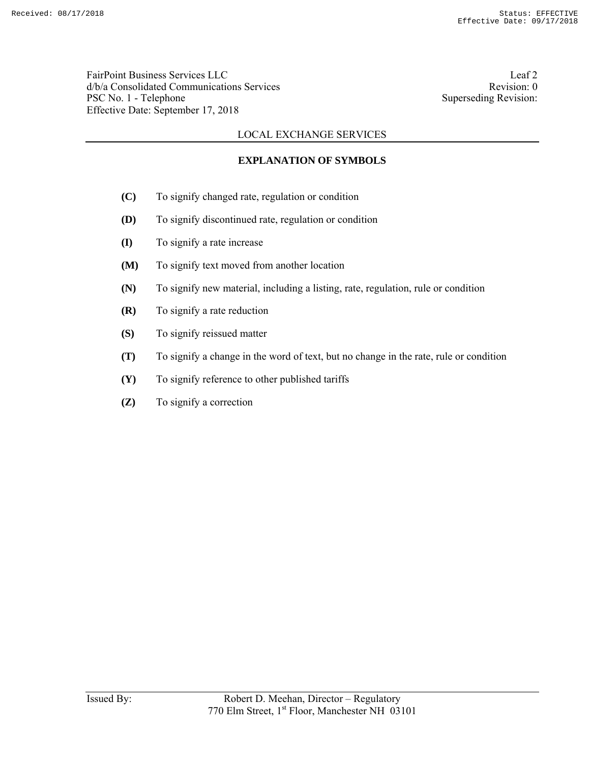FairPoint Business Services LLC
d/b/a Consolidated Communications Services
PSC No. 1 - Telephone
Effective Date: September 17, 2018

Leaf 2
Revision: 0
Superseding Revision:

LOCAL EXCHANGE SERVICES

## EXPLANATION OF SYMBOLS

**(C)** To signify changed rate, regulation or condition

**(D)** To signify discontinued rate, regulation or condition

**(I)** To signify a rate increase

**(M)** To signify text moved from another location

**(N)** To signify new material, including a listing, rate, regulation, rule or condition

**(R)** To signify a rate reduction

**(S)** To signify reissued matter

**(T)** To signify a change in the word of text, but no change in the rate, rule or condition

**(Y)** To signify reference to other published tariffs

**(Z)** To signify a correction

Issued By: Robert D. Meehan, Director – Regulatory
770 Elm Street, 1st Floor, Manchester NH 03101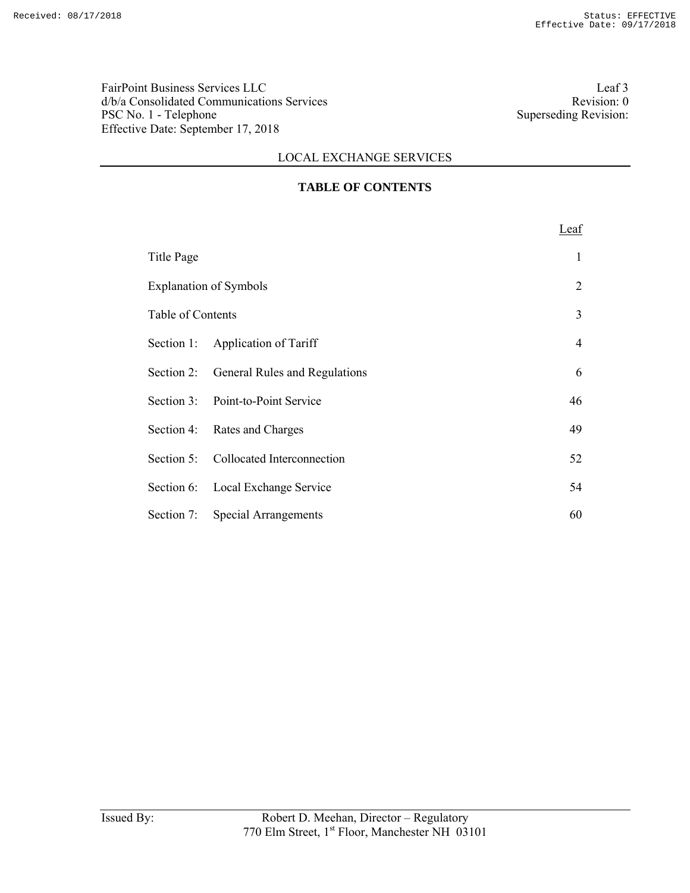FairPoint Business Services LLC
d/b/a Consolidated Communications Services
PSC No. 1 - Telephone
Effective Date: September 17, 2018

Leaf 3
Revision: 0
Superseding Revision:

LOCAL EXCHANGE SERVICES

## TABLE OF CONTENTS

| | | Leaf |
|---|---|---|
| Title Page | | 1 |
| Explanation of Symbols | | 2 |
| Table of Contents | | 3 |
| Section 1: | Application of Tariff | 4 |
| Section 2: | General Rules and Regulations | 6 |
| Section 3: | Point-to-Point Service | 46 |
| Section 4: | Rates and Charges | 49 |
| Section 5: | Collocated Interconnection | 52 |
| Section 6: | Local Exchange Service | 54 |
| Section 7: | Special Arrangements | 60 |

Issued By: Robert D. Meehan, Director – Regulatory
770 Elm Street, 1st Floor, Manchester NH 03101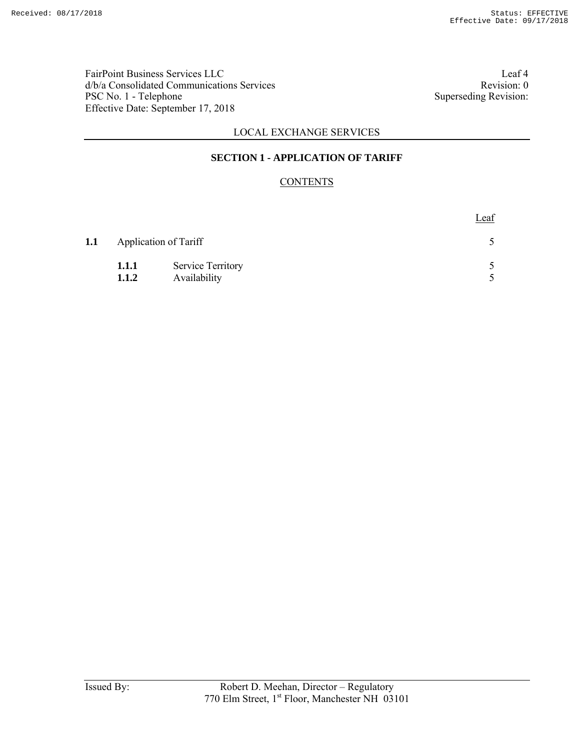## LOCAL EXCHANGE SERVICES

### SECTION 1 - APPLICATION OF TARIFF

CONTENTS

| | | Leaf |
|---|---|---|
| **1.1** | Application of Tariff | 5 |
| **1.1.1** | Service Territory | 5 |
| **1.1.2** | Availability | 5 |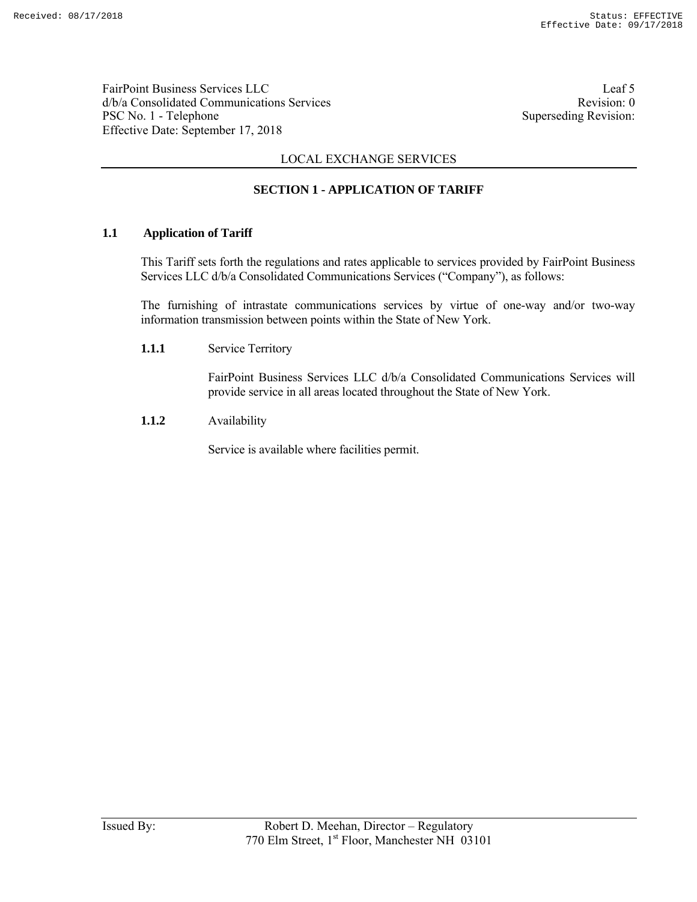## LOCAL EXCHANGE SERVICES

## SECTION 1 - APPLICATION OF TARIFF

### 1.1 Application of Tariff

This Tariff sets forth the regulations and rates applicable to services provided by FairPoint Business Services LLC d/b/a Consolidated Communications Services ("Company"), as follows:

The furnishing of intrastate communications services by virtue of one-way and/or two-way information transmission between points within the State of New York.

**1.1.1** Service Territory

FairPoint Business Services LLC d/b/a Consolidated Communications Services will provide service in all areas located throughout the State of New York.

**1.1.2** Availability

Service is available where facilities permit.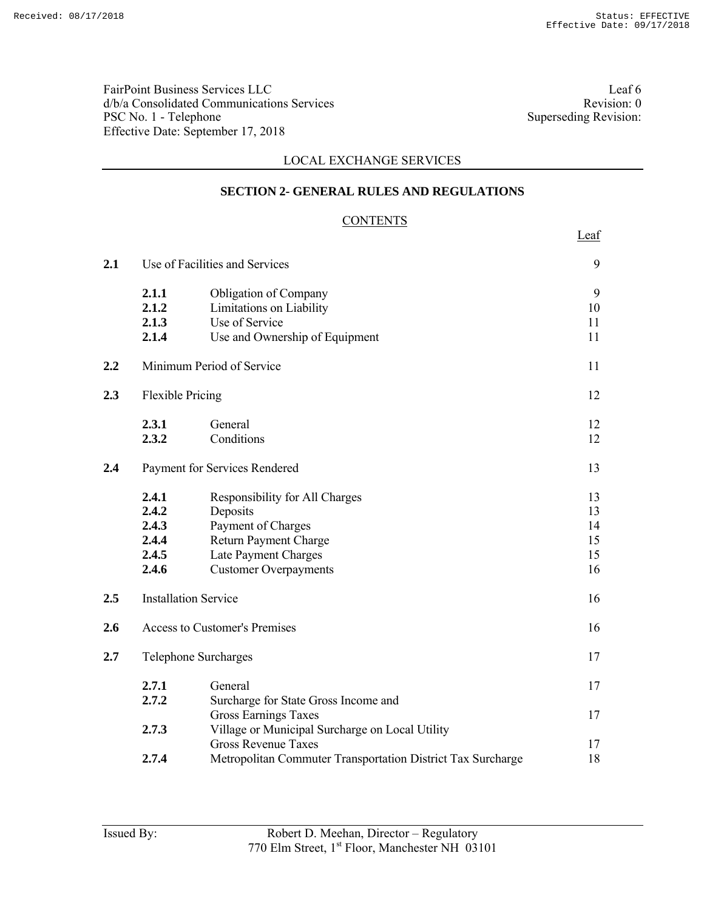FairPoint Business Services LLC
d/b/a Consolidated Communications Services
PSC No. 1 - Telephone
Effective Date: September 17, 2018

Leaf 6
Revision: 0
Superseding Revision:

LOCAL EXCHANGE SERVICES

## SECTION 2- GENERAL RULES AND REGULATIONS

### CONTENTS

| | | | Leaf |
|---|---|---|---|
| **2.1** | Use of Facilities and Services | | 9 |
| | **2.1.1** | Obligation of Company | 9 |
| | **2.1.2** | Limitations on Liability | 10 |
| | **2.1.3** | Use of Service | 11 |
| | **2.1.4** | Use and Ownership of Equipment | 11 |
| **2.2** | Minimum Period of Service | | 11 |
| **2.3** | Flexible Pricing | | 12 |
| | **2.3.1** | General | 12 |
| | **2.3.2** | Conditions | 12 |
| **2.4** | Payment for Services Rendered | | 13 |
| | **2.4.1** | Responsibility for All Charges | 13 |
| | **2.4.2** | Deposits | 13 |
| | **2.4.3** | Payment of Charges | 14 |
| | **2.4.4** | Return Payment Charge | 15 |
| | **2.4.5** | Late Payment Charges | 15 |
| | **2.4.6** | Customer Overpayments | 16 |
| **2.5** | Installation Service | | 16 |
| **2.6** | Access to Customer's Premises | | 16 |
| **2.7** | Telephone Surcharges | | 17 |
| | **2.7.1** | General | 17 |
| | **2.7.2** | Surcharge for State Gross Income and Gross Earnings Taxes | 17 |
| | **2.7.3** | Village or Municipal Surcharge on Local Utility Gross Revenue Taxes | 17 |
| | **2.7.4** | Metropolitan Commuter Transportation District Tax Surcharge | 18 |

Issued By: Robert D. Meehan, Director – Regulatory
770 Elm Street, 1st Floor, Manchester NH 03101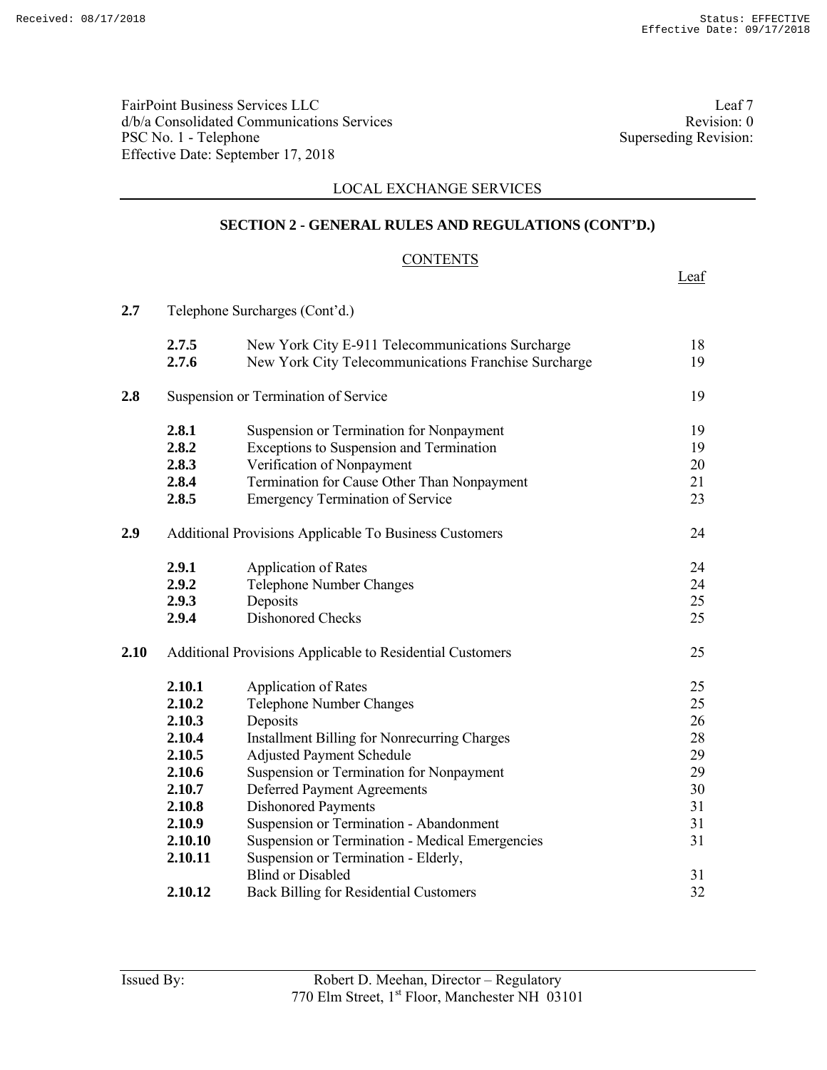FairPoint Business Services LLC
d/b/a Consolidated Communications Services
PSC No. 1 - Telephone
Effective Date: September 17, 2018

Leaf 7
Revision: 0
Superseding Revision:

LOCAL EXCHANGE SERVICES

## SECTION 2 - GENERAL RULES AND REGULATIONS (CONT'D.)

### CONTENTS

| | | | Leaf |
|---|---|---|---|
| **2.7** | Telephone Surcharges (Cont'd.) | | |
| | **2.7.5** | New York City E-911 Telecommunications Surcharge | 18 |
| | **2.7.6** | New York City Telecommunications Franchise Surcharge | 19 |
| **2.8** | Suspension or Termination of Service | | 19 |
| | **2.8.1** | Suspension or Termination for Nonpayment | 19 |
| | **2.8.2** | Exceptions to Suspension and Termination | 19 |
| | **2.8.3** | Verification of Nonpayment | 20 |
| | **2.8.4** | Termination for Cause Other Than Nonpayment | 21 |
| | **2.8.5** | Emergency Termination of Service | 23 |
| **2.9** | Additional Provisions Applicable To Business Customers | | 24 |
| | **2.9.1** | Application of Rates | 24 |
| | **2.9.2** | Telephone Number Changes | 24 |
| | **2.9.3** | Deposits | 25 |
| | **2.9.4** | Dishonored Checks | 25 |
| **2.10** | Additional Provisions Applicable to Residential Customers | | 25 |
| | **2.10.1** | Application of Rates | 25 |
| | **2.10.2** | Telephone Number Changes | 25 |
| | **2.10.3** | Deposits | 26 |
| | **2.10.4** | Installment Billing for Nonrecurring Charges | 28 |
| | **2.10.5** | Adjusted Payment Schedule | 29 |
| | **2.10.6** | Suspension or Termination for Nonpayment | 29 |
| | **2.10.7** | Deferred Payment Agreements | 30 |
| | **2.10.8** | Dishonored Payments | 31 |
| | **2.10.9** | Suspension or Termination - Abandonment | 31 |
| | **2.10.10** | Suspension or Termination - Medical Emergencies | 31 |
| | **2.10.11** | Suspension or Termination - Elderly, Blind or Disabled | 31 |
| | **2.10.12** | Back Billing for Residential Customers | 32 |

Issued By: Robert D. Meehan, Director – Regulatory
770 Elm Street, 1st Floor, Manchester NH 03101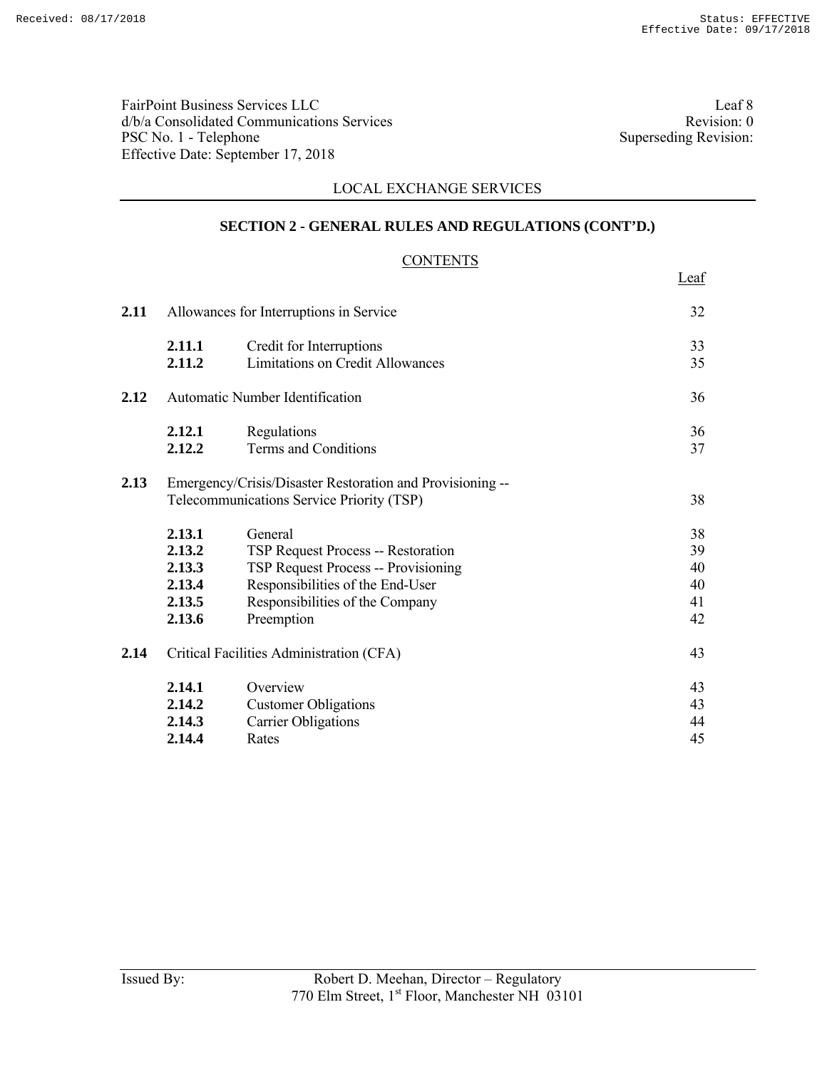FairPoint Business Services LLC
d/b/a Consolidated Communications Services
PSC No. 1 - Telephone
Effective Date: September 17, 2018

Leaf 8
Revision: 0
Superseding Revision:

LOCAL EXCHANGE SERVICES

## SECTION 2 - GENERAL RULES AND REGULATIONS (CONT'D.)

### CONTENTS

| | | | Leaf |
|---|---|---|---|
| **2.11** | Allowances for Interruptions in Service | | 32 |
| | **2.11.1** | Credit for Interruptions | 33 |
| | **2.11.2** | Limitations on Credit Allowances | 35 |
| **2.12** | Automatic Number Identification | | 36 |
| | **2.12.1** | Regulations | 36 |
| | **2.12.2** | Terms and Conditions | 37 |
| **2.13** | Emergency/Crisis/Disaster Restoration and Provisioning -- Telecommunications Service Priority (TSP) | | 38 |
| | **2.13.1** | General | 38 |
| | **2.13.2** | TSP Request Process -- Restoration | 39 |
| | **2.13.3** | TSP Request Process -- Provisioning | 40 |
| | **2.13.4** | Responsibilities of the End-User | 40 |
| | **2.13.5** | Responsibilities of the Company | 41 |
| | **2.13.6** | Preemption | 42 |
| **2.14** | Critical Facilities Administration (CFA) | | 43 |
| | **2.14.1** | Overview | 43 |
| | **2.14.2** | Customer Obligations | 43 |
| | **2.14.3** | Carrier Obligations | 44 |
| | **2.14.4** | Rates | 45 |

Issued By: Robert D. Meehan, Director – Regulatory
770 Elm Street, 1st Floor, Manchester NH 03101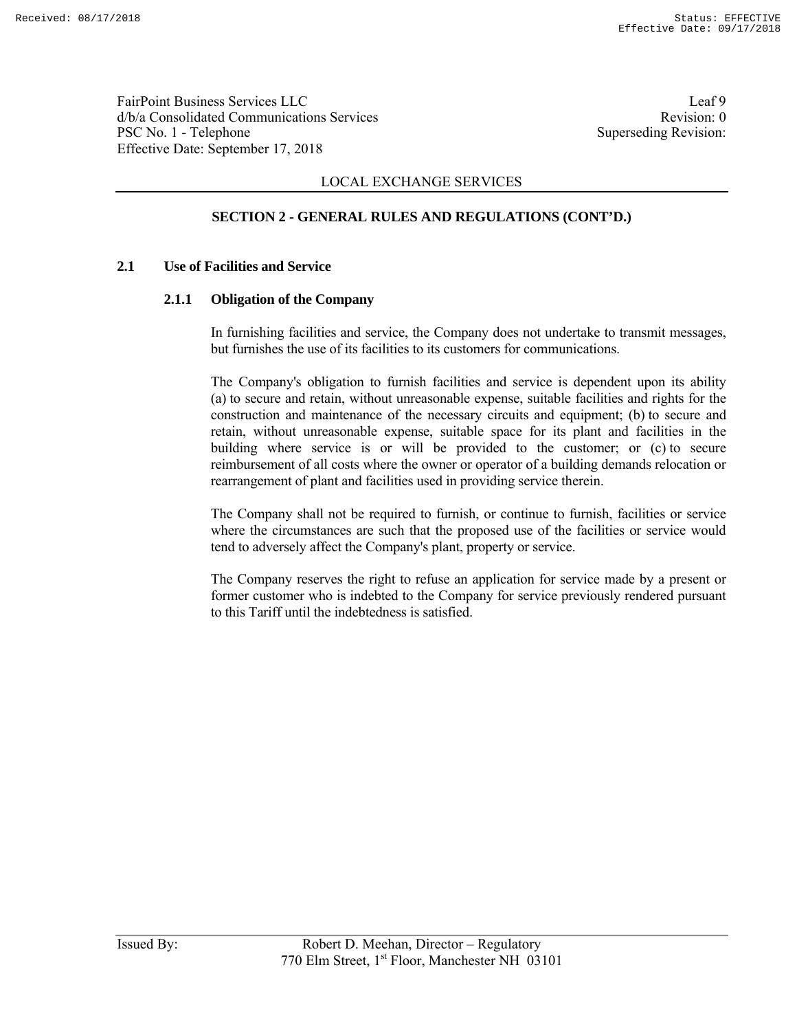LOCAL EXCHANGE SERVICES

## SECTION 2 - GENERAL RULES AND REGULATIONS (CONT'D.)

### 2.1 Use of Facilities and Service

#### 2.1.1 Obligation of the Company

In furnishing facilities and service, the Company does not undertake to transmit messages, but furnishes the use of its facilities to its customers for communications.

The Company's obligation to furnish facilities and service is dependent upon its ability (a) to secure and retain, without unreasonable expense, suitable facilities and rights for the construction and maintenance of the necessary circuits and equipment; (b) to secure and retain, without unreasonable expense, suitable space for its plant and facilities in the building where service is or will be provided to the customer; or (c) to secure reimbursement of all costs where the owner or operator of a building demands relocation or rearrangement of plant and facilities used in providing service therein.

The Company shall not be required to furnish, or continue to furnish, facilities or service where the circumstances are such that the proposed use of the facilities or service would tend to adversely affect the Company's plant, property or service.

The Company reserves the right to refuse an application for service made by a present or former customer who is indebted to the Company for service previously rendered pursuant to this Tariff until the indebtedness is satisfied.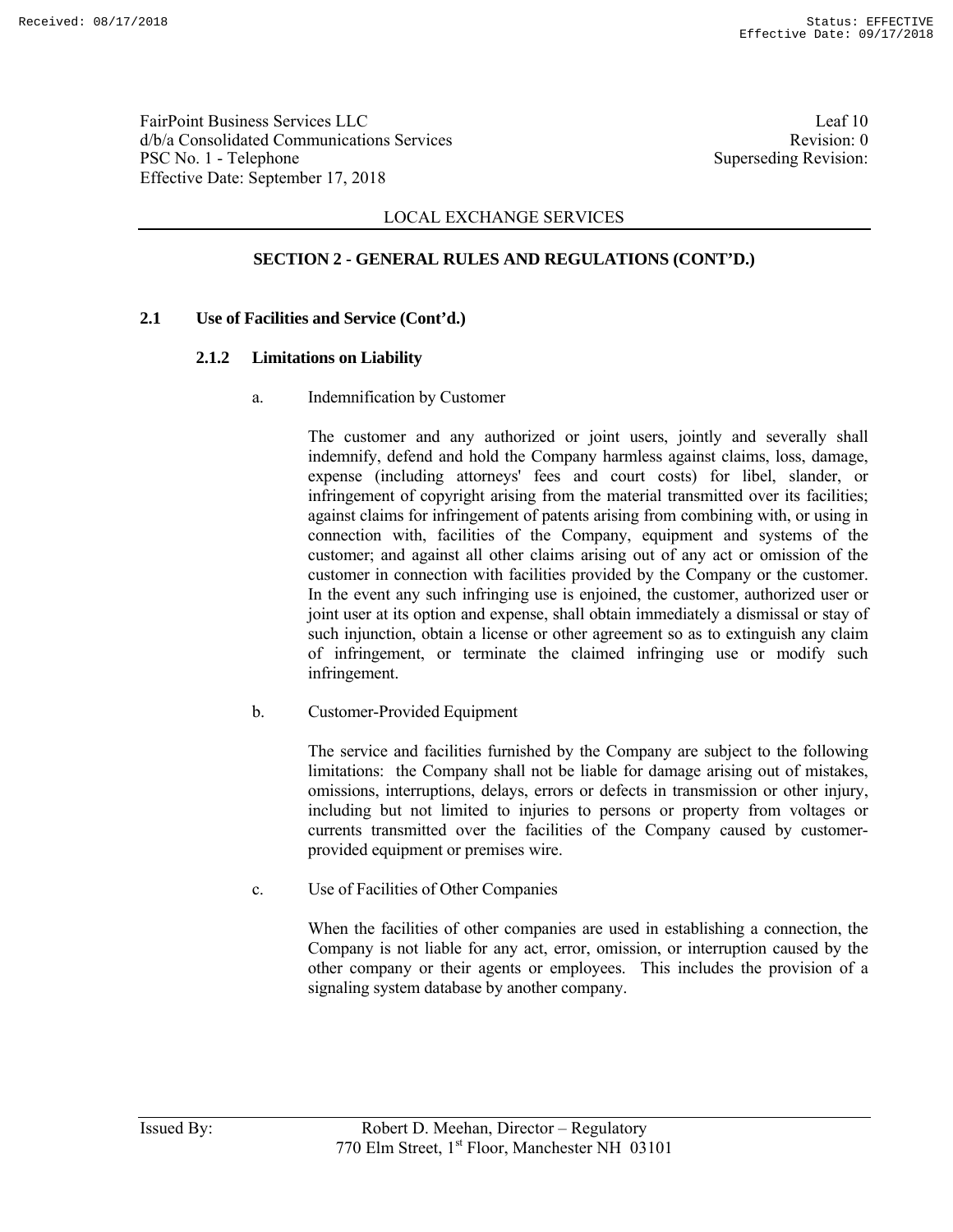## LOCAL EXCHANGE SERVICES

### SECTION 2 - GENERAL RULES AND REGULATIONS (CONT'D.)

**2.1 Use of Facilities and Service (Cont'd.)**

**2.1.2 Limitations on Liability**

a. Indemnification by Customer

The customer and any authorized or joint users, jointly and severally shall indemnify, defend and hold the Company harmless against claims, loss, damage, expense (including attorneys' fees and court costs) for libel, slander, or infringement of copyright arising from the material transmitted over its facilities; against claims for infringement of patents arising from combining with, or using in connection with, facilities of the Company, equipment and systems of the customer; and against all other claims arising out of any act or omission of the customer in connection with facilities provided by the Company or the customer. In the event any such infringing use is enjoined, the customer, authorized user or joint user at its option and expense, shall obtain immediately a dismissal or stay of such injunction, obtain a license or other agreement so as to extinguish any claim of infringement, or terminate the claimed infringing use or modify such infringement.

b. Customer-Provided Equipment

The service and facilities furnished by the Company are subject to the following limitations: the Company shall not be liable for damage arising out of mistakes, omissions, interruptions, delays, errors or defects in transmission or other injury, including but not limited to injuries to persons or property from voltages or currents transmitted over the facilities of the Company caused by customer-provided equipment or premises wire.

c. Use of Facilities of Other Companies

When the facilities of other companies are used in establishing a connection, the Company is not liable for any act, error, omission, or interruption caused by the other company or their agents or employees. This includes the provision of a signaling system database by another company.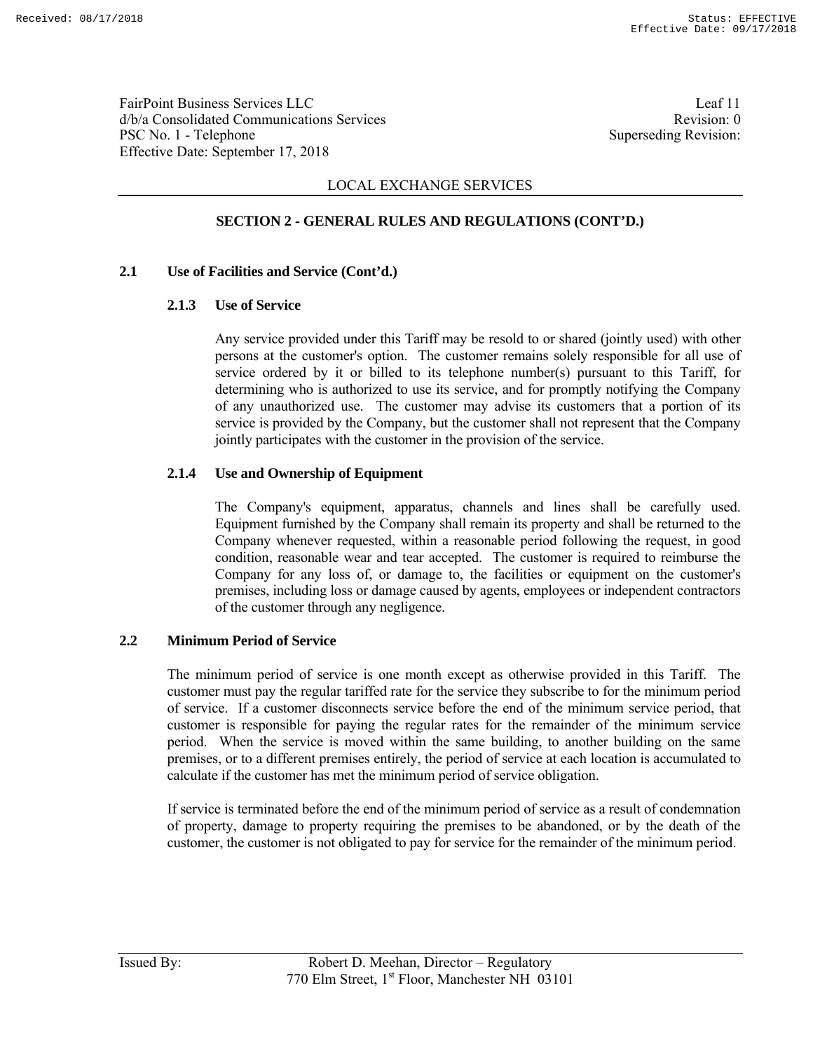LOCAL EXCHANGE SERVICES

## SECTION 2 - GENERAL RULES AND REGULATIONS (CONT'D.)

### 2.1 Use of Facilities and Service (Cont'd.)

#### 2.1.3 Use of Service

Any service provided under this Tariff may be resold to or shared (jointly used) with other persons at the customer's option. The customer remains solely responsible for all use of service ordered by it or billed to its telephone number(s) pursuant to this Tariff, for determining who is authorized to use its service, and for promptly notifying the Company of any unauthorized use. The customer may advise its customers that a portion of its service is provided by the Company, but the customer shall not represent that the Company jointly participates with the customer in the provision of the service.

#### 2.1.4 Use and Ownership of Equipment

The Company's equipment, apparatus, channels and lines shall be carefully used. Equipment furnished by the Company shall remain its property and shall be returned to the Company whenever requested, within a reasonable period following the request, in good condition, reasonable wear and tear accepted. The customer is required to reimburse the Company for any loss of, or damage to, the facilities or equipment on the customer's premises, including loss or damage caused by agents, employees or independent contractors of the customer through any negligence.

### 2.2 Minimum Period of Service

The minimum period of service is one month except as otherwise provided in this Tariff. The customer must pay the regular tariffed rate for the service they subscribe to for the minimum period of service. If a customer disconnects service before the end of the minimum service period, that customer is responsible for paying the regular rates for the remainder of the minimum service period. When the service is moved within the same building, to another building on the same premises, or to a different premises entirely, the period of service at each location is accumulated to calculate if the customer has met the minimum period of service obligation.

If service is terminated before the end of the minimum period of service as a result of condemnation of property, damage to property requiring the premises to be abandoned, or by the death of the customer, the customer is not obligated to pay for service for the remainder of the minimum period.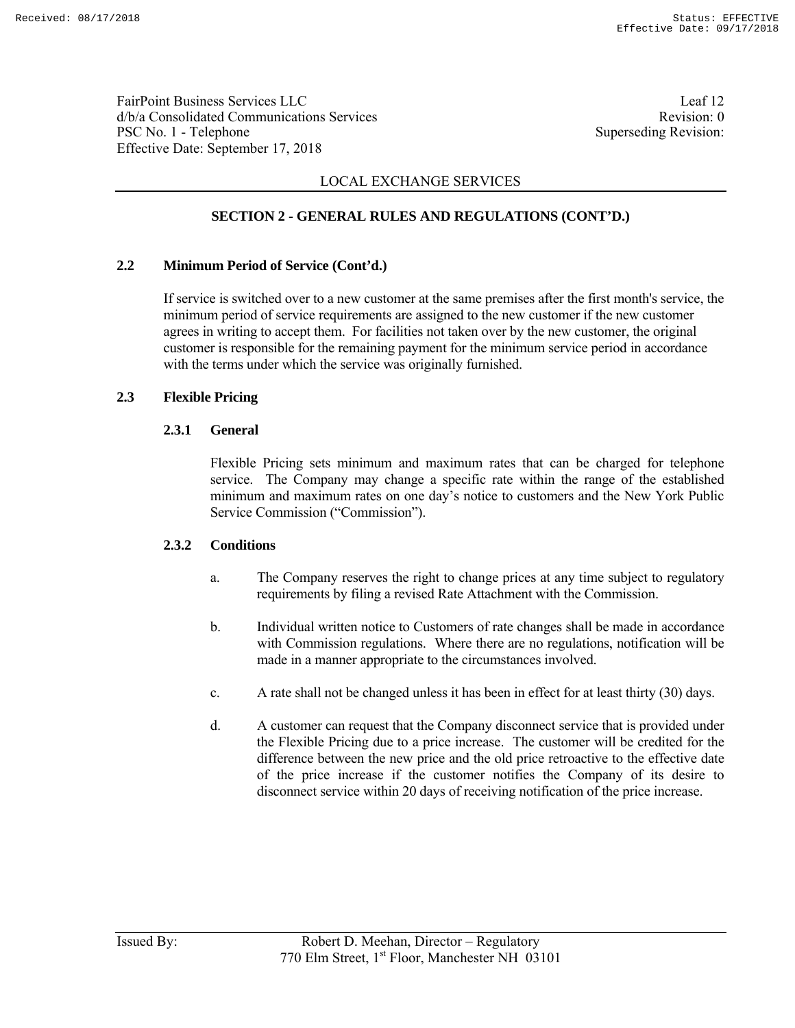LOCAL EXCHANGE SERVICES

## SECTION 2 - GENERAL RULES AND REGULATIONS (CONT'D.)

### 2.2 Minimum Period of Service (Cont'd.)

If service is switched over to a new customer at the same premises after the first month's service, the minimum period of service requirements are assigned to the new customer if the new customer agrees in writing to accept them. For facilities not taken over by the new customer, the original customer is responsible for the remaining payment for the minimum service period in accordance with the terms under which the service was originally furnished.

### 2.3 Flexible Pricing

#### 2.3.1 General

Flexible Pricing sets minimum and maximum rates that can be charged for telephone service. The Company may change a specific rate within the range of the established minimum and maximum rates on one day's notice to customers and the New York Public Service Commission ("Commission").

#### 2.3.2 Conditions

a. The Company reserves the right to change prices at any time subject to regulatory requirements by filing a revised Rate Attachment with the Commission.

b. Individual written notice to Customers of rate changes shall be made in accordance with Commission regulations. Where there are no regulations, notification will be made in a manner appropriate to the circumstances involved.

c. A rate shall not be changed unless it has been in effect for at least thirty (30) days.

d. A customer can request that the Company disconnect service that is provided under the Flexible Pricing due to a price increase. The customer will be credited for the difference between the new price and the old price retroactive to the effective date of the price increase if the customer notifies the Company of its desire to disconnect service within 20 days of receiving notification of the price increase.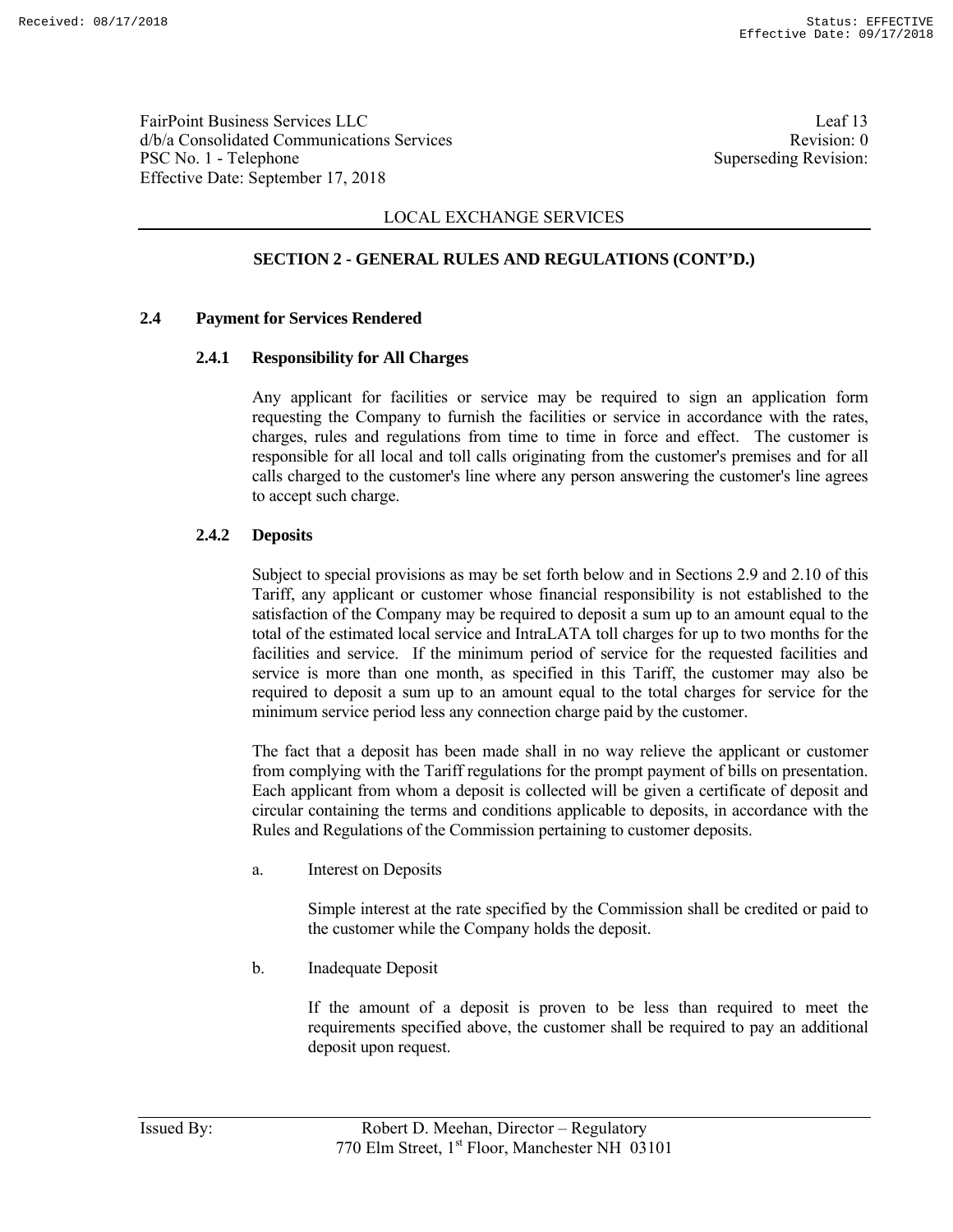FairPoint Business Services LLC
d/b/a Consolidated Communications Services
PSC No. 1 - Telephone
Effective Date: September 17, 2018

Leaf 13
Revision: 0
Superseding Revision:

LOCAL EXCHANGE SERVICES

**SECTION 2 - GENERAL RULES AND REGULATIONS (CONT'D.)**

## 2.4 Payment for Services Rendered

### 2.4.1 Responsibility for All Charges

Any applicant for facilities or service may be required to sign an application form requesting the Company to furnish the facilities or service in accordance with the rates, charges, rules and regulations from time to time in force and effect. The customer is responsible for all local and toll calls originating from the customer's premises and for all calls charged to the customer's line where any person answering the customer's line agrees to accept such charge.

### 2.4.2 Deposits

Subject to special provisions as may be set forth below and in Sections 2.9 and 2.10 of this Tariff, any applicant or customer whose financial responsibility is not established to the satisfaction of the Company may be required to deposit a sum up to an amount equal to the total of the estimated local service and IntraLATA toll charges for up to two months for the facilities and service. If the minimum period of service for the requested facilities and service is more than one month, as specified in this Tariff, the customer may also be required to deposit a sum up to an amount equal to the total charges for service for the minimum service period less any connection charge paid by the customer.

The fact that a deposit has been made shall in no way relieve the applicant or customer from complying with the Tariff regulations for the prompt payment of bills on presentation. Each applicant from whom a deposit is collected will be given a certificate of deposit and circular containing the terms and conditions applicable to deposits, in accordance with the Rules and Regulations of the Commission pertaining to customer deposits.

a. Interest on Deposits

Simple interest at the rate specified by the Commission shall be credited or paid to the customer while the Company holds the deposit.

b. Inadequate Deposit

If the amount of a deposit is proven to be less than required to meet the requirements specified above, the customer shall be required to pay an additional deposit upon request.

Issued By: Robert D. Meehan, Director – Regulatory
770 Elm Street, 1st Floor, Manchester NH 03101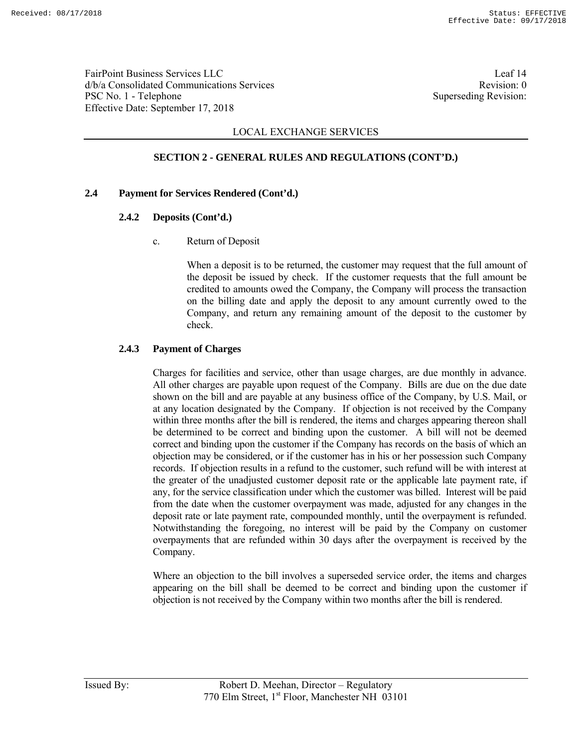FairPoint Business Services LLC
d/b/a Consolidated Communications Services
PSC No. 1 - Telephone
Effective Date: September 17, 2018

Leaf 14
Revision: 0
Superseding Revision:

LOCAL EXCHANGE SERVICES

## SECTION 2 - GENERAL RULES AND REGULATIONS (CONT'D.)

### 2.4 Payment for Services Rendered (Cont'd.)

#### 2.4.2 Deposits (Cont'd.)

c. Return of Deposit

When a deposit is to be returned, the customer may request that the full amount of the deposit be issued by check. If the customer requests that the full amount be credited to amounts owed the Company, the Company will process the transaction on the billing date and apply the deposit to any amount currently owed to the Company, and return any remaining amount of the deposit to the customer by check.

#### 2.4.3 Payment of Charges

Charges for facilities and service, other than usage charges, are due monthly in advance. All other charges are payable upon request of the Company. Bills are due on the due date shown on the bill and are payable at any business office of the Company, by U.S. Mail, or at any location designated by the Company. If objection is not received by the Company within three months after the bill is rendered, the items and charges appearing thereon shall be determined to be correct and binding upon the customer. A bill will not be deemed correct and binding upon the customer if the Company has records on the basis of which an objection may be considered, or if the customer has in his or her possession such Company records. If objection results in a refund to the customer, such refund will be with interest at the greater of the unadjusted customer deposit rate or the applicable late payment rate, if any, for the service classification under which the customer was billed. Interest will be paid from the date when the customer overpayment was made, adjusted for any changes in the deposit rate or late payment rate, compounded monthly, until the overpayment is refunded. Notwithstanding the foregoing, no interest will be paid by the Company on customer overpayments that are refunded within 30 days after the overpayment is received by the Company.

Where an objection to the bill involves a superseded service order, the items and charges appearing on the bill shall be deemed to be correct and binding upon the customer if objection is not received by the Company within two months after the bill is rendered.

Issued By: Robert D. Meehan, Director – Regulatory
770 Elm Street, 1st Floor, Manchester NH 03101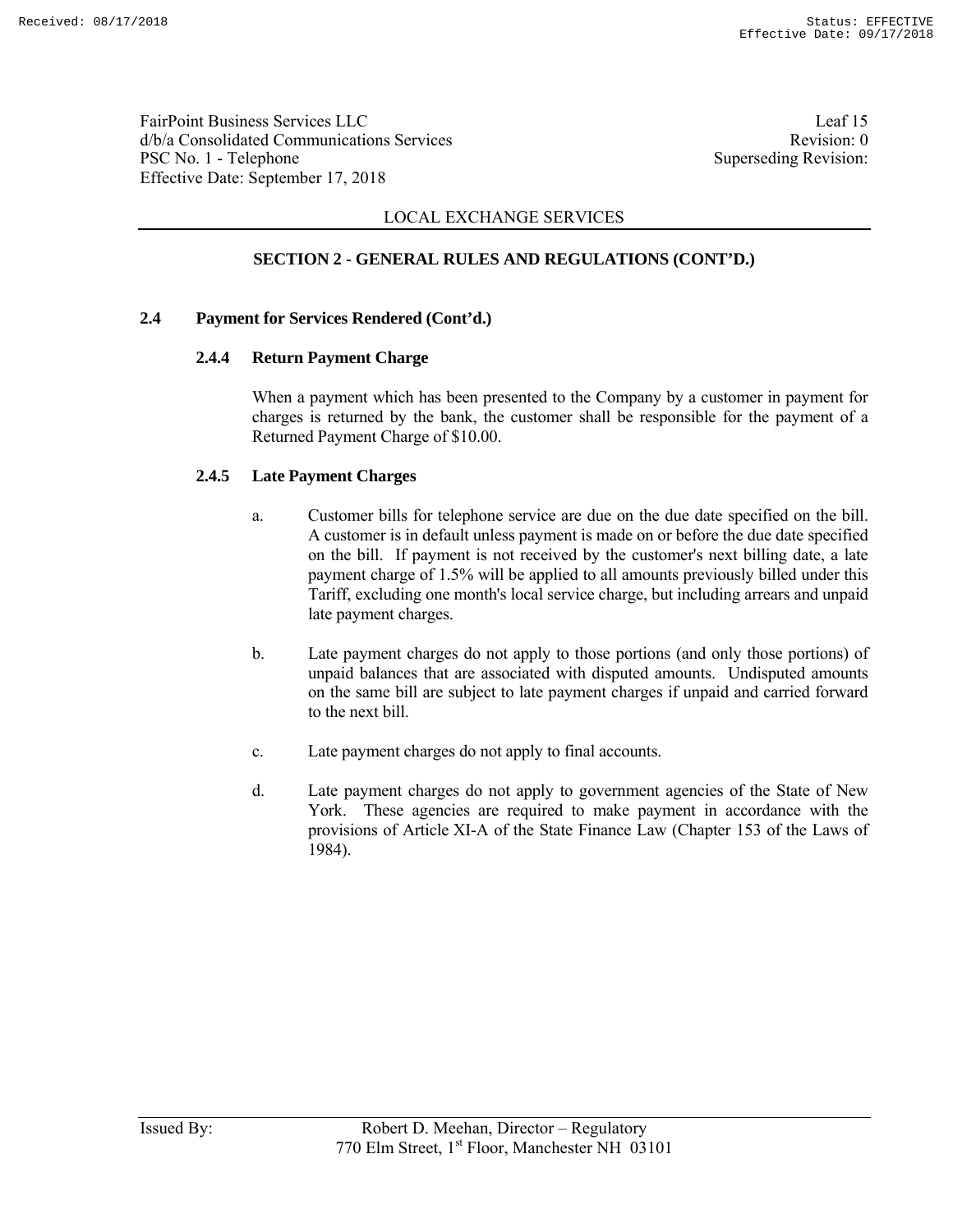## SECTION 2 - GENERAL RULES AND REGULATIONS (CONT'D.)

### 2.4 Payment for Services Rendered (Cont'd.)

#### 2.4.4 Return Payment Charge

When a payment which has been presented to the Company by a customer in payment for charges is returned by the bank, the customer shall be responsible for the payment of a Returned Payment Charge of $10.00.

#### 2.4.5 Late Payment Charges

a. Customer bills for telephone service are due on the due date specified on the bill. A customer is in default unless payment is made on or before the due date specified on the bill. If payment is not received by the customer's next billing date, a late payment charge of 1.5% will be applied to all amounts previously billed under this Tariff, excluding one month's local service charge, but including arrears and unpaid late payment charges.

b. Late payment charges do not apply to those portions (and only those portions) of unpaid balances that are associated with disputed amounts. Undisputed amounts on the same bill are subject to late payment charges if unpaid and carried forward to the next bill.

c. Late payment charges do not apply to final accounts.

d. Late payment charges do not apply to government agencies of the State of New York. These agencies are required to make payment in accordance with the provisions of Article XI-A of the State Finance Law (Chapter 153 of the Laws of 1984).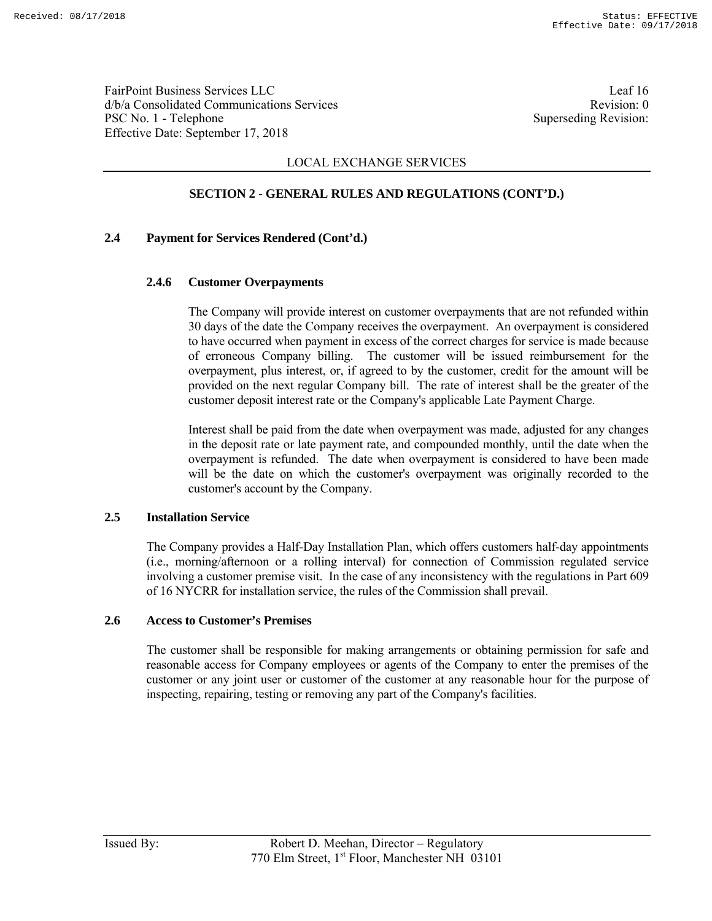## SECTION 2 - GENERAL RULES AND REGULATIONS (CONT'D.)

### 2.4 Payment for Services Rendered (Cont'd.)

#### 2.4.6 Customer Overpayments

The Company will provide interest on customer overpayments that are not refunded within 30 days of the date the Company receives the overpayment. An overpayment is considered to have occurred when payment in excess of the correct charges for service is made because of erroneous Company billing. The customer will be issued reimbursement for the overpayment, plus interest, or, if agreed to by the customer, credit for the amount will be provided on the next regular Company bill. The rate of interest shall be the greater of the customer deposit interest rate or the Company's applicable Late Payment Charge.

Interest shall be paid from the date when overpayment was made, adjusted for any changes in the deposit rate or late payment rate, and compounded monthly, until the date when the overpayment is refunded. The date when overpayment is considered to have been made will be the date on which the customer's overpayment was originally recorded to the customer's account by the Company.

### 2.5 Installation Service

The Company provides a Half-Day Installation Plan, which offers customers half-day appointments (i.e., morning/afternoon or a rolling interval) for connection of Commission regulated service involving a customer premise visit. In the case of any inconsistency with the regulations in Part 609 of 16 NYCRR for installation service, the rules of the Commission shall prevail.

### 2.6 Access to Customer's Premises

The customer shall be responsible for making arrangements or obtaining permission for safe and reasonable access for Company employees or agents of the Company to enter the premises of the customer or any joint user or customer of the customer at any reasonable hour for the purpose of inspecting, repairing, testing or removing any part of the Company's facilities.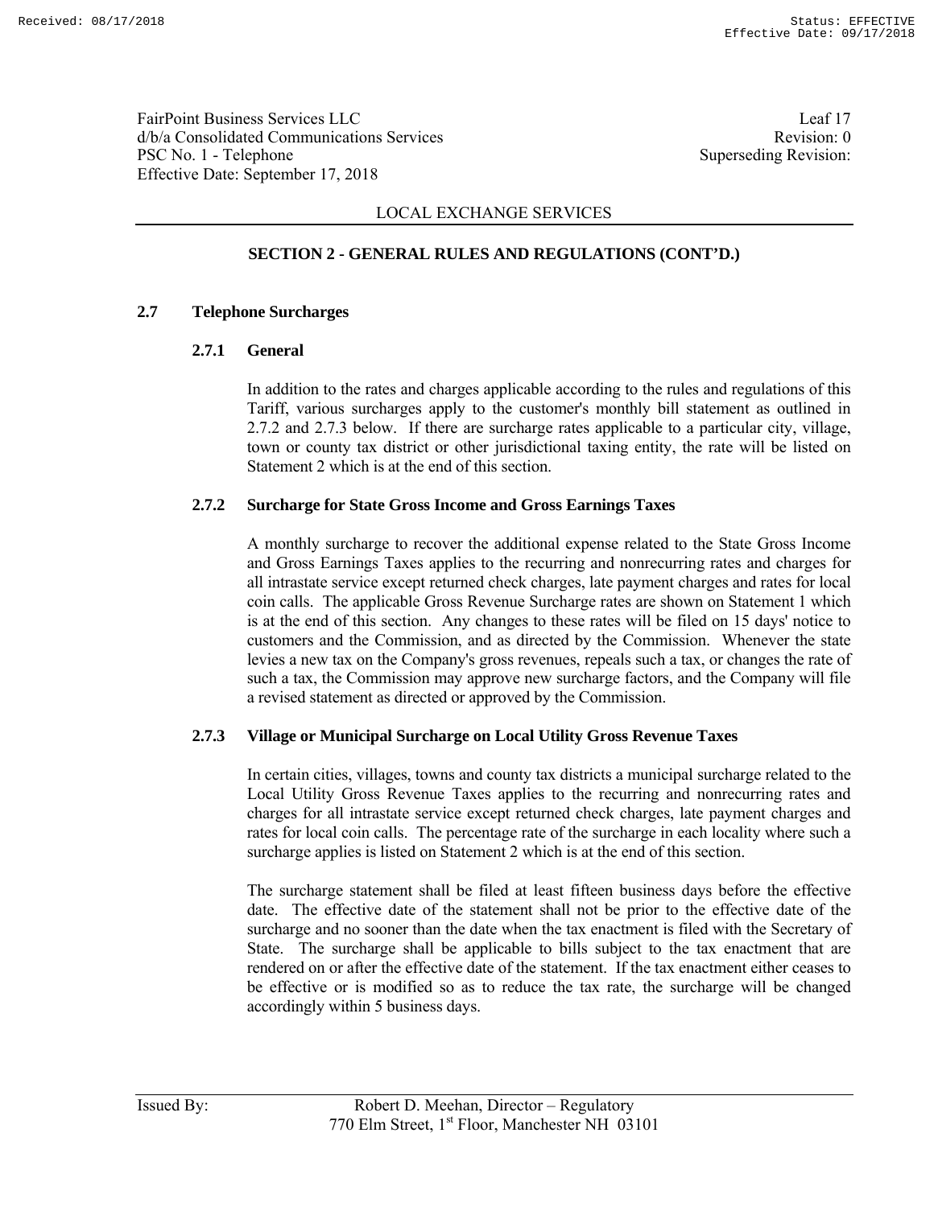LOCAL EXCHANGE SERVICES

## SECTION 2 - GENERAL RULES AND REGULATIONS (CONT'D.)

### 2.7 Telephone Surcharges

#### 2.7.1 General

In addition to the rates and charges applicable according to the rules and regulations of this Tariff, various surcharges apply to the customer's monthly bill statement as outlined in 2.7.2 and 2.7.3 below. If there are surcharge rates applicable to a particular city, village, town or county tax district or other jurisdictional taxing entity, the rate will be listed on Statement 2 which is at the end of this section.

#### 2.7.2 Surcharge for State Gross Income and Gross Earnings Taxes

A monthly surcharge to recover the additional expense related to the State Gross Income and Gross Earnings Taxes applies to the recurring and nonrecurring rates and charges for all intrastate service except returned check charges, late payment charges and rates for local coin calls. The applicable Gross Revenue Surcharge rates are shown on Statement 1 which is at the end of this section. Any changes to these rates will be filed on 15 days' notice to customers and the Commission, and as directed by the Commission. Whenever the state levies a new tax on the Company's gross revenues, repeals such a tax, or changes the rate of such a tax, the Commission may approve new surcharge factors, and the Company will file a revised statement as directed or approved by the Commission.

#### 2.7.3 Village or Municipal Surcharge on Local Utility Gross Revenue Taxes

In certain cities, villages, towns and county tax districts a municipal surcharge related to the Local Utility Gross Revenue Taxes applies to the recurring and nonrecurring rates and charges for all intrastate service except returned check charges, late payment charges and rates for local coin calls. The percentage rate of the surcharge in each locality where such a surcharge applies is listed on Statement 2 which is at the end of this section.

The surcharge statement shall be filed at least fifteen business days before the effective date. The effective date of the statement shall not be prior to the effective date of the surcharge and no sooner than the date when the tax enactment is filed with the Secretary of State. The surcharge shall be applicable to bills subject to the tax enactment that are rendered on or after the effective date of the statement. If the tax enactment either ceases to be effective or is modified so as to reduce the tax rate, the surcharge will be changed accordingly within 5 business days.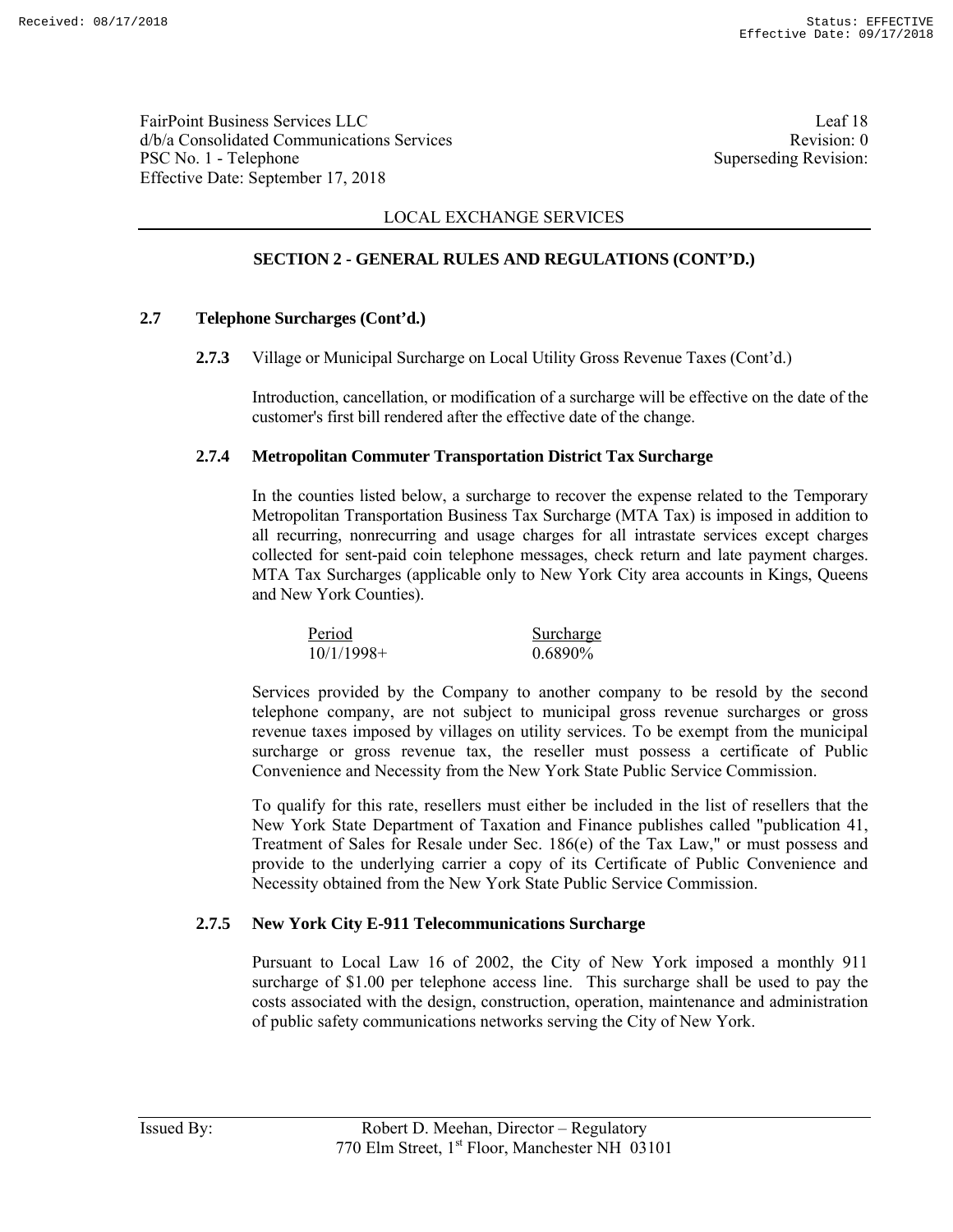LOCAL EXCHANGE SERVICES

## SECTION 2 - GENERAL RULES AND REGULATIONS (CONT'D.)

### 2.7 Telephone Surcharges (Cont'd.)

**2.7.3** Village or Municipal Surcharge on Local Utility Gross Revenue Taxes (Cont'd.)

Introduction, cancellation, or modification of a surcharge will be effective on the date of the customer's first bill rendered after the effective date of the change.

#### 2.7.4 Metropolitan Commuter Transportation District Tax Surcharge

In the counties listed below, a surcharge to recover the expense related to the Temporary Metropolitan Transportation Business Tax Surcharge (MTA Tax) is imposed in addition to all recurring, nonrecurring and usage charges for all intrastate services except charges collected for sent-paid coin telephone messages, check return and late payment charges. MTA Tax Surcharges (applicable only to New York City area accounts in Kings, Queens and New York Counties).

| Period | Surcharge |
|---|---|
| 10/1/1998+ | 0.6890% |

Services provided by the Company to another company to be resold by the second telephone company, are not subject to municipal gross revenue surcharges or gross revenue taxes imposed by villages on utility services. To be exempt from the municipal surcharge or gross revenue tax, the reseller must possess a certificate of Public Convenience and Necessity from the New York State Public Service Commission.

To qualify for this rate, resellers must either be included in the list of resellers that the New York State Department of Taxation and Finance publishes called "publication 41, Treatment of Sales for Resale under Sec. 186(e) of the Tax Law," or must possess and provide to the underlying carrier a copy of its Certificate of Public Convenience and Necessity obtained from the New York State Public Service Commission.

#### 2.7.5 New York City E-911 Telecommunications Surcharge

Pursuant to Local Law 16 of 2002, the City of New York imposed a monthly 911 surcharge of $1.00 per telephone access line. This surcharge shall be used to pay the costs associated with the design, construction, operation, maintenance and administration of public safety communications networks serving the City of New York.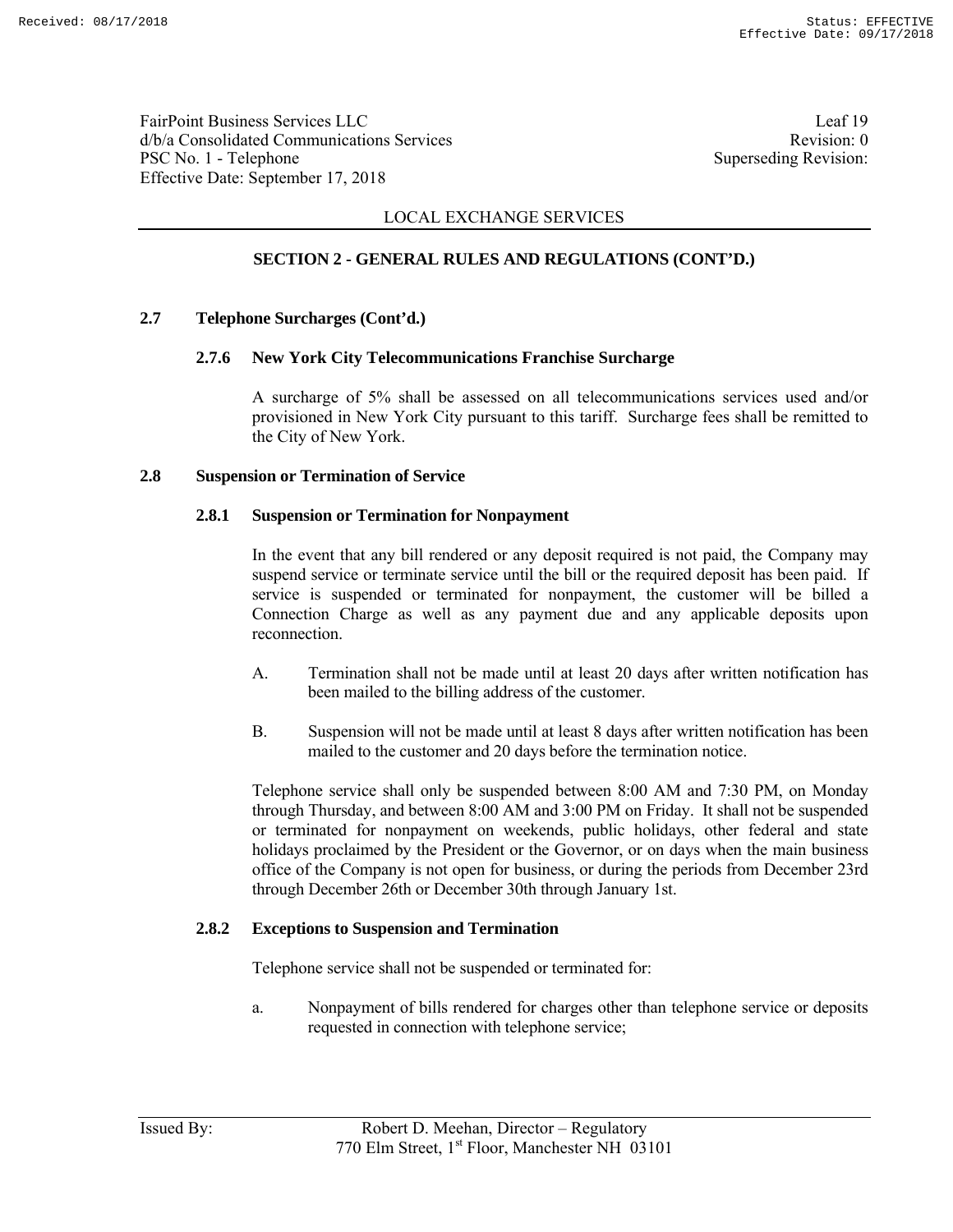FairPoint Business Services LLC
d/b/a Consolidated Communications Services
PSC No. 1 - Telephone
Effective Date: September 17, 2018

Leaf 19
Revision: 0
Superseding Revision:

LOCAL EXCHANGE SERVICES

## SECTION 2 - GENERAL RULES AND REGULATIONS (CONT'D.)

### 2.7 Telephone Surcharges (Cont'd.)

#### 2.7.6 New York City Telecommunications Franchise Surcharge

A surcharge of 5% shall be assessed on all telecommunications services used and/or provisioned in New York City pursuant to this tariff. Surcharge fees shall be remitted to the City of New York.

### 2.8 Suspension or Termination of Service

#### 2.8.1 Suspension or Termination for Nonpayment

In the event that any bill rendered or any deposit required is not paid, the Company may suspend service or terminate service until the bill or the required deposit has been paid. If service is suspended or terminated for nonpayment, the customer will be billed a Connection Charge as well as any payment due and any applicable deposits upon reconnection.

A. Termination shall not be made until at least 20 days after written notification has been mailed to the billing address of the customer.

B. Suspension will not be made until at least 8 days after written notification has been mailed to the customer and 20 days before the termination notice.

Telephone service shall only be suspended between 8:00 AM and 7:30 PM, on Monday through Thursday, and between 8:00 AM and 3:00 PM on Friday. It shall not be suspended or terminated for nonpayment on weekends, public holidays, other federal and state holidays proclaimed by the President or the Governor, or on days when the main business office of the Company is not open for business, or during the periods from December 23rd through December 26th or December 30th through January 1st.

#### 2.8.2 Exceptions to Suspension and Termination

Telephone service shall not be suspended or terminated for:

a. Nonpayment of bills rendered for charges other than telephone service or deposits requested in connection with telephone service;

Issued By: Robert D. Meehan, Director – Regulatory
770 Elm Street, 1st Floor, Manchester NH 03101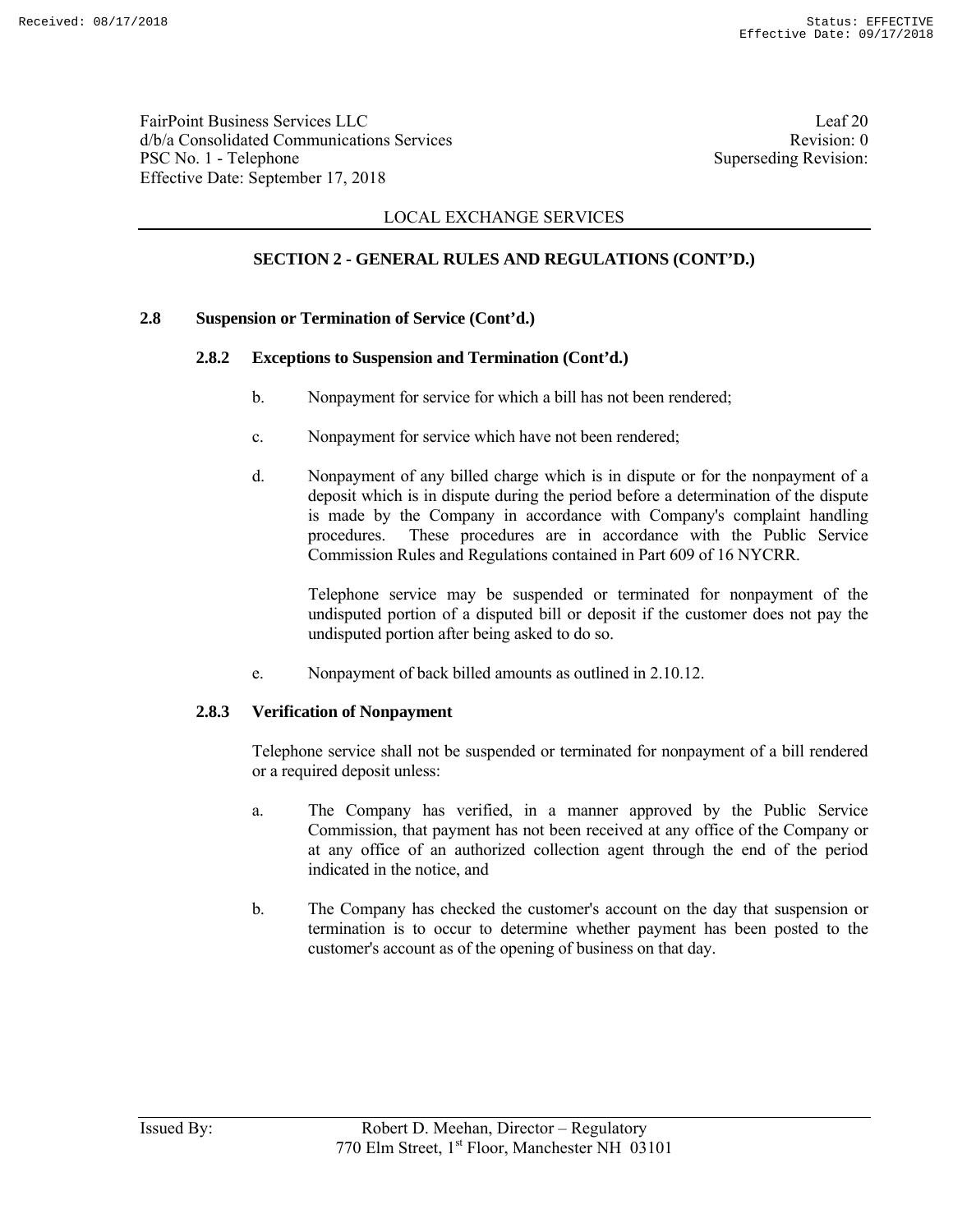## SECTION 2 - GENERAL RULES AND REGULATIONS (CONT'D.)

### 2.8 Suspension or Termination of Service (Cont'd.)

#### 2.8.2 Exceptions to Suspension and Termination (Cont'd.)

b. Nonpayment for service for which a bill has not been rendered;

c. Nonpayment for service which have not been rendered;

d. Nonpayment of any billed charge which is in dispute or for the nonpayment of a deposit which is in dispute during the period before a determination of the dispute is made by the Company in accordance with Company's complaint handling procedures. These procedures are in accordance with the Public Service Commission Rules and Regulations contained in Part 609 of 16 NYCRR.

   Telephone service may be suspended or terminated for nonpayment of the undisputed portion of a disputed bill or deposit if the customer does not pay the undisputed portion after being asked to do so.

e. Nonpayment of back billed amounts as outlined in 2.10.12.

#### 2.8.3 Verification of Nonpayment

Telephone service shall not be suspended or terminated for nonpayment of a bill rendered or a required deposit unless:

a. The Company has verified, in a manner approved by the Public Service Commission, that payment has not been received at any office of the Company or at any office of an authorized collection agent through the end of the period indicated in the notice, and

b. The Company has checked the customer's account on the day that suspension or termination is to occur to determine whether payment has been posted to the customer's account as of the opening of business on that day.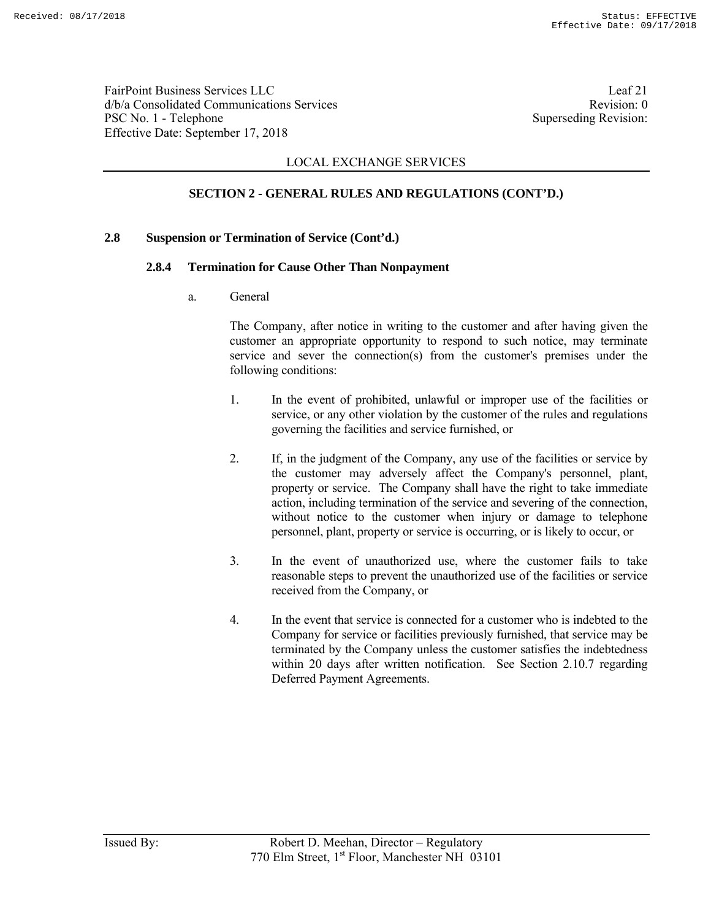## LOCAL EXCHANGE SERVICES

### SECTION 2 - GENERAL RULES AND REGULATIONS (CONT'D.)

**2.8 Suspension or Termination of Service (Cont'd.)**

**2.8.4 Termination for Cause Other Than Nonpayment**

a. General

The Company, after notice in writing to the customer and after having given the customer an appropriate opportunity to respond to such notice, may terminate service and sever the connection(s) from the customer's premises under the following conditions:

1. In the event of prohibited, unlawful or improper use of the facilities or service, or any other violation by the customer of the rules and regulations governing the facilities and service furnished, or

2. If, in the judgment of the Company, any use of the facilities or service by the customer may adversely affect the Company's personnel, plant, property or service. The Company shall have the right to take immediate action, including termination of the service and severing of the connection, without notice to the customer when injury or damage to telephone personnel, plant, property or service is occurring, or is likely to occur, or

3. In the event of unauthorized use, where the customer fails to take reasonable steps to prevent the unauthorized use of the facilities or service received from the Company, or

4. In the event that service is connected for a customer who is indebted to the Company for service or facilities previously furnished, that service may be terminated by the Company unless the customer satisfies the indebtedness within 20 days after written notification. See Section 2.10.7 regarding Deferred Payment Agreements.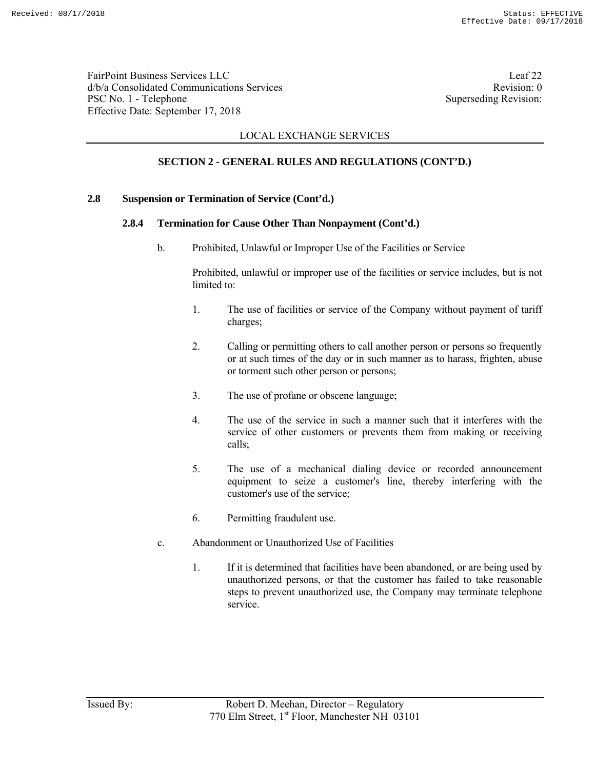LOCAL EXCHANGE SERVICES

## SECTION 2 - GENERAL RULES AND REGULATIONS (CONT'D.)

### 2.8 Suspension or Termination of Service (Cont'd.)

#### 2.8.4 Termination for Cause Other Than Nonpayment (Cont'd.)

b. Prohibited, Unlawful or Improper Use of the Facilities or Service

Prohibited, unlawful or improper use of the facilities or service includes, but is not limited to:

1. The use of facilities or service of the Company without payment of tariff charges;

2. Calling or permitting others to call another person or persons so frequently or at such times of the day or in such manner as to harass, frighten, abuse or torment such other person or persons;

3. The use of profane or obscene language;

4. The use of the service in such a manner such that it interferes with the service of other customers or prevents them from making or receiving calls;

5. The use of a mechanical dialing device or recorded announcement equipment to seize a customer's line, thereby interfering with the customer's use of the service;

6. Permitting fraudulent use.

c. Abandonment or Unauthorized Use of Facilities

1. If it is determined that facilities have been abandoned, or are being used by unauthorized persons, or that the customer has failed to take reasonable steps to prevent unauthorized use, the Company may terminate telephone service.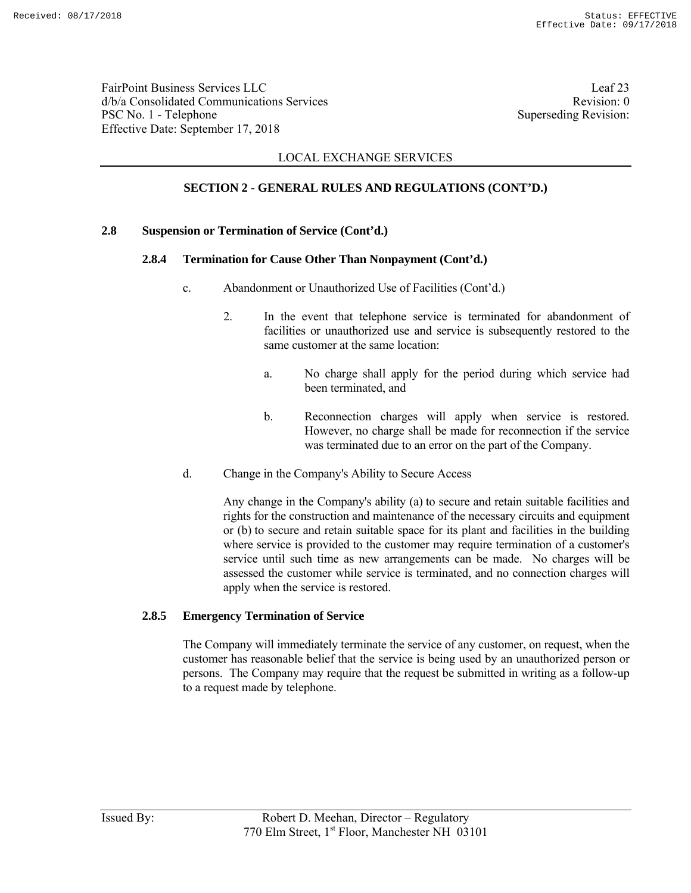LOCAL EXCHANGE SERVICES

## SECTION 2 - GENERAL RULES AND REGULATIONS (CONT'D.)

### 2.8 Suspension or Termination of Service (Cont'd.)

#### 2.8.4 Termination for Cause Other Than Nonpayment (Cont'd.)

c. Abandonment or Unauthorized Use of Facilities (Cont'd.)

2. In the event that telephone service is terminated for abandonment of facilities or unauthorized use and service is subsequently restored to the same customer at the same location:

   a. No charge shall apply for the period during which service had been terminated, and

   b. Reconnection charges will apply when service is restored. However, no charge shall be made for reconnection if the service was terminated due to an error on the part of the Company.

d. Change in the Company's Ability to Secure Access

Any change in the Company's ability (a) to secure and retain suitable facilities and rights for the construction and maintenance of the necessary circuits and equipment or (b) to secure and retain suitable space for its plant and facilities in the building where service is provided to the customer may require termination of a customer's service until such time as new arrangements can be made. No charges will be assessed the customer while service is terminated, and no connection charges will apply when the service is restored.

#### 2.8.5 Emergency Termination of Service

The Company will immediately terminate the service of any customer, on request, when the customer has reasonable belief that the service is being used by an unauthorized person or persons. The Company may require that the request be submitted in writing as a follow-up to a request made by telephone.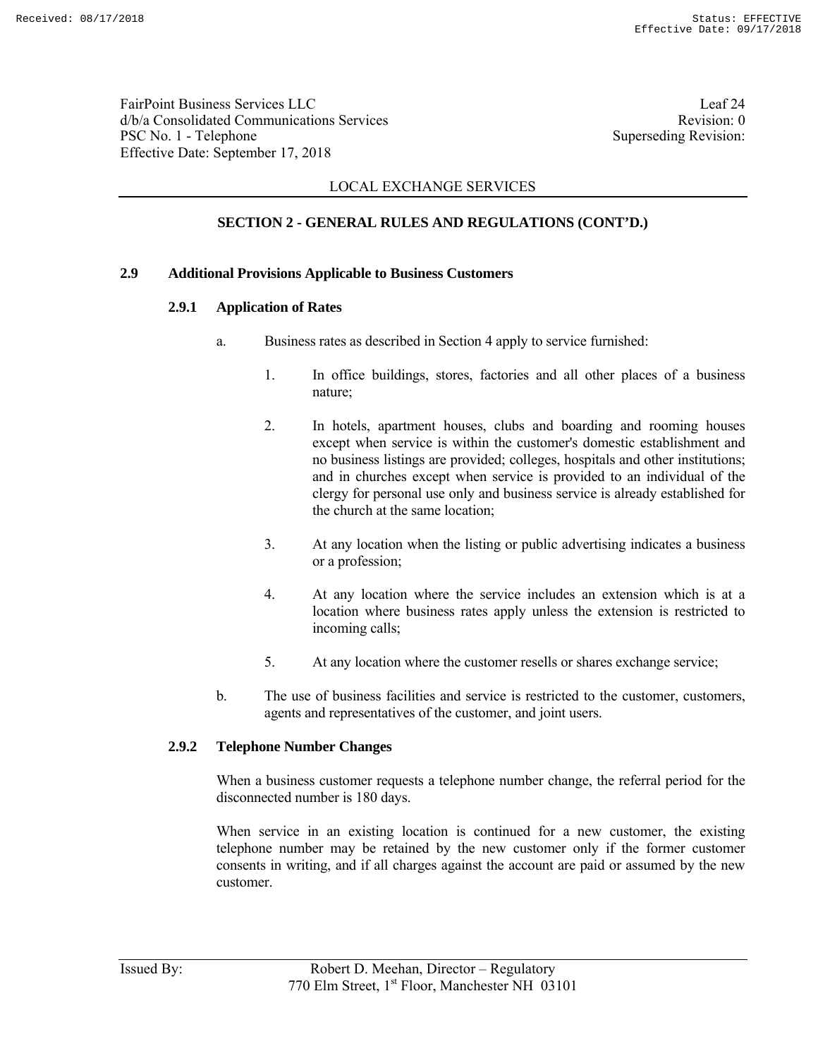LOCAL EXCHANGE SERVICES

## SECTION 2 - GENERAL RULES AND REGULATIONS (CONT'D.)

### 2.9 Additional Provisions Applicable to Business Customers

#### 2.9.1 Application of Rates

a. Business rates as described in Section 4 apply to service furnished:

1. In office buildings, stores, factories and all other places of a business nature;

2. In hotels, apartment houses, clubs and boarding and rooming houses except when service is within the customer's domestic establishment and no business listings are provided; colleges, hospitals and other institutions; and in churches except when service is provided to an individual of the clergy for personal use only and business service is already established for the church at the same location;

3. At any location when the listing or public advertising indicates a business or a profession;

4. At any location where the service includes an extension which is at a location where business rates apply unless the extension is restricted to incoming calls;

5. At any location where the customer resells or shares exchange service;

b. The use of business facilities and service is restricted to the customer, customers, agents and representatives of the customer, and joint users.

#### 2.9.2 Telephone Number Changes

When a business customer requests a telephone number change, the referral period for the disconnected number is 180 days.

When service in an existing location is continued for a new customer, the existing telephone number may be retained by the new customer only if the former customer consents in writing, and if all charges against the account are paid or assumed by the new customer.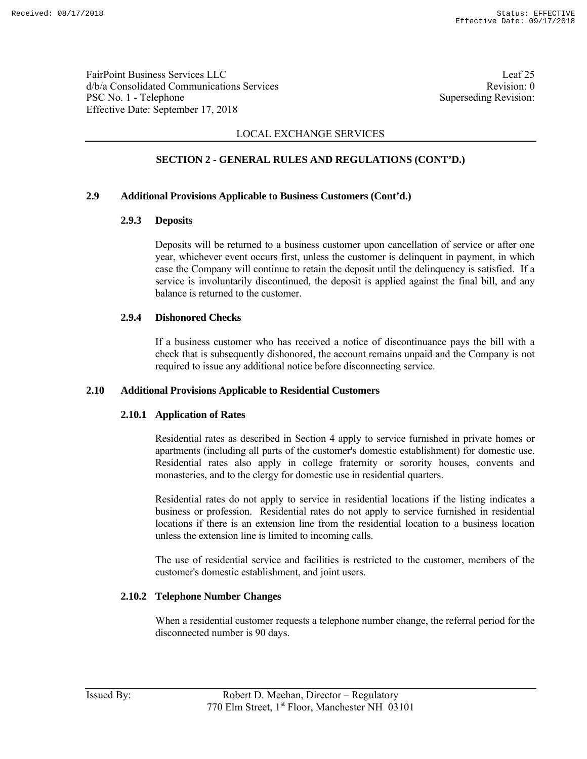LOCAL EXCHANGE SERVICES

## SECTION 2 - GENERAL RULES AND REGULATIONS (CONT'D.)

### 2.9 Additional Provisions Applicable to Business Customers (Cont'd.)

#### 2.9.3 Deposits

Deposits will be returned to a business customer upon cancellation of service or after one year, whichever event occurs first, unless the customer is delinquent in payment, in which case the Company will continue to retain the deposit until the delinquency is satisfied. If a service is involuntarily discontinued, the deposit is applied against the final bill, and any balance is returned to the customer.

#### 2.9.4 Dishonored Checks

If a business customer who has received a notice of discontinuance pays the bill with a check that is subsequently dishonored, the account remains unpaid and the Company is not required to issue any additional notice before disconnecting service.

### 2.10 Additional Provisions Applicable to Residential Customers

#### 2.10.1 Application of Rates

Residential rates as described in Section 4 apply to service furnished in private homes or apartments (including all parts of the customer's domestic establishment) for domestic use. Residential rates also apply in college fraternity or sorority houses, convents and monasteries, and to the clergy for domestic use in residential quarters.

Residential rates do not apply to service in residential locations if the listing indicates a business or profession. Residential rates do not apply to service furnished in residential locations if there is an extension line from the residential location to a business location unless the extension line is limited to incoming calls.

The use of residential service and facilities is restricted to the customer, members of the customer's domestic establishment, and joint users.

#### 2.10.2 Telephone Number Changes

When a residential customer requests a telephone number change, the referral period for the disconnected number is 90 days.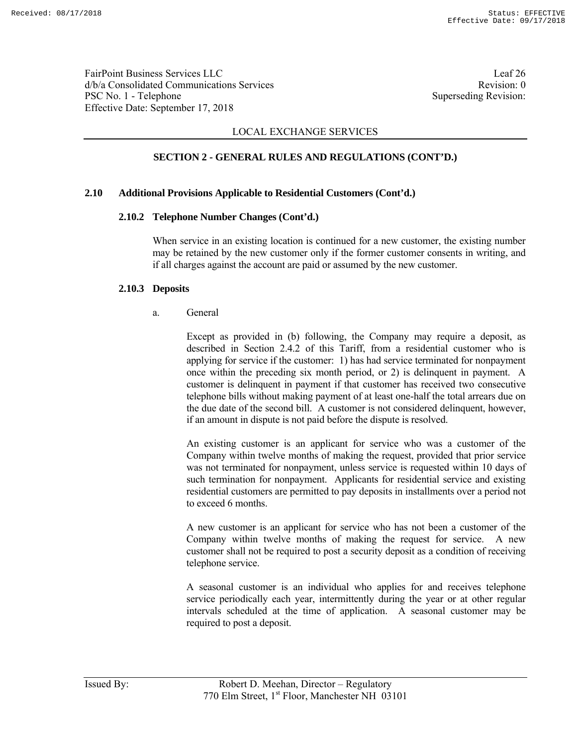FairPoint Business Services LLC
d/b/a Consolidated Communications Services
PSC No. 1 - Telephone
Effective Date: September 17, 2018

Leaf 26
Revision: 0
Superseding Revision:

LOCAL EXCHANGE SERVICES

## SECTION 2 - GENERAL RULES AND REGULATIONS (CONT'D.)

### 2.10 Additional Provisions Applicable to Residential Customers (Cont'd.)

#### 2.10.2 Telephone Number Changes (Cont'd.)

When service in an existing location is continued for a new customer, the existing number may be retained by the new customer only if the former customer consents in writing, and if all charges against the account are paid or assumed by the new customer.

#### 2.10.3 Deposits

a. General

Except as provided in (b) following, the Company may require a deposit, as described in Section 2.4.2 of this Tariff, from a residential customer who is applying for service if the customer: 1) has had service terminated for nonpayment once within the preceding six month period, or 2) is delinquent in payment. A customer is delinquent in payment if that customer has received two consecutive telephone bills without making payment of at least one-half the total arrears due on the due date of the second bill. A customer is not considered delinquent, however, if an amount in dispute is not paid before the dispute is resolved.

An existing customer is an applicant for service who was a customer of the Company within twelve months of making the request, provided that prior service was not terminated for nonpayment, unless service is requested within 10 days of such termination for nonpayment. Applicants for residential service and existing residential customers are permitted to pay deposits in installments over a period not to exceed 6 months.

A new customer is an applicant for service who has not been a customer of the Company within twelve months of making the request for service. A new customer shall not be required to post a security deposit as a condition of receiving telephone service.

A seasonal customer is an individual who applies for and receives telephone service periodically each year, intermittently during the year or at other regular intervals scheduled at the time of application. A seasonal customer may be required to post a deposit.

Issued By: Robert D. Meehan, Director – Regulatory
770 Elm Street, 1st Floor, Manchester NH 03101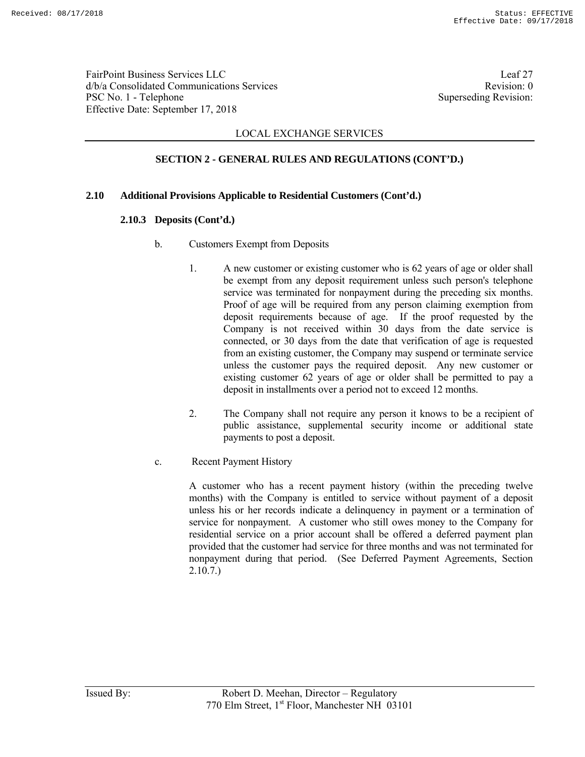## SECTION 2 - GENERAL RULES AND REGULATIONS (CONT'D.)

### 2.10 Additional Provisions Applicable to Residential Customers (Cont'd.)

#### 2.10.3 Deposits (Cont'd.)

b. Customers Exempt from Deposits

1. A new customer or existing customer who is 62 years of age or older shall be exempt from any deposit requirement unless such person's telephone service was terminated for nonpayment during the preceding six months. Proof of age will be required from any person claiming exemption from deposit requirements because of age. If the proof requested by the Company is not received within 30 days from the date service is connected, or 30 days from the date that verification of age is requested from an existing customer, the Company may suspend or terminate service unless the customer pays the required deposit. Any new customer or existing customer 62 years of age or older shall be permitted to pay a deposit in installments over a period not to exceed 12 months.

2. The Company shall not require any person it knows to be a recipient of public assistance, supplemental security income or additional state payments to post a deposit.

c. Recent Payment History

A customer who has a recent payment history (within the preceding twelve months) with the Company is entitled to service without payment of a deposit unless his or her records indicate a delinquency in payment or a termination of service for nonpayment. A customer who still owes money to the Company for residential service on a prior account shall be offered a deferred payment plan provided that the customer had service for three months and was not terminated for nonpayment during that period. (See Deferred Payment Agreements, Section 2.10.7.)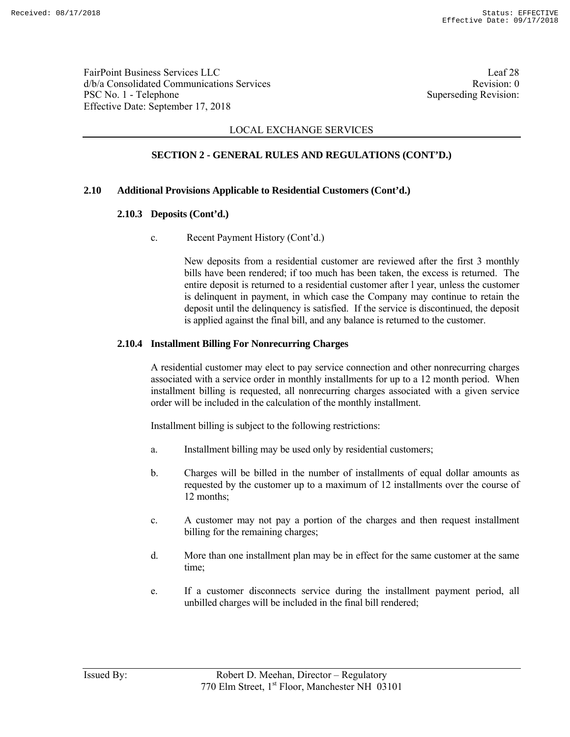LOCAL EXCHANGE SERVICES

## SECTION 2 - GENERAL RULES AND REGULATIONS (CONT'D.)

### 2.10 Additional Provisions Applicable to Residential Customers (Cont'd.)

#### 2.10.3 Deposits (Cont'd.)

c. Recent Payment History (Cont'd.)

New deposits from a residential customer are reviewed after the first 3 monthly bills have been rendered; if too much has been taken, the excess is returned. The entire deposit is returned to a residential customer after l year, unless the customer is delinquent in payment, in which case the Company may continue to retain the deposit until the delinquency is satisfied. If the service is discontinued, the deposit is applied against the final bill, and any balance is returned to the customer.

#### 2.10.4 Installment Billing For Nonrecurring Charges

A residential customer may elect to pay service connection and other nonrecurring charges associated with a service order in monthly installments for up to a 12 month period. When installment billing is requested, all nonrecurring charges associated with a given service order will be included in the calculation of the monthly installment.

Installment billing is subject to the following restrictions:

a. Installment billing may be used only by residential customers;

b. Charges will be billed in the number of installments of equal dollar amounts as requested by the customer up to a maximum of 12 installments over the course of 12 months;

c. A customer may not pay a portion of the charges and then request installment billing for the remaining charges;

d. More than one installment plan may be in effect for the same customer at the same time;

e. If a customer disconnects service during the installment payment period, all unbilled charges will be included in the final bill rendered;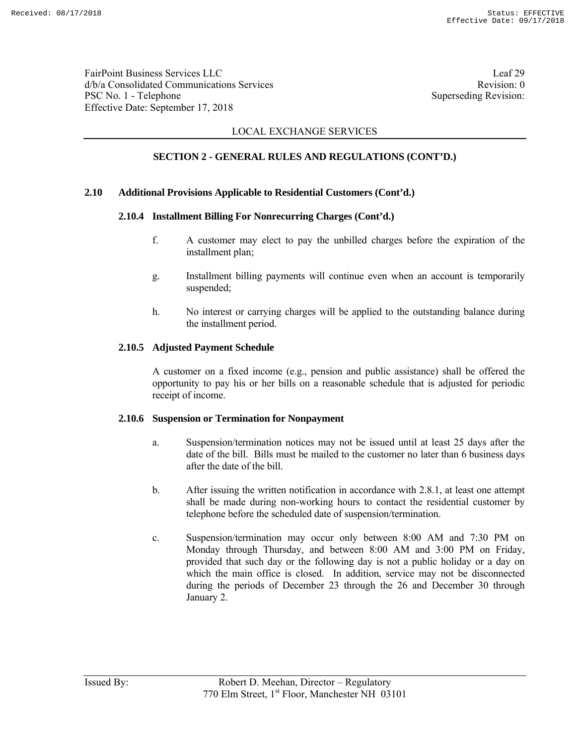LOCAL EXCHANGE SERVICES

## SECTION 2 - GENERAL RULES AND REGULATIONS (CONT'D.)

### 2.10 Additional Provisions Applicable to Residential Customers (Cont'd.)

#### 2.10.4 Installment Billing For Nonrecurring Charges (Cont'd.)

f. A customer may elect to pay the unbilled charges before the expiration of the installment plan;

g. Installment billing payments will continue even when an account is temporarily suspended;

h. No interest or carrying charges will be applied to the outstanding balance during the installment period.

#### 2.10.5 Adjusted Payment Schedule

A customer on a fixed income (e.g., pension and public assistance) shall be offered the opportunity to pay his or her bills on a reasonable schedule that is adjusted for periodic receipt of income.

#### 2.10.6 Suspension or Termination for Nonpayment

a. Suspension/termination notices may not be issued until at least 25 days after the date of the bill. Bills must be mailed to the customer no later than 6 business days after the date of the bill.

b. After issuing the written notification in accordance with 2.8.1, at least one attempt shall be made during non-working hours to contact the residential customer by telephone before the scheduled date of suspension/termination.

c. Suspension/termination may occur only between 8:00 AM and 7:30 PM on Monday through Thursday, and between 8:00 AM and 3:00 PM on Friday, provided that such day or the following day is not a public holiday or a day on which the main office is closed. In addition, service may not be disconnected during the periods of December 23 through the 26 and December 30 through January 2.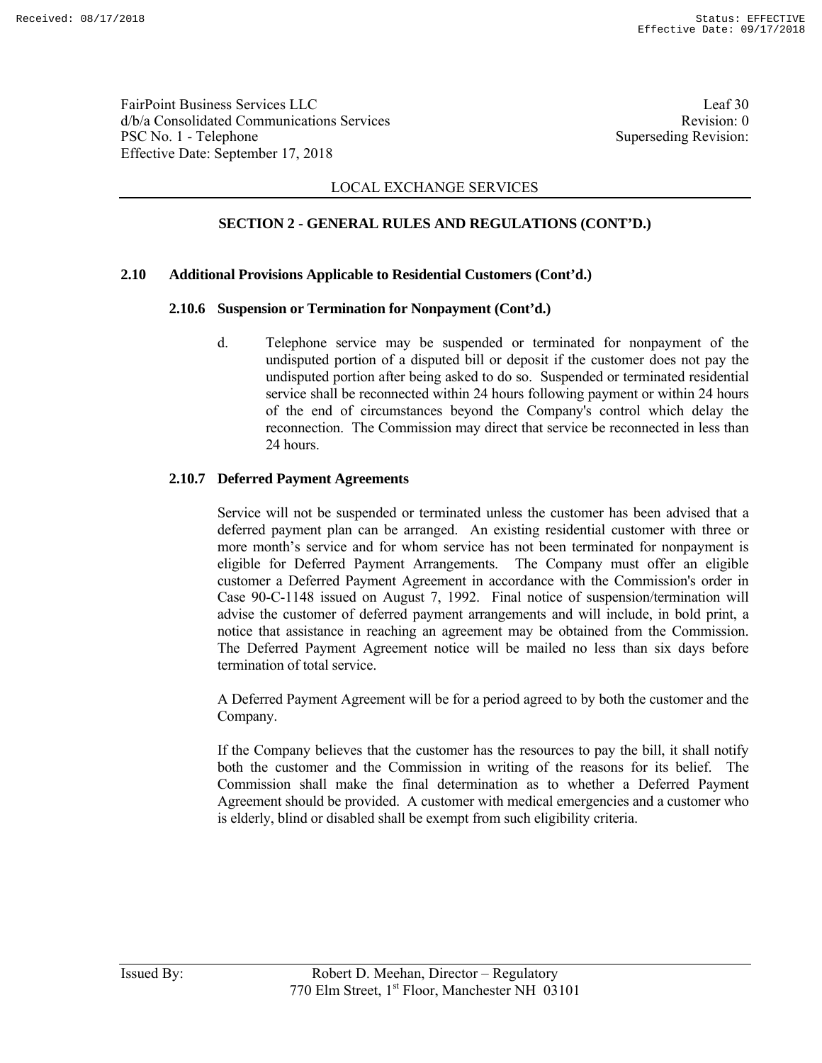LOCAL EXCHANGE SERVICES

## SECTION 2 - GENERAL RULES AND REGULATIONS (CONT'D.)

### 2.10 Additional Provisions Applicable to Residential Customers (Cont'd.)

#### 2.10.6 Suspension or Termination for Nonpayment (Cont'd.)

d. Telephone service may be suspended or terminated for nonpayment of the undisputed portion of a disputed bill or deposit if the customer does not pay the undisputed portion after being asked to do so. Suspended or terminated residential service shall be reconnected within 24 hours following payment or within 24 hours of the end of circumstances beyond the Company's control which delay the reconnection. The Commission may direct that service be reconnected in less than 24 hours.

#### 2.10.7 Deferred Payment Agreements

Service will not be suspended or terminated unless the customer has been advised that a deferred payment plan can be arranged. An existing residential customer with three or more month's service and for whom service has not been terminated for nonpayment is eligible for Deferred Payment Arrangements. The Company must offer an eligible customer a Deferred Payment Agreement in accordance with the Commission's order in Case 90-C-1148 issued on August 7, 1992. Final notice of suspension/termination will advise the customer of deferred payment arrangements and will include, in bold print, a notice that assistance in reaching an agreement may be obtained from the Commission. The Deferred Payment Agreement notice will be mailed no less than six days before termination of total service.

A Deferred Payment Agreement will be for a period agreed to by both the customer and the Company.

If the Company believes that the customer has the resources to pay the bill, it shall notify both the customer and the Commission in writing of the reasons for its belief. The Commission shall make the final determination as to whether a Deferred Payment Agreement should be provided. A customer with medical emergencies and a customer who is elderly, blind or disabled shall be exempt from such eligibility criteria.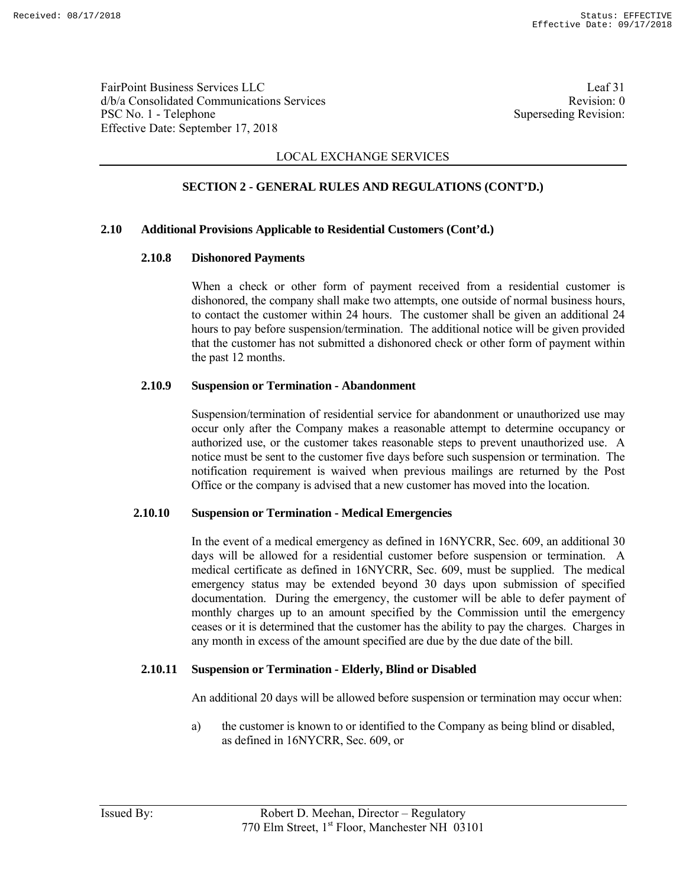## LOCAL EXCHANGE SERVICES

### SECTION 2 - GENERAL RULES AND REGULATIONS (CONT'D.)

**2.10 Additional Provisions Applicable to Residential Customers (Cont'd.)**

**2.10.8 Dishonored Payments**

When a check or other form of payment received from a residential customer is dishonored, the company shall make two attempts, one outside of normal business hours, to contact the customer within 24 hours. The customer shall be given an additional 24 hours to pay before suspension/termination. The additional notice will be given provided that the customer has not submitted a dishonored check or other form of payment within the past 12 months.

**2.10.9 Suspension or Termination - Abandonment**

Suspension/termination of residential service for abandonment or unauthorized use may occur only after the Company makes a reasonable attempt to determine occupancy or authorized use, or the customer takes reasonable steps to prevent unauthorized use. A notice must be sent to the customer five days before such suspension or termination. The notification requirement is waived when previous mailings are returned by the Post Office or the company is advised that a new customer has moved into the location.

**2.10.10 Suspension or Termination - Medical Emergencies**

In the event of a medical emergency as defined in 16NYCRR, Sec. 609, an additional 30 days will be allowed for a residential customer before suspension or termination. A medical certificate as defined in 16NYCRR, Sec. 609, must be supplied. The medical emergency status may be extended beyond 30 days upon submission of specified documentation. During the emergency, the customer will be able to defer payment of monthly charges up to an amount specified by the Commission until the emergency ceases or it is determined that the customer has the ability to pay the charges. Charges in any month in excess of the amount specified are due by the due date of the bill.

**2.10.11 Suspension or Termination - Elderly, Blind or Disabled**

An additional 20 days will be allowed before suspension or termination may occur when:

a) the customer is known to or identified to the Company as being blind or disabled, as defined in 16NYCRR, Sec. 609, or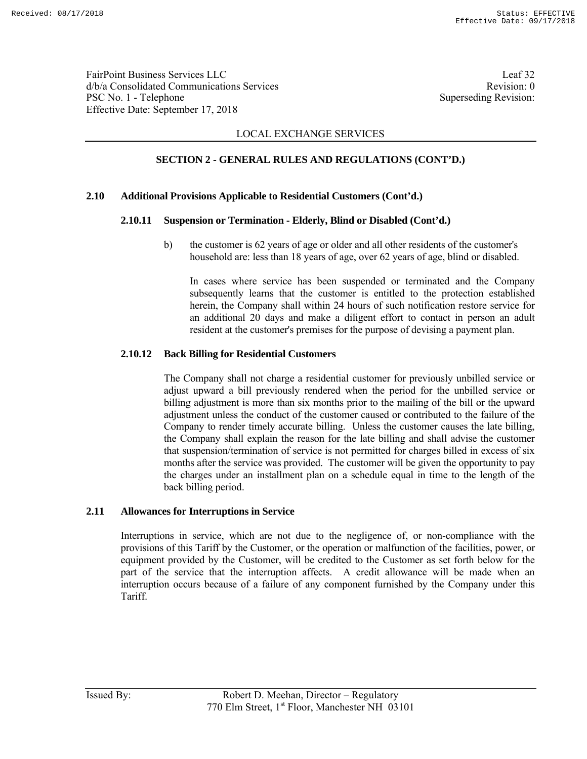## LOCAL EXCHANGE SERVICES

### SECTION 2 - GENERAL RULES AND REGULATIONS (CONT'D.)

**2.10 Additional Provisions Applicable to Residential Customers (Cont'd.)**

**2.10.11 Suspension or Termination - Elderly, Blind or Disabled (Cont'd.)**

b) the customer is 62 years of age or older and all other residents of the customer's household are: less than 18 years of age, over 62 years of age, blind or disabled.

In cases where service has been suspended or terminated and the Company subsequently learns that the customer is entitled to the protection established herein, the Company shall within 24 hours of such notification restore service for an additional 20 days and make a diligent effort to contact in person an adult resident at the customer's premises for the purpose of devising a payment plan.

**2.10.12 Back Billing for Residential Customers**

The Company shall not charge a residential customer for previously unbilled service or adjust upward a bill previously rendered when the period for the unbilled service or billing adjustment is more than six months prior to the mailing of the bill or the upward adjustment unless the conduct of the customer caused or contributed to the failure of the Company to render timely accurate billing. Unless the customer causes the late billing, the Company shall explain the reason for the late billing and shall advise the customer that suspension/termination of service is not permitted for charges billed in excess of six months after the service was provided. The customer will be given the opportunity to pay the charges under an installment plan on a schedule equal in time to the length of the back billing period.

**2.11 Allowances for Interruptions in Service**

Interruptions in service, which are not due to the negligence of, or non-compliance with the provisions of this Tariff by the Customer, or the operation or malfunction of the facilities, power, or equipment provided by the Customer, will be credited to the Customer as set forth below for the part of the service that the interruption affects. A credit allowance will be made when an interruption occurs because of a failure of any component furnished by the Company under this Tariff.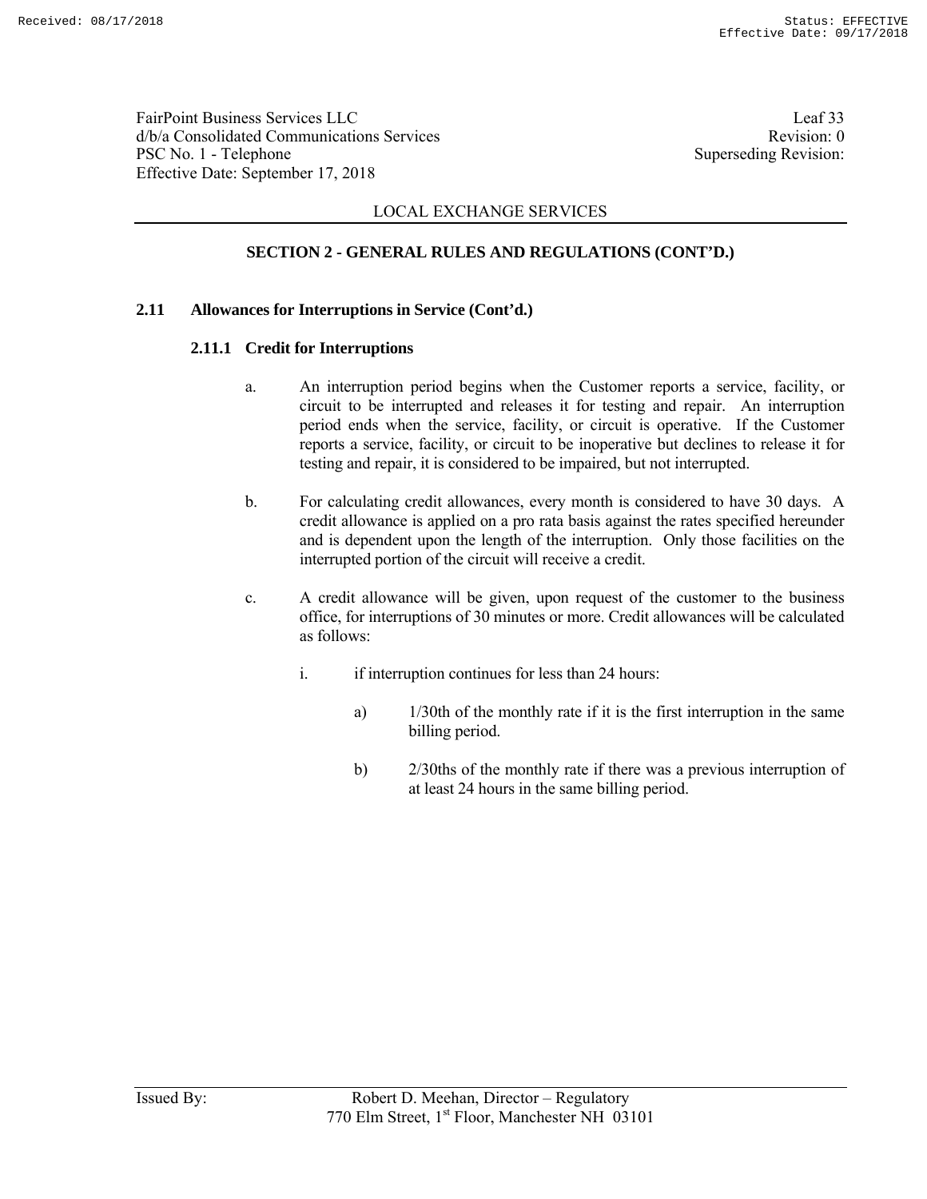FairPoint Business Services LLC
d/b/a Consolidated Communications Services
PSC No. 1 - Telephone
Effective Date: September 17, 2018

Leaf 33
Revision: 0
Superseding Revision:

LOCAL EXCHANGE SERVICES

## SECTION 2 - GENERAL RULES AND REGULATIONS (CONT'D.)

### 2.11 Allowances for Interruptions in Service (Cont'd.)

#### 2.11.1 Credit for Interruptions

a. An interruption period begins when the Customer reports a service, facility, or circuit to be interrupted and releases it for testing and repair. An interruption period ends when the service, facility, or circuit is operative. If the Customer reports a service, facility, or circuit to be inoperative but declines to release it for testing and repair, it is considered to be impaired, but not interrupted.

b. For calculating credit allowances, every month is considered to have 30 days. A credit allowance is applied on a pro rata basis against the rates specified hereunder and is dependent upon the length of the interruption. Only those facilities on the interrupted portion of the circuit will receive a credit.

c. A credit allowance will be given, upon request of the customer to the business office, for interruptions of 30 minutes or more. Credit allowances will be calculated as follows:

   i. if interruption continues for less than 24 hours:

      a) 1/30th of the monthly rate if it is the first interruption in the same billing period.

      b) 2/30ths of the monthly rate if there was a previous interruption of at least 24 hours in the same billing period.

Issued By: Robert D. Meehan, Director – Regulatory
770 Elm Street, 1st Floor, Manchester NH 03101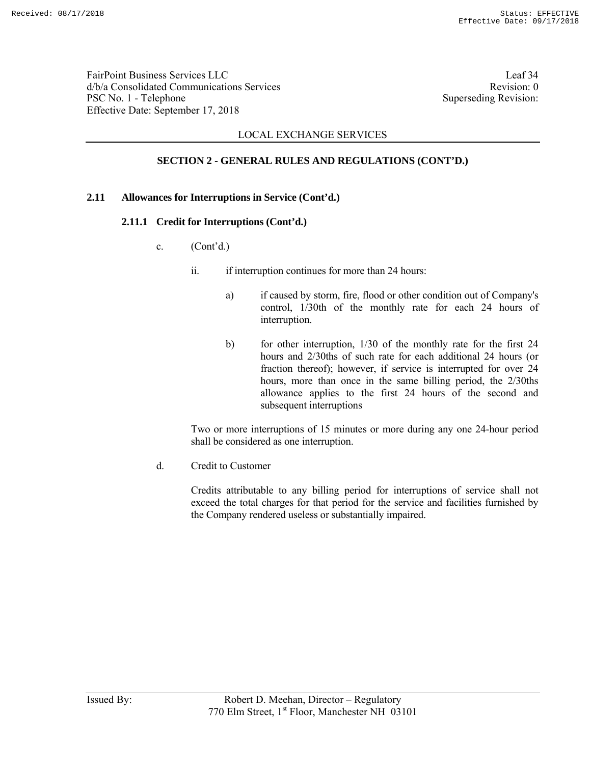FairPoint Business Services LLC
d/b/a Consolidated Communications Services
PSC No. 1 - Telephone
Effective Date: September 17, 2018

Leaf 34
Revision: 0
Superseding Revision:

LOCAL EXCHANGE SERVICES

## SECTION 2 - GENERAL RULES AND REGULATIONS (CONT'D.)

### 2.11 Allowances for Interruptions in Service (Cont'd.)

#### 2.11.1 Credit for Interruptions (Cont'd.)

c. (Cont'd.)

ii. if interruption continues for more than 24 hours:

a) if caused by storm, fire, flood or other condition out of Company's control, 1/30th of the monthly rate for each 24 hours of interruption.

b) for other interruption, 1/30 of the monthly rate for the first 24 hours and 2/30ths of such rate for each additional 24 hours (or fraction thereof); however, if service is interrupted for over 24 hours, more than once in the same billing period, the 2/30ths allowance applies to the first 24 hours of the second and subsequent interruptions

Two or more interruptions of 15 minutes or more during any one 24-hour period shall be considered as one interruption.

d. Credit to Customer

Credits attributable to any billing period for interruptions of service shall not exceed the total charges for that period for the service and facilities furnished by the Company rendered useless or substantially impaired.

Issued By: Robert D. Meehan, Director – Regulatory
770 Elm Street, 1st Floor, Manchester NH 03101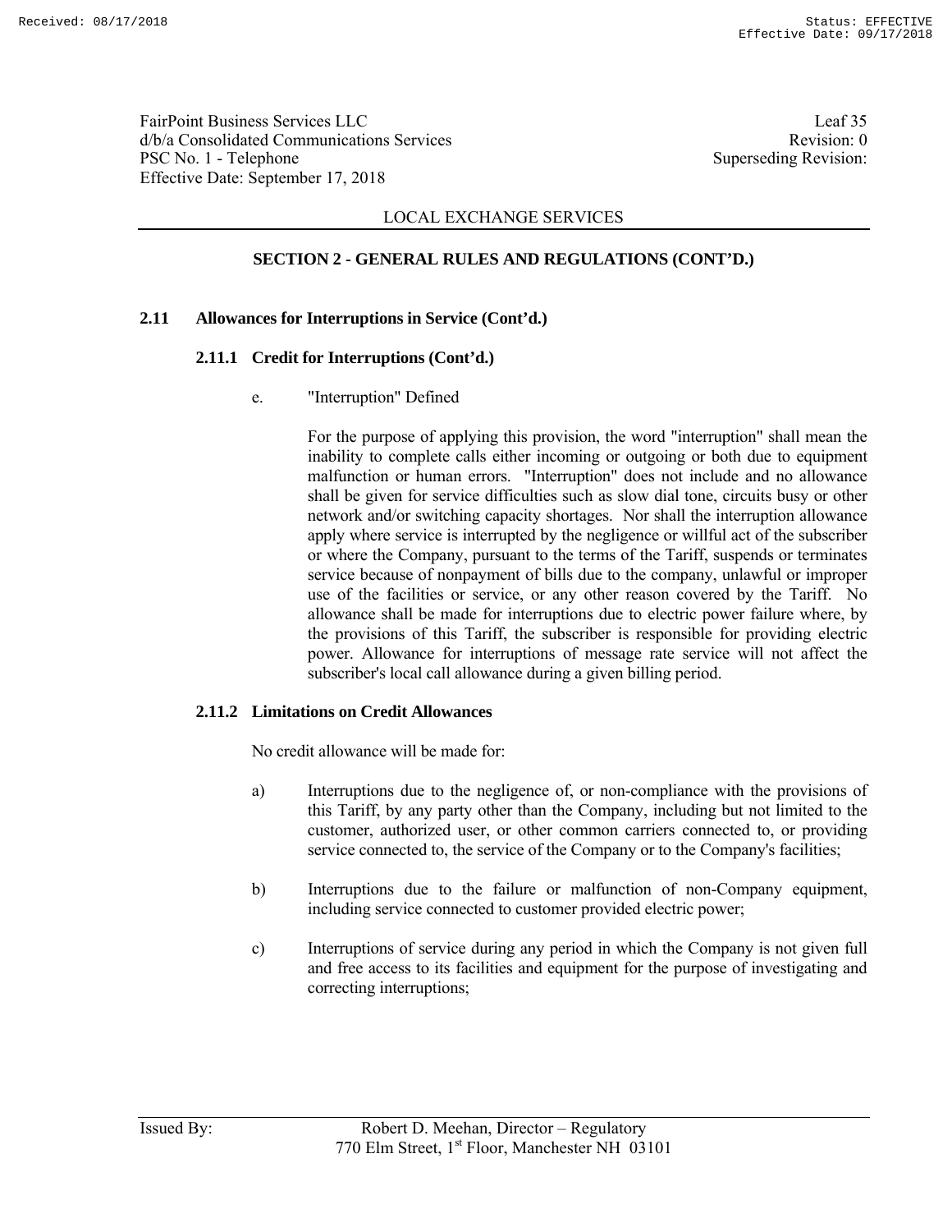## SECTION 2 - GENERAL RULES AND REGULATIONS (CONT'D.)

### 2.11 Allowances for Interruptions in Service (Cont'd.)

#### 2.11.1 Credit for Interruptions (Cont'd.)

e. "Interruption" Defined

For the purpose of applying this provision, the word "interruption" shall mean the inability to complete calls either incoming or outgoing or both due to equipment malfunction or human errors. "Interruption" does not include and no allowance shall be given for service difficulties such as slow dial tone, circuits busy or other network and/or switching capacity shortages. Nor shall the interruption allowance apply where service is interrupted by the negligence or willful act of the subscriber or where the Company, pursuant to the terms of the Tariff, suspends or terminates service because of nonpayment of bills due to the company, unlawful or improper use of the facilities or service, or any other reason covered by the Tariff. No allowance shall be made for interruptions due to electric power failure where, by the provisions of this Tariff, the subscriber is responsible for providing electric power. Allowance for interruptions of message rate service will not affect the subscriber's local call allowance during a given billing period.

#### 2.11.2 Limitations on Credit Allowances

No credit allowance will be made for:

a) Interruptions due to the negligence of, or non-compliance with the provisions of this Tariff, by any party other than the Company, including but not limited to the customer, authorized user, or other common carriers connected to, or providing service connected to, the service of the Company or to the Company's facilities;

b) Interruptions due to the failure or malfunction of non-Company equipment, including service connected to customer provided electric power;

c) Interruptions of service during any period in which the Company is not given full and free access to its facilities and equipment for the purpose of investigating and correcting interruptions;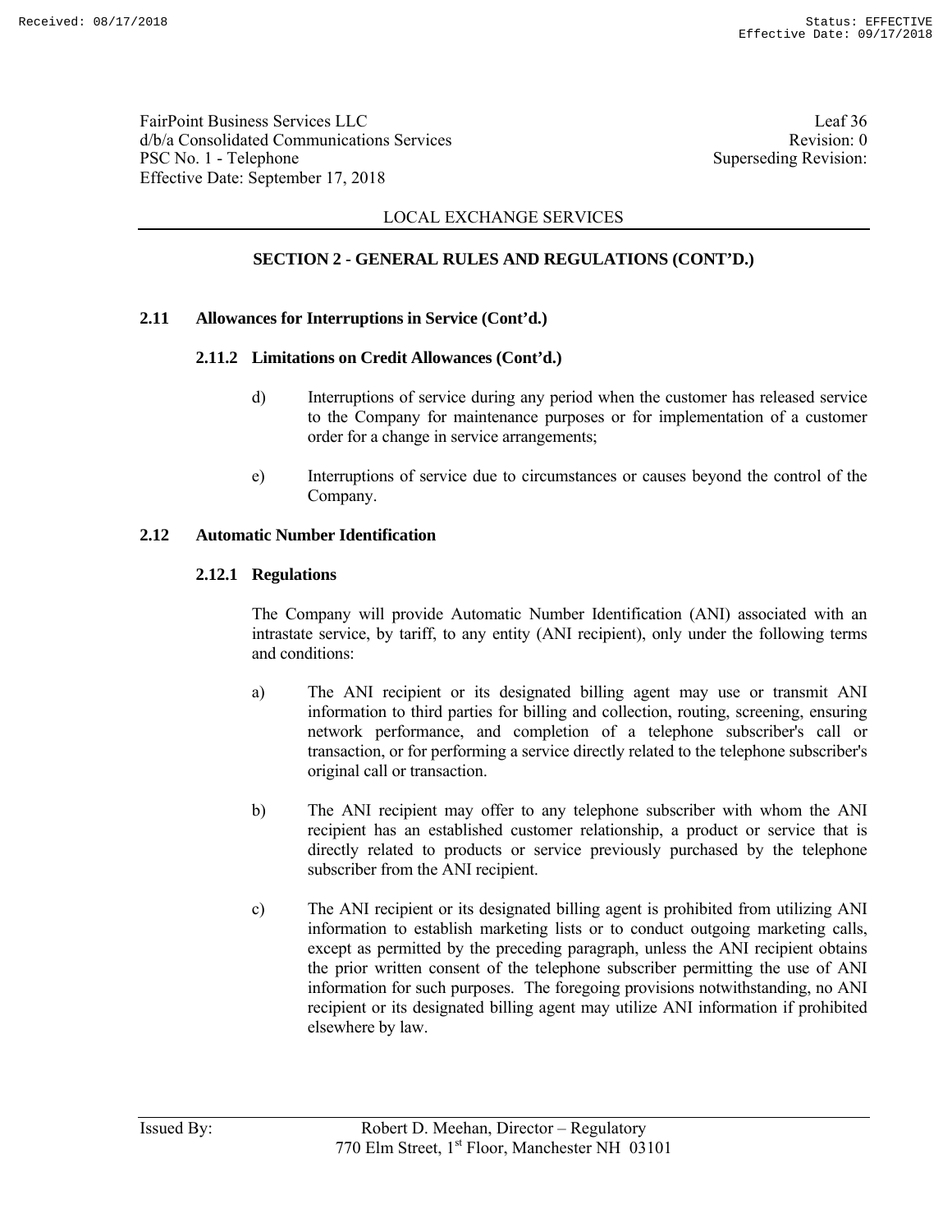FairPoint Business Services LLC
d/b/a Consolidated Communications Services
PSC No. 1 - Telephone
Effective Date: September 17, 2018

Leaf 36
Revision: 0
Superseding Revision:

LOCAL EXCHANGE SERVICES

## SECTION 2 - GENERAL RULES AND REGULATIONS (CONT'D.)

### 2.11 Allowances for Interruptions in Service (Cont'd.)

#### 2.11.2 Limitations on Credit Allowances (Cont'd.)

d) Interruptions of service during any period when the customer has released service to the Company for maintenance purposes or for implementation of a customer order for a change in service arrangements;

e) Interruptions of service due to circumstances or causes beyond the control of the Company.

### 2.12 Automatic Number Identification

#### 2.12.1 Regulations

The Company will provide Automatic Number Identification (ANI) associated with an intrastate service, by tariff, to any entity (ANI recipient), only under the following terms and conditions:

a) The ANI recipient or its designated billing agent may use or transmit ANI information to third parties for billing and collection, routing, screening, ensuring network performance, and completion of a telephone subscriber's call or transaction, or for performing a service directly related to the telephone subscriber's original call or transaction.

b) The ANI recipient may offer to any telephone subscriber with whom the ANI recipient has an established customer relationship, a product or service that is directly related to products or service previously purchased by the telephone subscriber from the ANI recipient.

c) The ANI recipient or its designated billing agent is prohibited from utilizing ANI information to establish marketing lists or to conduct outgoing marketing calls, except as permitted by the preceding paragraph, unless the ANI recipient obtains the prior written consent of the telephone subscriber permitting the use of ANI information for such purposes. The foregoing provisions notwithstanding, no ANI recipient or its designated billing agent may utilize ANI information if prohibited elsewhere by law.

Issued By: Robert D. Meehan, Director – Regulatory
770 Elm Street, 1st Floor, Manchester NH 03101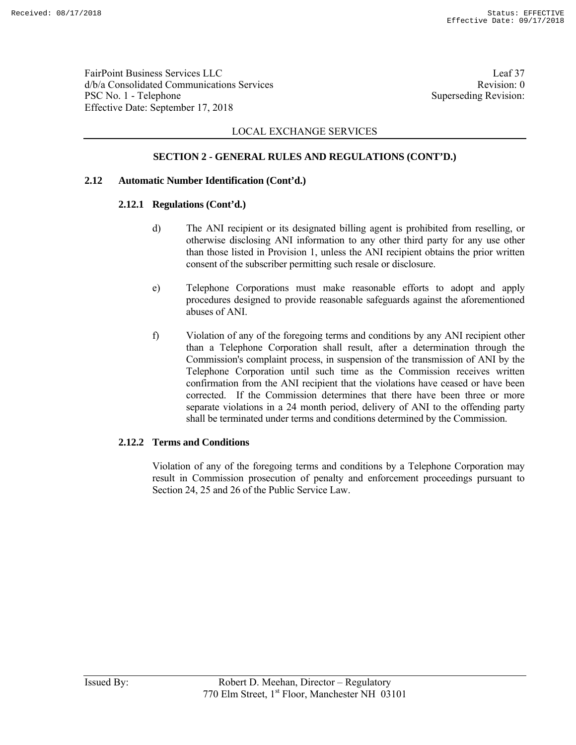LOCAL EXCHANGE SERVICES

## SECTION 2 - GENERAL RULES AND REGULATIONS (CONT'D.)

### 2.12 Automatic Number Identification (Cont'd.)

#### 2.12.1 Regulations (Cont'd.)

d) The ANI recipient or its designated billing agent is prohibited from reselling, or otherwise disclosing ANI information to any other third party for any use other than those listed in Provision 1, unless the ANI recipient obtains the prior written consent of the subscriber permitting such resale or disclosure.

e) Telephone Corporations must make reasonable efforts to adopt and apply procedures designed to provide reasonable safeguards against the aforementioned abuses of ANI.

f) Violation of any of the foregoing terms and conditions by any ANI recipient other than a Telephone Corporation shall result, after a determination through the Commission's complaint process, in suspension of the transmission of ANI by the Telephone Corporation until such time as the Commission receives written confirmation from the ANI recipient that the violations have ceased or have been corrected. If the Commission determines that there have been three or more separate violations in a 24 month period, delivery of ANI to the offending party shall be terminated under terms and conditions determined by the Commission.

#### 2.12.2 Terms and Conditions

Violation of any of the foregoing terms and conditions by a Telephone Corporation may result in Commission prosecution of penalty and enforcement proceedings pursuant to Section 24, 25 and 26 of the Public Service Law.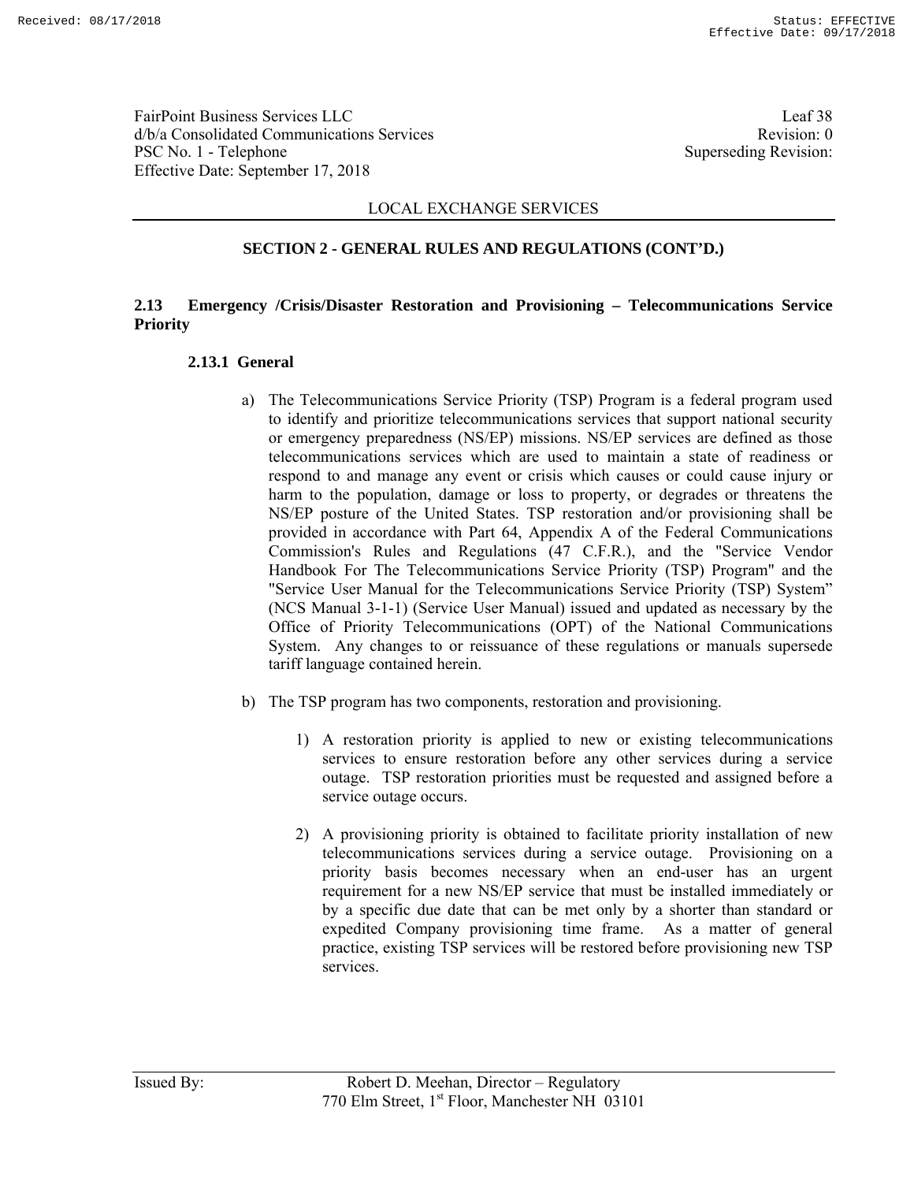## LOCAL EXCHANGE SERVICES

### SECTION 2 - GENERAL RULES AND REGULATIONS (CONT'D.)

### 2.13 Emergency /Crisis/Disaster Restoration and Provisioning – Telecommunications Service Priority

#### 2.13.1 General

a) The Telecommunications Service Priority (TSP) Program is a federal program used to identify and prioritize telecommunications services that support national security or emergency preparedness (NS/EP) missions. NS/EP services are defined as those telecommunications services which are used to maintain a state of readiness or respond to and manage any event or crisis which causes or could cause injury or harm to the population, damage or loss to property, or degrades or threatens the NS/EP posture of the United States. TSP restoration and/or provisioning shall be provided in accordance with Part 64, Appendix A of the Federal Communications Commission's Rules and Regulations (47 C.F.R.), and the "Service Vendor Handbook For The Telecommunications Service Priority (TSP) Program" and the "Service User Manual for the Telecommunications Service Priority (TSP) System" (NCS Manual 3-1-1) (Service User Manual) issued and updated as necessary by the Office of Priority Telecommunications (OPT) of the National Communications System. Any changes to or reissuance of these regulations or manuals supersede tariff language contained herein.

b) The TSP program has two components, restoration and provisioning.

   1) A restoration priority is applied to new or existing telecommunications services to ensure restoration before any other services during a service outage. TSP restoration priorities must be requested and assigned before a service outage occurs.

   2) A provisioning priority is obtained to facilitate priority installation of new telecommunications services during a service outage. Provisioning on a priority basis becomes necessary when an end-user has an urgent requirement for a new NS/EP service that must be installed immediately or by a specific due date that can be met only by a shorter than standard or expedited Company provisioning time frame. As a matter of general practice, existing TSP services will be restored before provisioning new TSP services.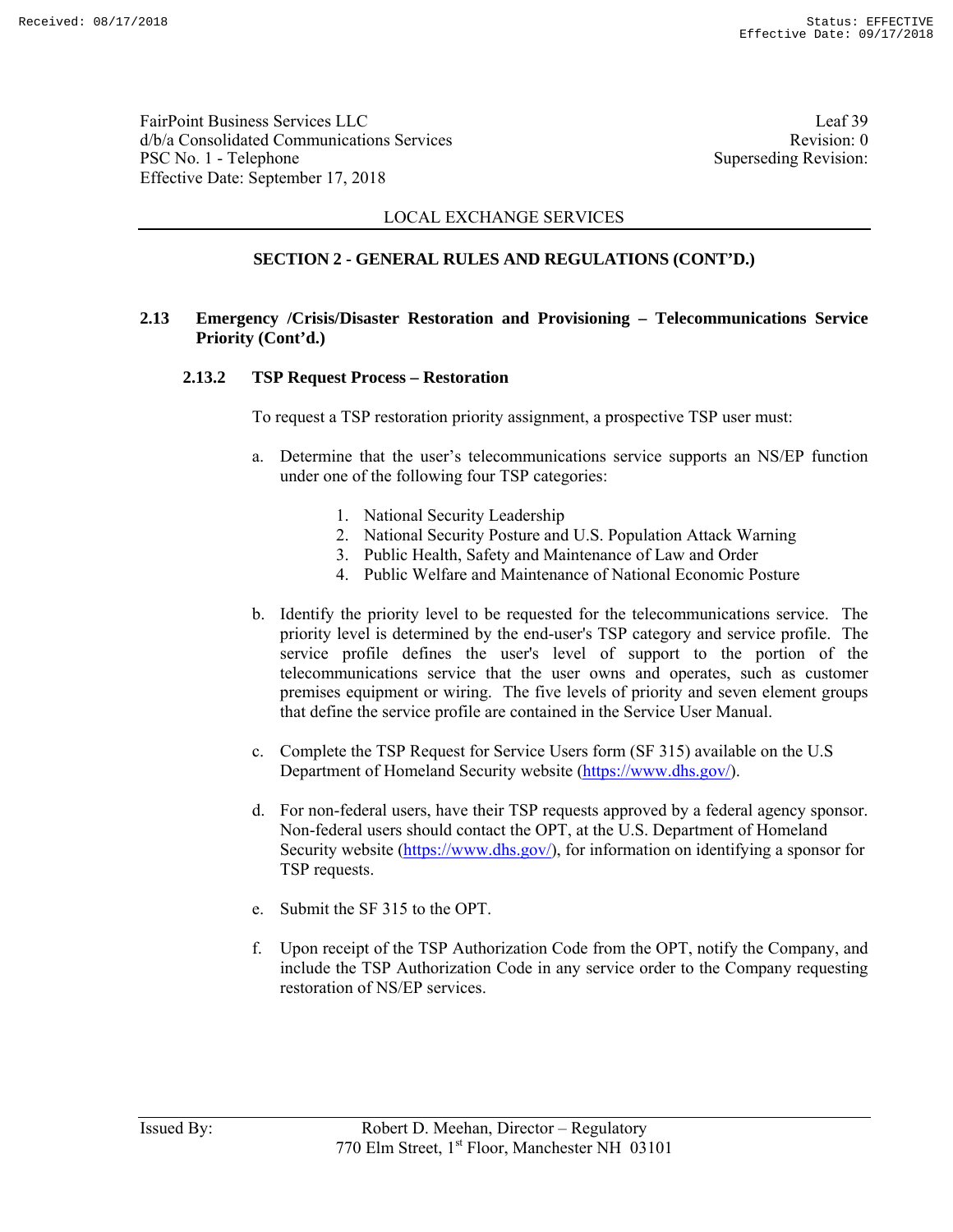## SECTION 2 - GENERAL RULES AND REGULATIONS (CONT'D.)

### 2.13 Emergency /Crisis/Disaster Restoration and Provisioning – Telecommunications Service Priority (Cont'd.)

#### 2.13.2 TSP Request Process – Restoration

To request a TSP restoration priority assignment, a prospective TSP user must:

a. Determine that the user's telecommunications service supports an NS/EP function under one of the following four TSP categories:

   1. National Security Leadership
   2. National Security Posture and U.S. Population Attack Warning
   3. Public Health, Safety and Maintenance of Law and Order
   4. Public Welfare and Maintenance of National Economic Posture

b. Identify the priority level to be requested for the telecommunications service. The priority level is determined by the end-user's TSP category and service profile. The service profile defines the user's level of support to the portion of the telecommunications service that the user owns and operates, such as customer premises equipment or wiring. The five levels of priority and seven element groups that define the service profile are contained in the Service User Manual.

c. Complete the TSP Request for Service Users form (SF 315) available on the U.S Department of Homeland Security website (https://www.dhs.gov/).

d. For non-federal users, have their TSP requests approved by a federal agency sponsor. Non-federal users should contact the OPT, at the U.S. Department of Homeland Security website (https://www.dhs.gov/), for information on identifying a sponsor for TSP requests.

e. Submit the SF 315 to the OPT.

f. Upon receipt of the TSP Authorization Code from the OPT, notify the Company, and include the TSP Authorization Code in any service order to the Company requesting restoration of NS/EP services.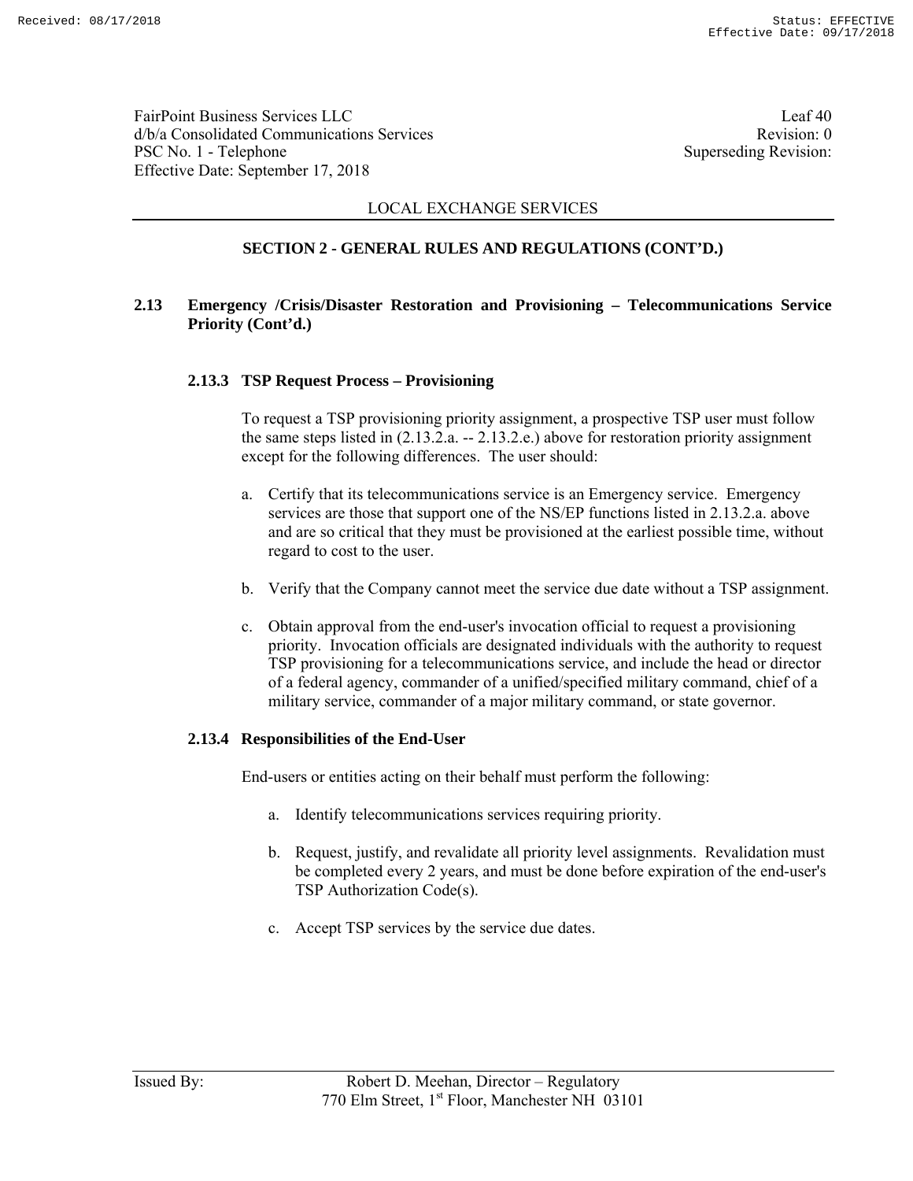LOCAL EXCHANGE SERVICES

## SECTION 2 - GENERAL RULES AND REGULATIONS (CONT'D.)

### 2.13 Emergency /Crisis/Disaster Restoration and Provisioning – Telecommunications Service Priority (Cont'd.)

#### 2.13.3 TSP Request Process – Provisioning

To request a TSP provisioning priority assignment, a prospective TSP user must follow the same steps listed in (2.13.2.a. -- 2.13.2.e.) above for restoration priority assignment except for the following differences. The user should:

a. Certify that its telecommunications service is an Emergency service. Emergency services are those that support one of the NS/EP functions listed in 2.13.2.a. above and are so critical that they must be provisioned at the earliest possible time, without regard to cost to the user.

b. Verify that the Company cannot meet the service due date without a TSP assignment.

c. Obtain approval from the end-user's invocation official to request a provisioning priority. Invocation officials are designated individuals with the authority to request TSP provisioning for a telecommunications service, and include the head or director of a federal agency, commander of a unified/specified military command, chief of a military service, commander of a major military command, or state governor.

#### 2.13.4 Responsibilities of the End-User

End-users or entities acting on their behalf must perform the following:

a. Identify telecommunications services requiring priority.

b. Request, justify, and revalidate all priority level assignments. Revalidation must be completed every 2 years, and must be done before expiration of the end-user's TSP Authorization Code(s).

c. Accept TSP services by the service due dates.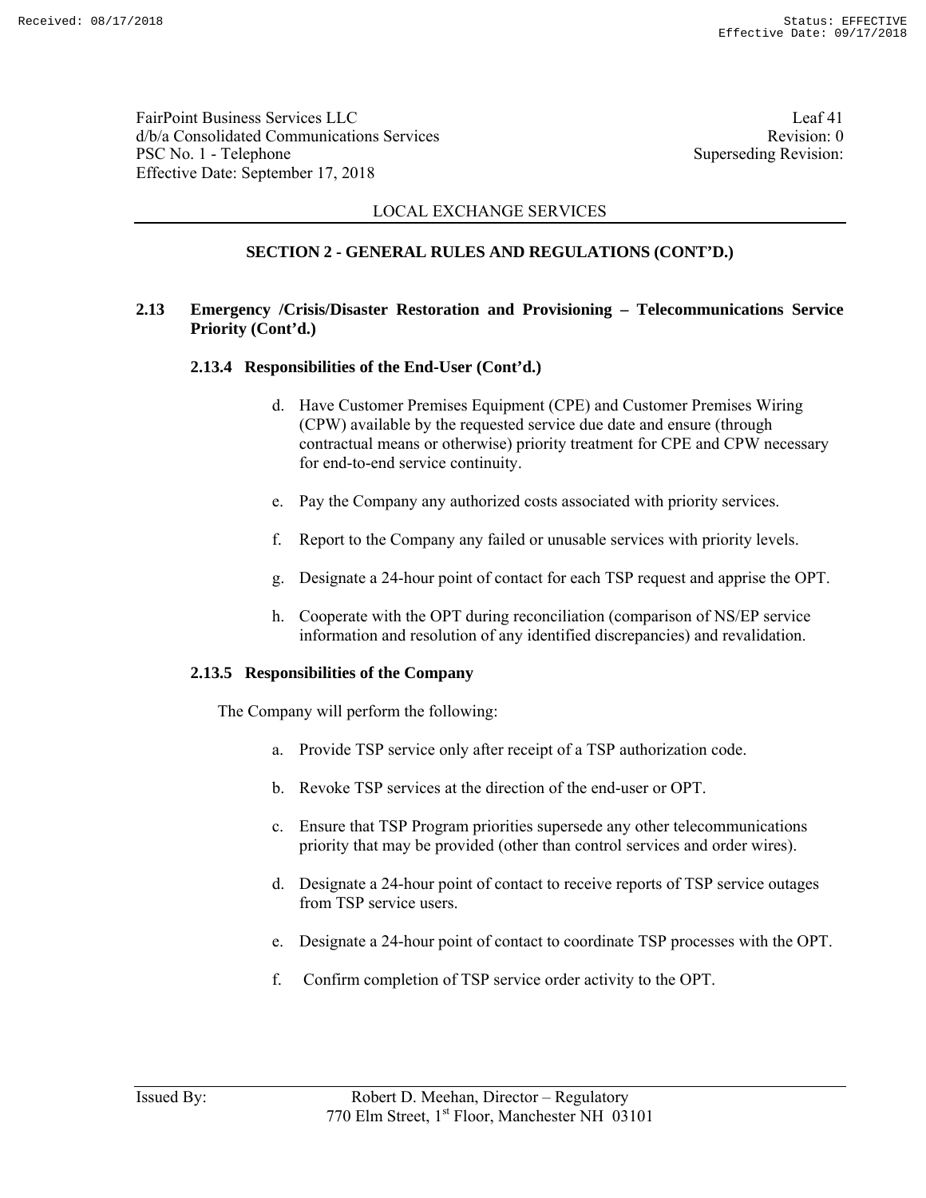FairPoint Business Services LLC
d/b/a Consolidated Communications Services
PSC No. 1 - Telephone
Effective Date: September 17, 2018

Leaf 41
Revision: 0
Superseding Revision:

LOCAL EXCHANGE SERVICES

## SECTION 2 - GENERAL RULES AND REGULATIONS (CONT'D.)

### 2.13 Emergency /Crisis/Disaster Restoration and Provisioning – Telecommunications Service Priority (Cont'd.)

#### 2.13.4 Responsibilities of the End-User (Cont'd.)

d. Have Customer Premises Equipment (CPE) and Customer Premises Wiring (CPW) available by the requested service due date and ensure (through contractual means or otherwise) priority treatment for CPE and CPW necessary for end-to-end service continuity.

e. Pay the Company any authorized costs associated with priority services.

f. Report to the Company any failed or unusable services with priority levels.

g. Designate a 24-hour point of contact for each TSP request and apprise the OPT.

h. Cooperate with the OPT during reconciliation (comparison of NS/EP service information and resolution of any identified discrepancies) and revalidation.

#### 2.13.5 Responsibilities of the Company

The Company will perform the following:

a. Provide TSP service only after receipt of a TSP authorization code.

b. Revoke TSP services at the direction of the end-user or OPT.

c. Ensure that TSP Program priorities supersede any other telecommunications priority that may be provided (other than control services and order wires).

d. Designate a 24-hour point of contact to receive reports of TSP service outages from TSP service users.

e. Designate a 24-hour point of contact to coordinate TSP processes with the OPT.

f. Confirm completion of TSP service order activity to the OPT.

Issued By: Robert D. Meehan, Director – Regulatory
770 Elm Street, 1st Floor, Manchester NH 03101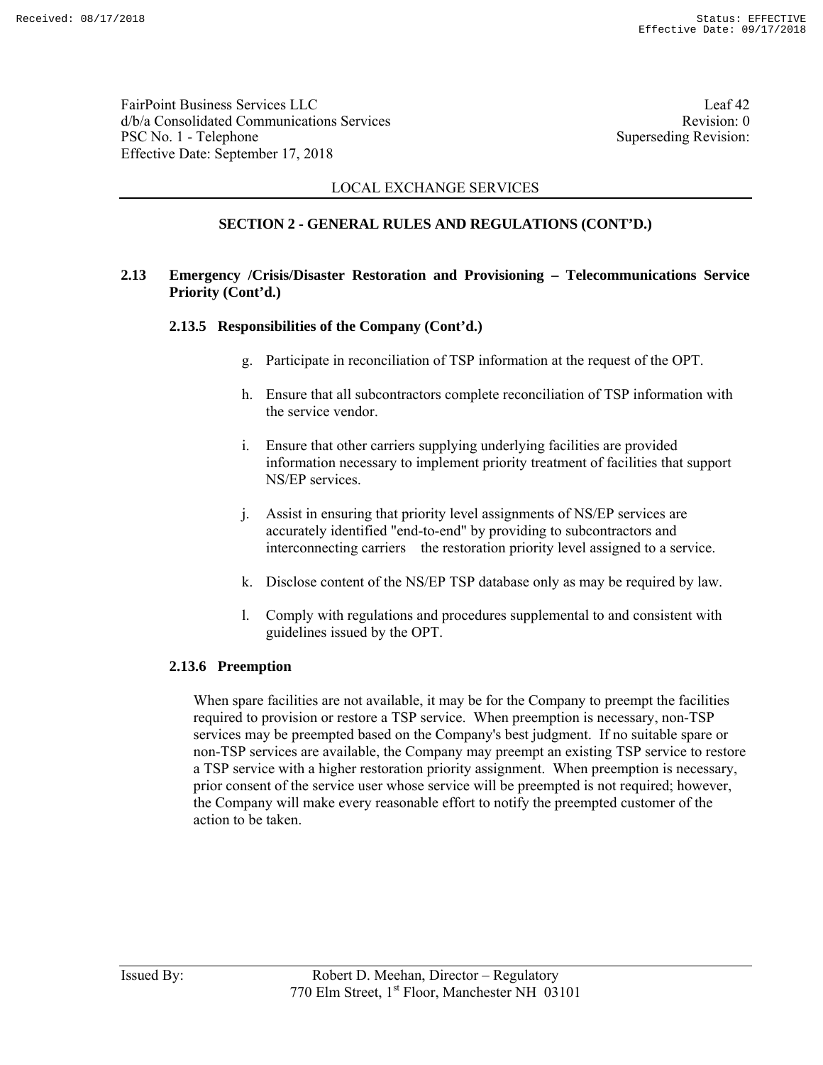LOCAL EXCHANGE SERVICES

## SECTION 2 - GENERAL RULES AND REGULATIONS (CONT'D.)

### 2.13 Emergency /Crisis/Disaster Restoration and Provisioning – Telecommunications Service Priority (Cont'd.)

#### 2.13.5 Responsibilities of the Company (Cont'd.)

g. Participate in reconciliation of TSP information at the request of the OPT.

h. Ensure that all subcontractors complete reconciliation of TSP information with the service vendor.

i. Ensure that other carriers supplying underlying facilities are provided information necessary to implement priority treatment of facilities that support NS/EP services.

j. Assist in ensuring that priority level assignments of NS/EP services are accurately identified "end-to-end" by providing to subcontractors and interconnecting carriers the restoration priority level assigned to a service.

k. Disclose content of the NS/EP TSP database only as may be required by law.

l. Comply with regulations and procedures supplemental to and consistent with guidelines issued by the OPT.

#### 2.13.6 Preemption

When spare facilities are not available, it may be for the Company to preempt the facilities required to provision or restore a TSP service. When preemption is necessary, non-TSP services may be preempted based on the Company's best judgment. If no suitable spare or non-TSP services are available, the Company may preempt an existing TSP service to restore a TSP service with a higher restoration priority assignment. When preemption is necessary, prior consent of the service user whose service will be preempted is not required; however, the Company will make every reasonable effort to notify the preempted customer of the action to be taken.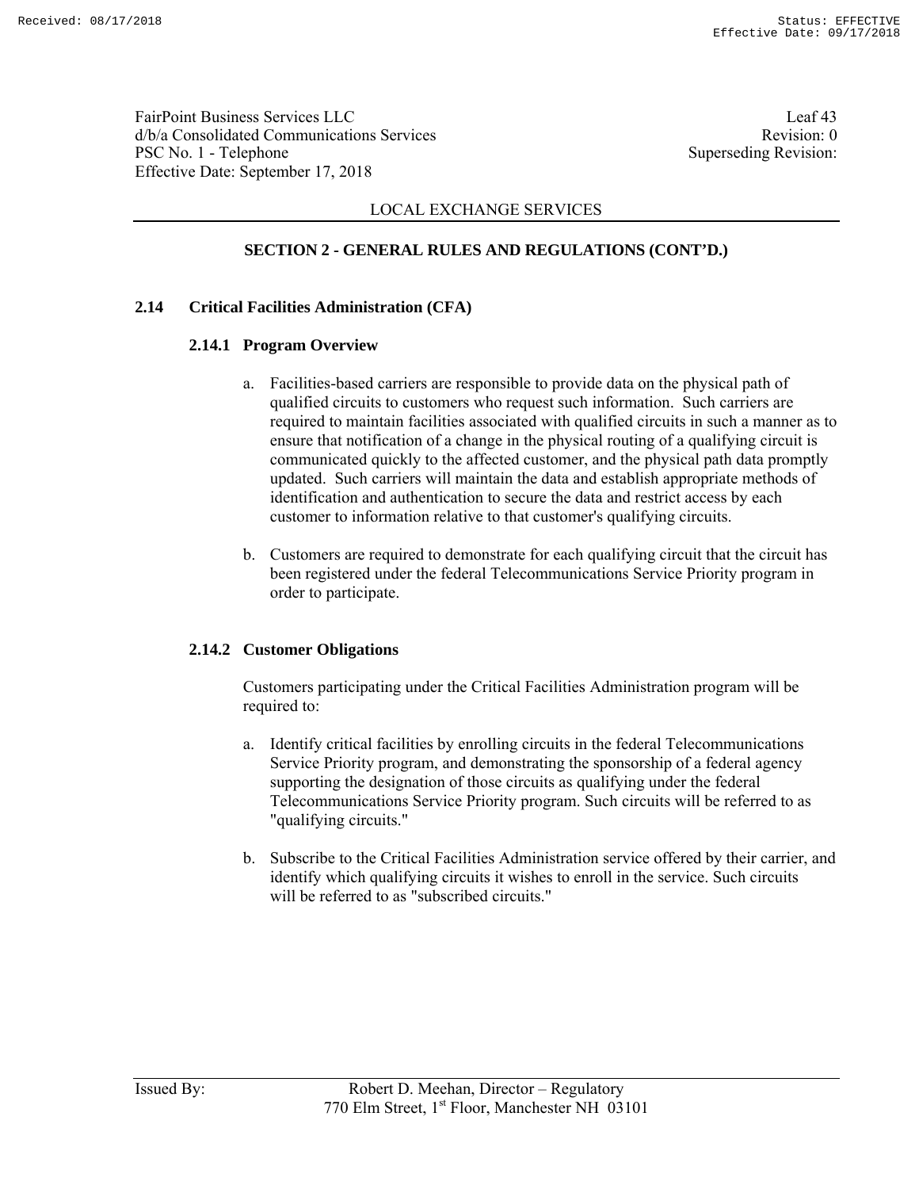LOCAL EXCHANGE SERVICES

## SECTION 2 - GENERAL RULES AND REGULATIONS (CONT'D.)

### 2.14 Critical Facilities Administration (CFA)

#### 2.14.1 Program Overview

a. Facilities-based carriers are responsible to provide data on the physical path of qualified circuits to customers who request such information. Such carriers are required to maintain facilities associated with qualified circuits in such a manner as to ensure that notification of a change in the physical routing of a qualifying circuit is communicated quickly to the affected customer, and the physical path data promptly updated. Such carriers will maintain the data and establish appropriate methods of identification and authentication to secure the data and restrict access by each customer to information relative to that customer's qualifying circuits.

b. Customers are required to demonstrate for each qualifying circuit that the circuit has been registered under the federal Telecommunications Service Priority program in order to participate.

#### 2.14.2 Customer Obligations

Customers participating under the Critical Facilities Administration program will be required to:

a. Identify critical facilities by enrolling circuits in the federal Telecommunications Service Priority program, and demonstrating the sponsorship of a federal agency supporting the designation of those circuits as qualifying under the federal Telecommunications Service Priority program. Such circuits will be referred to as "qualifying circuits."

b. Subscribe to the Critical Facilities Administration service offered by their carrier, and identify which qualifying circuits it wishes to enroll in the service. Such circuits will be referred to as "subscribed circuits."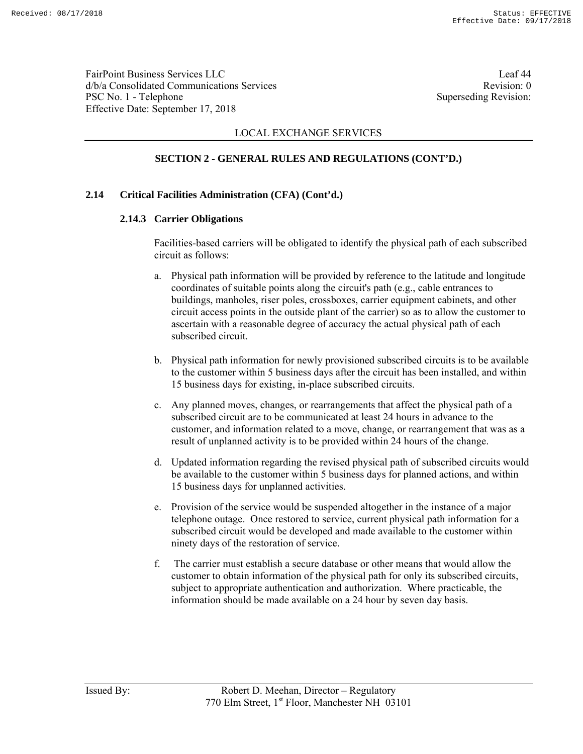FairPoint Business Services LLC
d/b/a Consolidated Communications Services
PSC No. 1 - Telephone
Effective Date: September 17, 2018

Leaf 44
Revision: 0
Superseding Revision:

LOCAL EXCHANGE SERVICES

## SECTION 2 - GENERAL RULES AND REGULATIONS (CONT'D.)

### 2.14 Critical Facilities Administration (CFA) (Cont'd.)

#### 2.14.3 Carrier Obligations

Facilities-based carriers will be obligated to identify the physical path of each subscribed circuit as follows:

a. Physical path information will be provided by reference to the latitude and longitude coordinates of suitable points along the circuit's path (e.g., cable entrances to buildings, manholes, riser poles, crossboxes, carrier equipment cabinets, and other circuit access points in the outside plant of the carrier) so as to allow the customer to ascertain with a reasonable degree of accuracy the actual physical path of each subscribed circuit.

b. Physical path information for newly provisioned subscribed circuits is to be available to the customer within 5 business days after the circuit has been installed, and within 15 business days for existing, in-place subscribed circuits.

c. Any planned moves, changes, or rearrangements that affect the physical path of a subscribed circuit are to be communicated at least 24 hours in advance to the customer, and information related to a move, change, or rearrangement that was as a result of unplanned activity is to be provided within 24 hours of the change.

d. Updated information regarding the revised physical path of subscribed circuits would be available to the customer within 5 business days for planned actions, and within 15 business days for unplanned activities.

e. Provision of the service would be suspended altogether in the instance of a major telephone outage. Once restored to service, current physical path information for a subscribed circuit would be developed and made available to the customer within ninety days of the restoration of service.

f. The carrier must establish a secure database or other means that would allow the customer to obtain information of the physical path for only its subscribed circuits, subject to appropriate authentication and authorization. Where practicable, the information should be made available on a 24 hour by seven day basis.

Issued By: Robert D. Meehan, Director – Regulatory
770 Elm Street, 1st Floor, Manchester NH 03101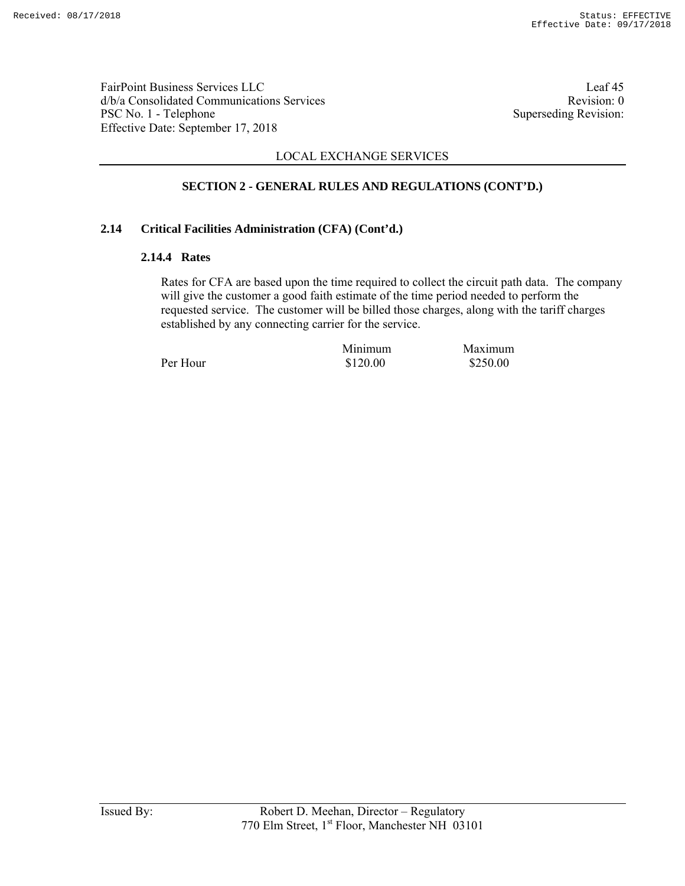## SECTION 2 - GENERAL RULES AND REGULATIONS (CONT'D.)

### 2.14 Critical Facilities Administration (CFA) (Cont'd.)

#### 2.14.4 Rates

Rates for CFA are based upon the time required to collect the circuit path data. The company will give the customer a good faith estimate of the time period needed to perform the requested service. The customer will be billed those charges, along with the tariff charges established by any connecting carrier for the service.

| | Minimum | Maximum |
|---|---|---|
| Per Hour | $120.00 | $250.00 |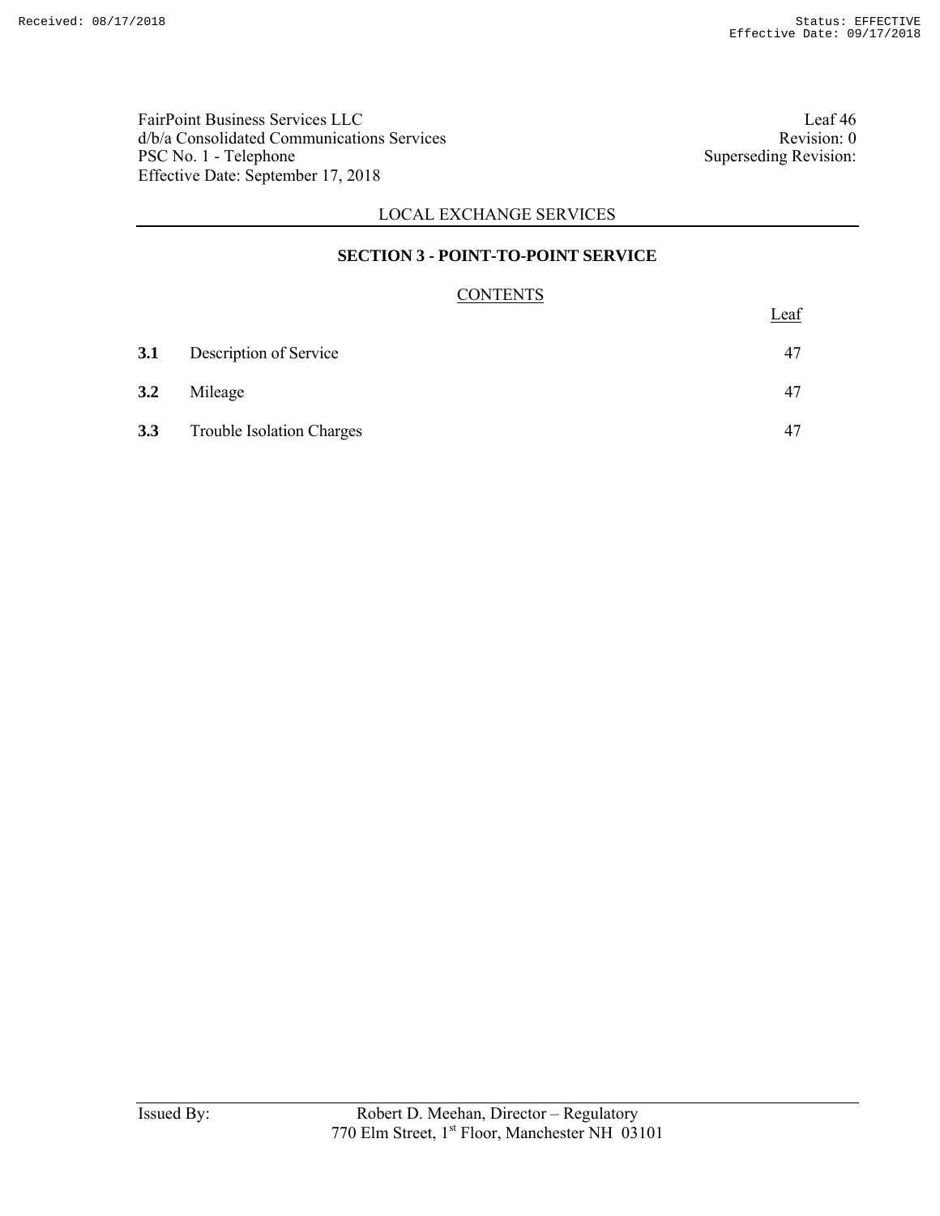FairPoint Business Services LLC
d/b/a Consolidated Communications Services
PSC No. 1 - Telephone
Effective Date: September 17, 2018

Leaf 46
Revision: 0
Superseding Revision:

LOCAL EXCHANGE SERVICES

## SECTION 3 - POINT-TO-POINT SERVICE

### CONTENTS

| | | Leaf |
|---|---|---|
| **3.1** | Description of Service | 47 |
| **3.2** | Mileage | 47 |
| **3.3** | Trouble Isolation Charges | 47 |

Issued By: Robert D. Meehan, Director – Regulatory
770 Elm Street, 1st Floor, Manchester NH 03101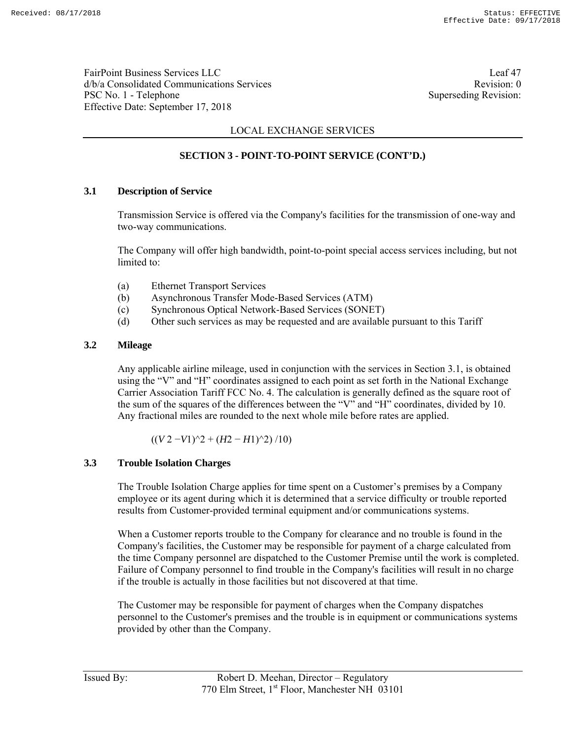FairPoint Business Services LLC
d/b/a Consolidated Communications Services
PSC No. 1 - Telephone
Effective Date: September 17, 2018

Leaf 47
Revision: 0
Superseding Revision:

LOCAL EXCHANGE SERVICES

## SECTION 3 - POINT-TO-POINT SERVICE (CONT'D.)

### 3.1 Description of Service

Transmission Service is offered via the Company's facilities for the transmission of one-way and two-way communications.

The Company will offer high bandwidth, point-to-point special access services including, but not limited to:

(a) Ethernet Transport Services
(b) Asynchronous Transfer Mode-Based Services (ATM)
(c) Synchronous Optical Network-Based Services (SONET)
(d) Other such services as may be requested and are available pursuant to this Tariff

### 3.2 Mileage

Any applicable airline mileage, used in conjunction with the services in Section 3.1, is obtained using the "V" and "H" coordinates assigned to each point as set forth in the National Exchange Carrier Association Tariff FCC No. 4. The calculation is generally defined as the square root of the sum of the squares of the differences between the "V" and "H" coordinates, divided by 10. Any fractional miles are rounded to the next whole mile before rates are applied.

$$((V2 - V1)^2 + (H2 - H1)^2) / 10)$$

### 3.3 Trouble Isolation Charges

The Trouble Isolation Charge applies for time spent on a Customer's premises by a Company employee or its agent during which it is determined that a service difficulty or trouble reported results from Customer-provided terminal equipment and/or communications systems.

When a Customer reports trouble to the Company for clearance and no trouble is found in the Company's facilities, the Customer may be responsible for payment of a charge calculated from the time Company personnel are dispatched to the Customer Premise until the work is completed. Failure of Company personnel to find trouble in the Company's facilities will result in no charge if the trouble is actually in those facilities but not discovered at that time.

The Customer may be responsible for payment of charges when the Company dispatches personnel to the Customer's premises and the trouble is in equipment or communications systems provided by other than the Company.

Issued By: Robert D. Meehan, Director – Regulatory
770 Elm Street, 1st Floor, Manchester NH 03101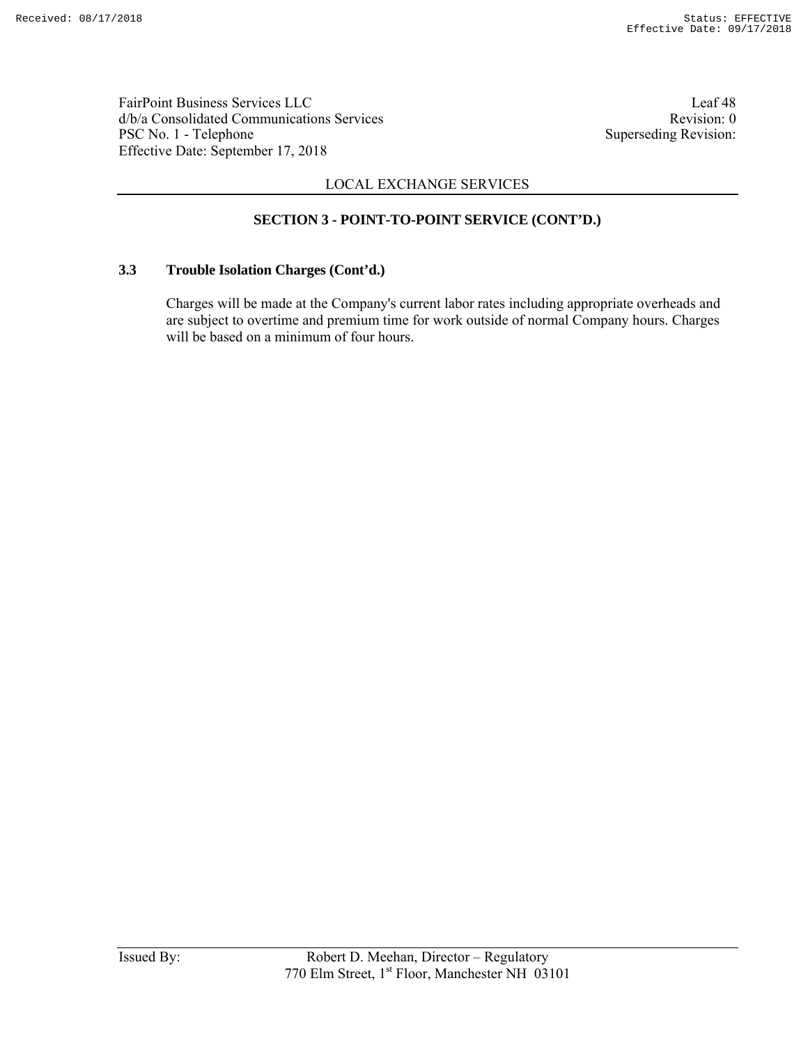## SECTION 3 - POINT-TO-POINT SERVICE (CONT'D.)

### 3.3 Trouble Isolation Charges (Cont'd.)

Charges will be made at the Company's current labor rates including appropriate overheads and are subject to overtime and premium time for work outside of normal Company hours. Charges will be based on a minimum of four hours.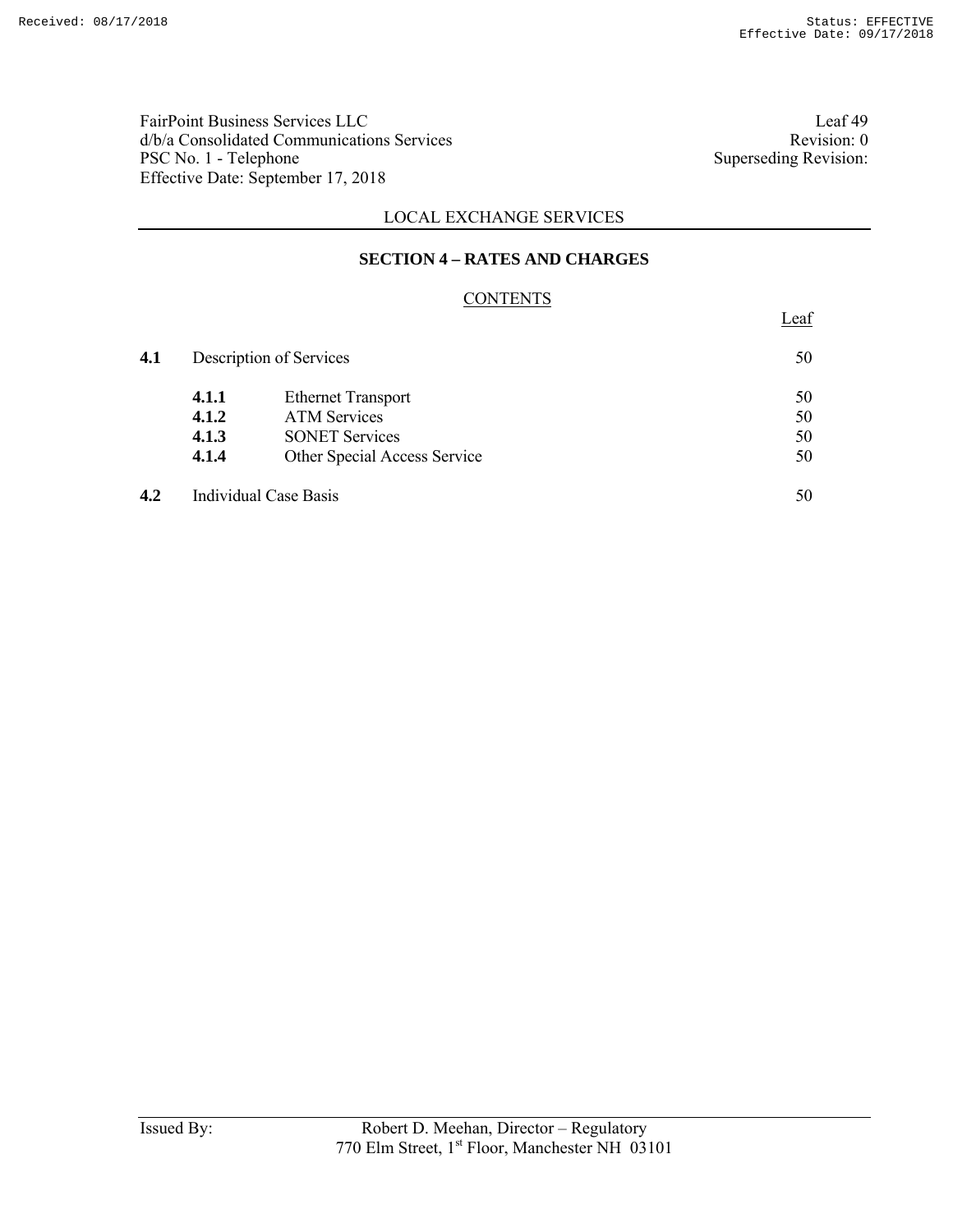FairPoint Business Services LLC
d/b/a Consolidated Communications Services
PSC No. 1 - Telephone
Effective Date: September 17, 2018

Leaf 49
Revision: 0
Superseding Revision:

LOCAL EXCHANGE SERVICES

## SECTION 4 – RATES AND CHARGES

### CONTENTS

| | | | Leaf |
|---|---|---|---|
| **4.1** | Description of Services | | 50 |
| | **4.1.1** | Ethernet Transport | 50 |
| | **4.1.2** | ATM Services | 50 |
| | **4.1.3** | SONET Services | 50 |
| | **4.1.4** | Other Special Access Service | 50 |
| **4.2** | Individual Case Basis | | 50 |

Issued By: Robert D. Meehan, Director – Regulatory
770 Elm Street, 1st Floor, Manchester NH 03101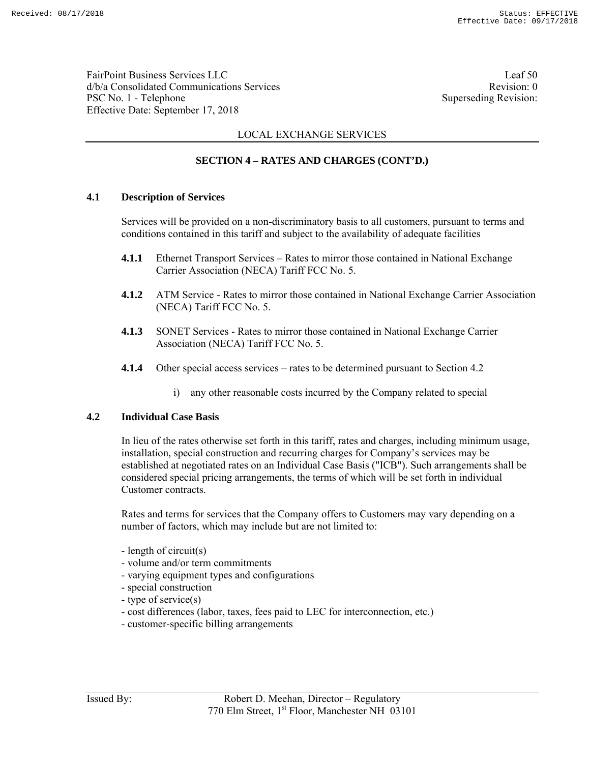LOCAL EXCHANGE SERVICES

## SECTION 4 – RATES AND CHARGES (CONT'D.)

### 4.1 Description of Services

Services will be provided on a non-discriminatory basis to all customers, pursuant to terms and conditions contained in this tariff and subject to the availability of adequate facilities

**4.1.1** Ethernet Transport Services – Rates to mirror those contained in National Exchange Carrier Association (NECA) Tariff FCC No. 5.

**4.1.2** ATM Service - Rates to mirror those contained in National Exchange Carrier Association (NECA) Tariff FCC No. 5.

**4.1.3** SONET Services - Rates to mirror those contained in National Exchange Carrier Association (NECA) Tariff FCC No. 5.

**4.1.4** Other special access services – rates to be determined pursuant to Section 4.2

i) any other reasonable costs incurred by the Company related to special

### 4.2 Individual Case Basis

In lieu of the rates otherwise set forth in this tariff, rates and charges, including minimum usage, installation, special construction and recurring charges for Company's services may be established at negotiated rates on an Individual Case Basis ("ICB"). Such arrangements shall be considered special pricing arrangements, the terms of which will be set forth in individual Customer contracts.

Rates and terms for services that the Company offers to Customers may vary depending on a number of factors, which may include but are not limited to:

- length of circuit(s)
- volume and/or term commitments
- varying equipment types and configurations
- special construction
- type of service(s)
- cost differences (labor, taxes, fees paid to LEC for interconnection, etc.)
- customer-specific billing arrangements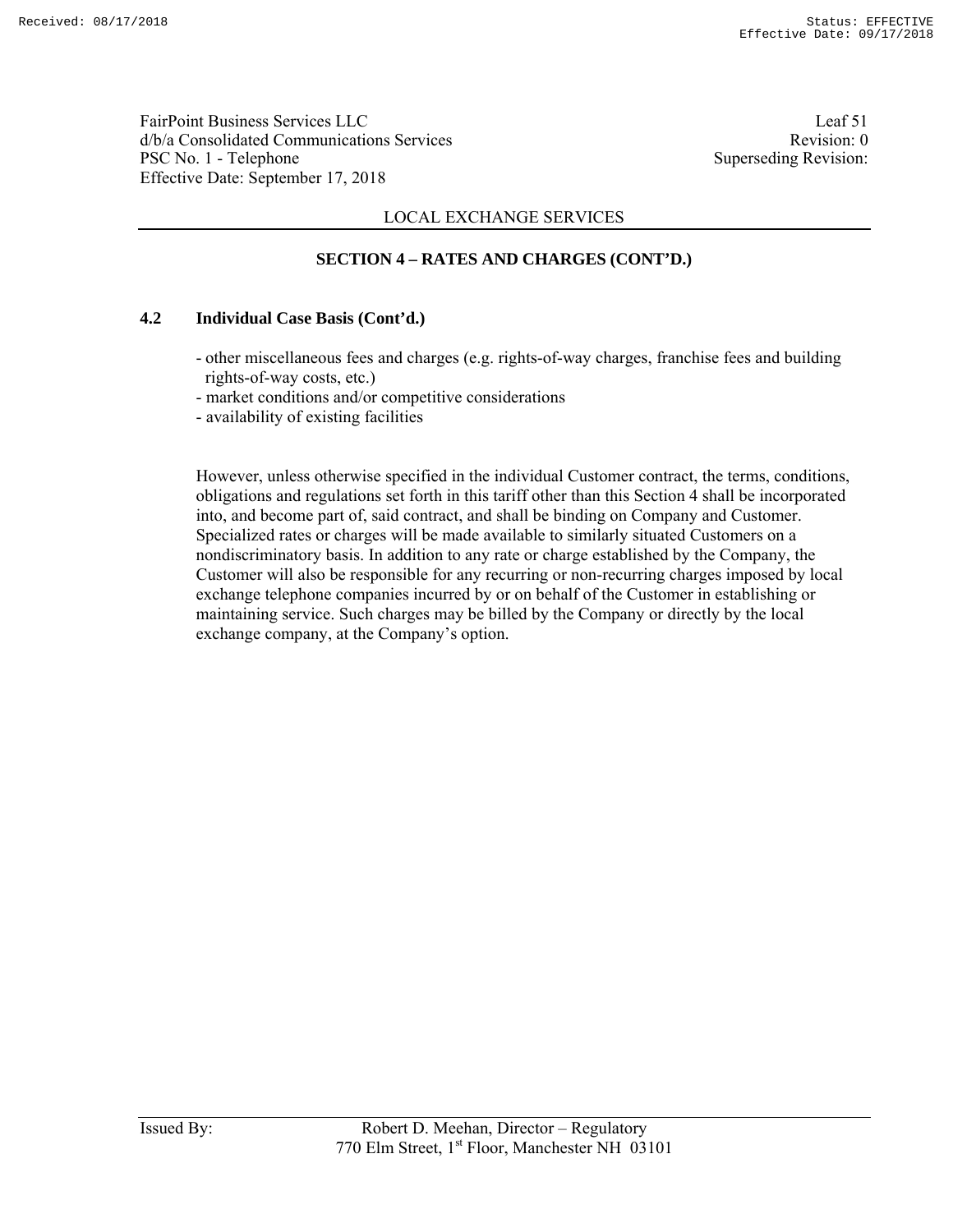LOCAL EXCHANGE SERVICES

## SECTION 4 – RATES AND CHARGES (CONT'D.)

### 4.2 Individual Case Basis (Cont'd.)

- other miscellaneous fees and charges (e.g. rights-of-way charges, franchise fees and building rights-of-way costs, etc.)
- market conditions and/or competitive considerations
- availability of existing facilities

However, unless otherwise specified in the individual Customer contract, the terms, conditions, obligations and regulations set forth in this tariff other than this Section 4 shall be incorporated into, and become part of, said contract, and shall be binding on Company and Customer. Specialized rates or charges will be made available to similarly situated Customers on a nondiscriminatory basis. In addition to any rate or charge established by the Company, the Customer will also be responsible for any recurring or non-recurring charges imposed by local exchange telephone companies incurred by or on behalf of the Customer in establishing or maintaining service. Such charges may be billed by the Company or directly by the local exchange company, at the Company's option.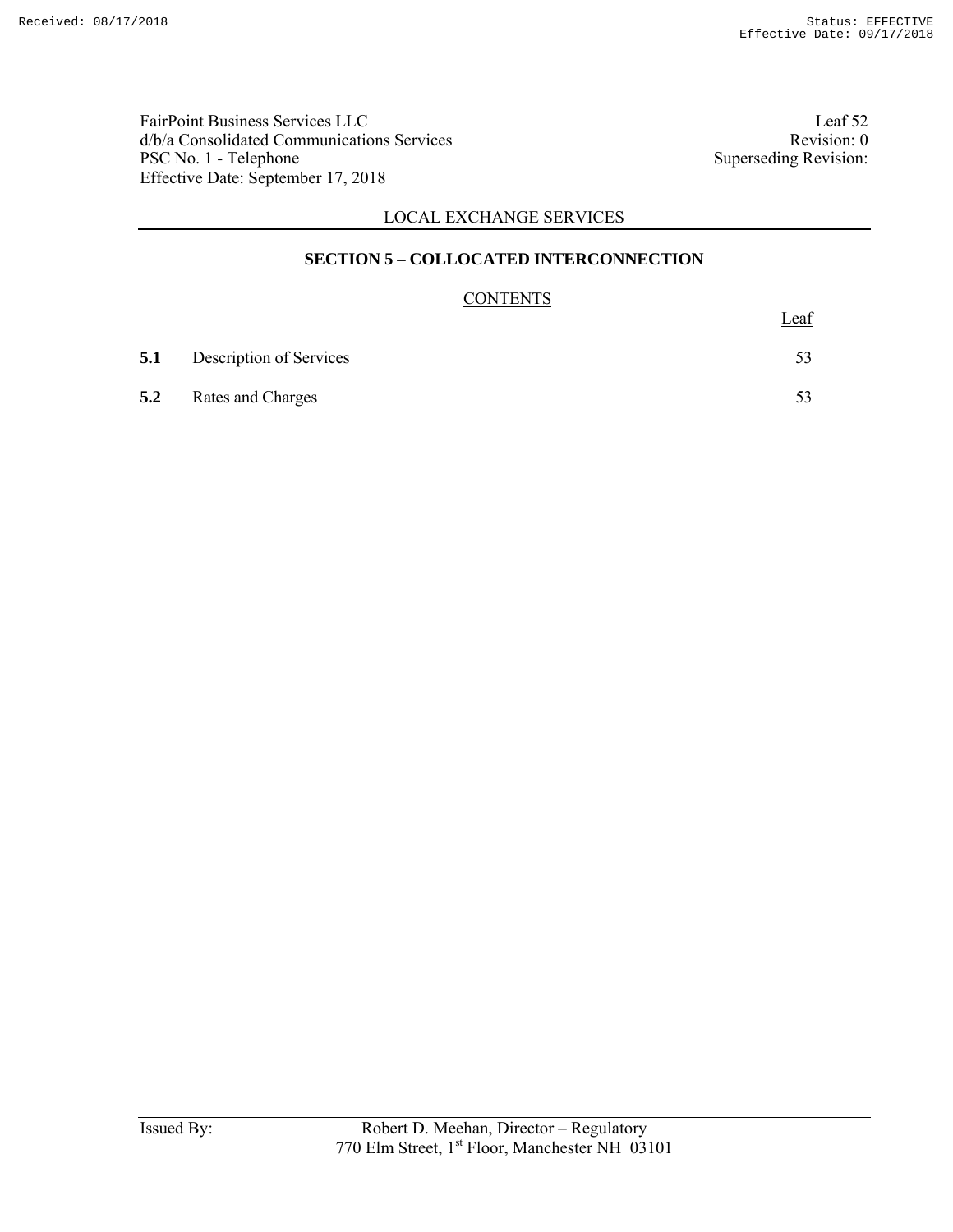FairPoint Business Services LLC
d/b/a Consolidated Communications Services
PSC No. 1 - Telephone
Effective Date: September 17, 2018

Leaf 52
Revision: 0
Superseding Revision:

LOCAL EXCHANGE SERVICES

## SECTION 5 – COLLOCATED INTERCONNECTION

### CONTENTS

| | | Leaf |
|---|---|---|
| **5.1** | Description of Services | 53 |
| **5.2** | Rates and Charges | 53 |

Issued By: Robert D. Meehan, Director – Regulatory
770 Elm Street, 1st Floor, Manchester NH 03101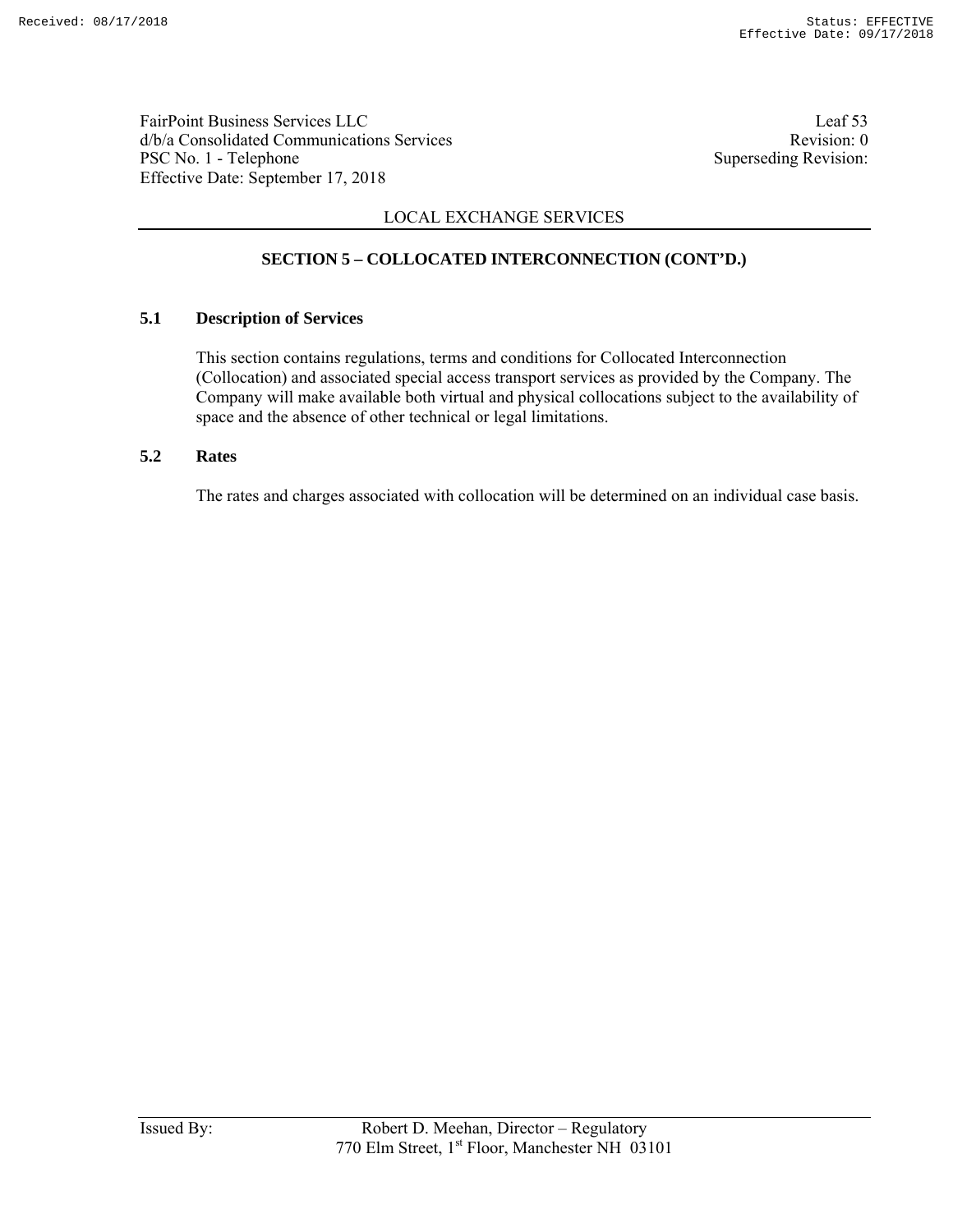## SECTION 5 – COLLOCATED INTERCONNECTION (CONT'D.)

### 5.1 Description of Services

This section contains regulations, terms and conditions for Collocated Interconnection (Collocation) and associated special access transport services as provided by the Company. The Company will make available both virtual and physical collocations subject to the availability of space and the absence of other technical or legal limitations.

### 5.2 Rates

The rates and charges associated with collocation will be determined on an individual case basis.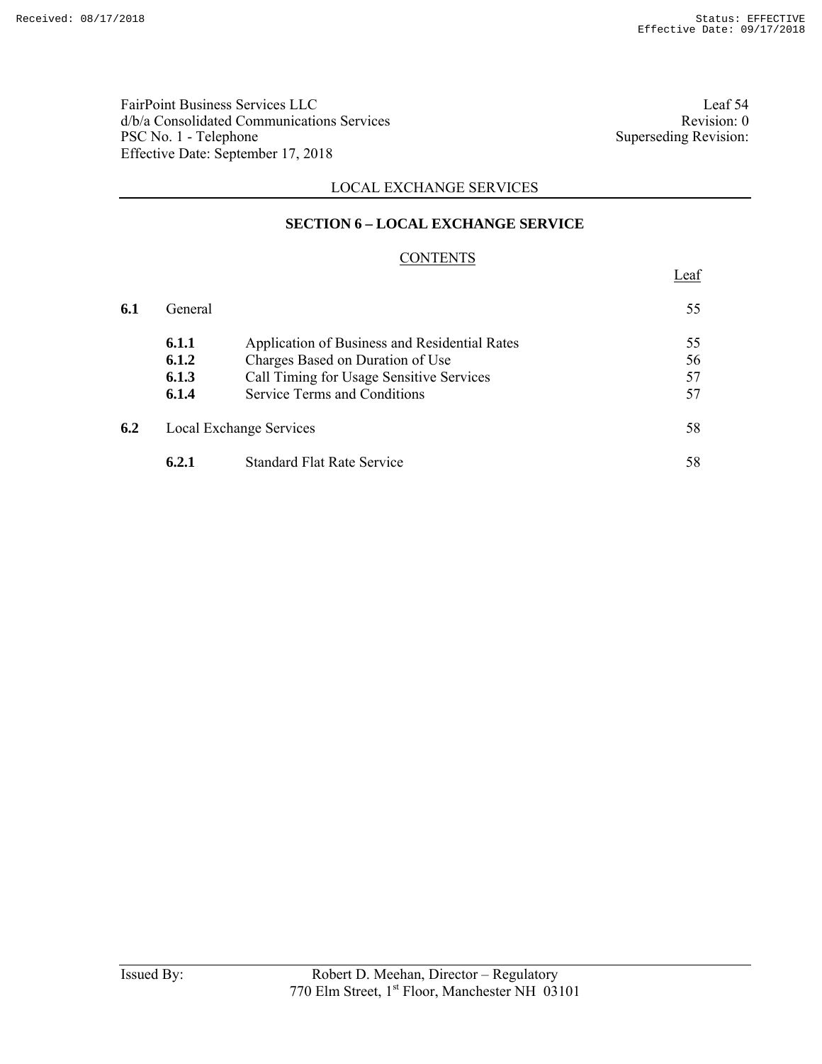FairPoint Business Services LLC
d/b/a Consolidated Communications Services
PSC No. 1 - Telephone
Effective Date: September 17, 2018

Leaf 54
Revision: 0
Superseding Revision:

LOCAL EXCHANGE SERVICES

## SECTION 6 – LOCAL EXCHANGE SERVICE

### CONTENTS

| | | | Leaf |
|---|---|---|---|
| **6.1** | General | | 55 |
| | **6.1.1** | Application of Business and Residential Rates | 55 |
| | **6.1.2** | Charges Based on Duration of Use | 56 |
| | **6.1.3** | Call Timing for Usage Sensitive Services | 57 |
| | **6.1.4** | Service Terms and Conditions | 57 |
| **6.2** | Local Exchange Services | | 58 |
| | **6.2.1** | Standard Flat Rate Service | 58 |

Issued By: Robert D. Meehan, Director – Regulatory
770 Elm Street, 1st Floor, Manchester NH 03101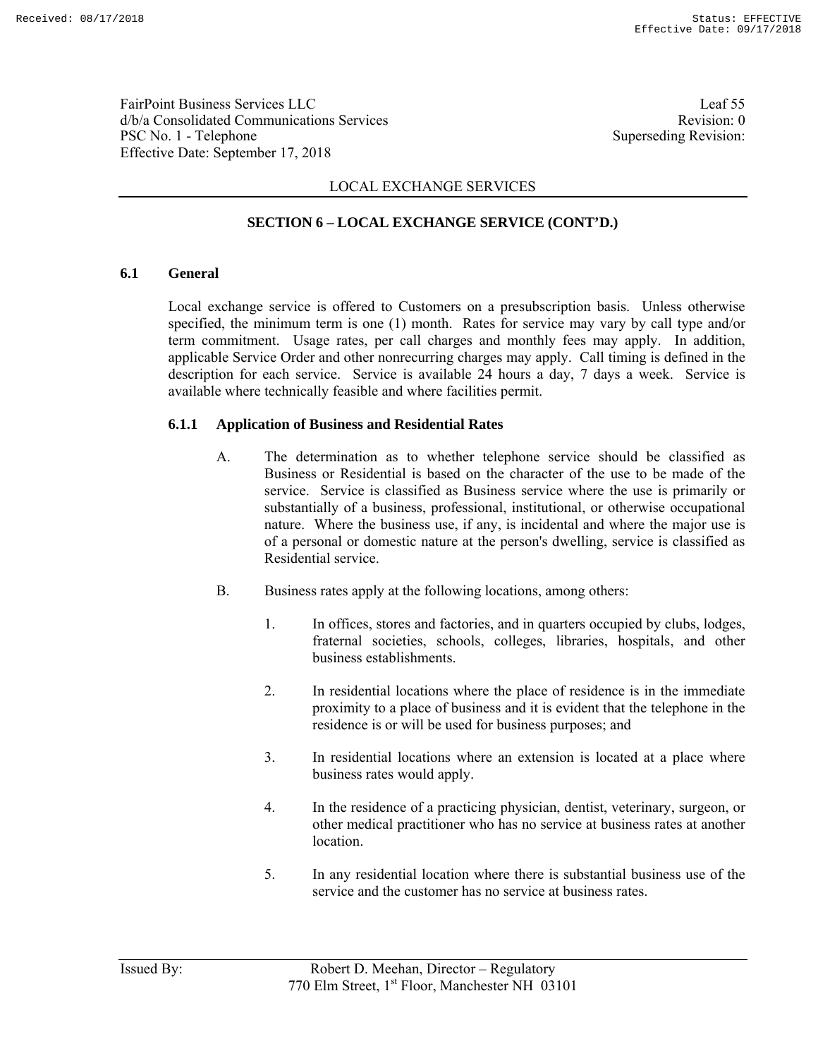LOCAL EXCHANGE SERVICES

## SECTION 6 – LOCAL EXCHANGE SERVICE (CONT'D.)

### 6.1 General

Local exchange service is offered to Customers on a presubscription basis. Unless otherwise specified, the minimum term is one (1) month. Rates for service may vary by call type and/or term commitment. Usage rates, per call charges and monthly fees may apply. In addition, applicable Service Order and other nonrecurring charges may apply. Call timing is defined in the description for each service. Service is available 24 hours a day, 7 days a week. Service is available where technically feasible and where facilities permit.

#### 6.1.1 Application of Business and Residential Rates

A. The determination as to whether telephone service should be classified as Business or Residential is based on the character of the use to be made of the service. Service is classified as Business service where the use is primarily or substantially of a business, professional, institutional, or otherwise occupational nature. Where the business use, if any, is incidental and where the major use is of a personal or domestic nature at the person's dwelling, service is classified as Residential service.

B. Business rates apply at the following locations, among others:

1. In offices, stores and factories, and in quarters occupied by clubs, lodges, fraternal societies, schools, colleges, libraries, hospitals, and other business establishments.

2. In residential locations where the place of residence is in the immediate proximity to a place of business and it is evident that the telephone in the residence is or will be used for business purposes; and

3. In residential locations where an extension is located at a place where business rates would apply.

4. In the residence of a practicing physician, dentist, veterinary, surgeon, or other medical practitioner who has no service at business rates at another location.

5. In any residential location where there is substantial business use of the service and the customer has no service at business rates.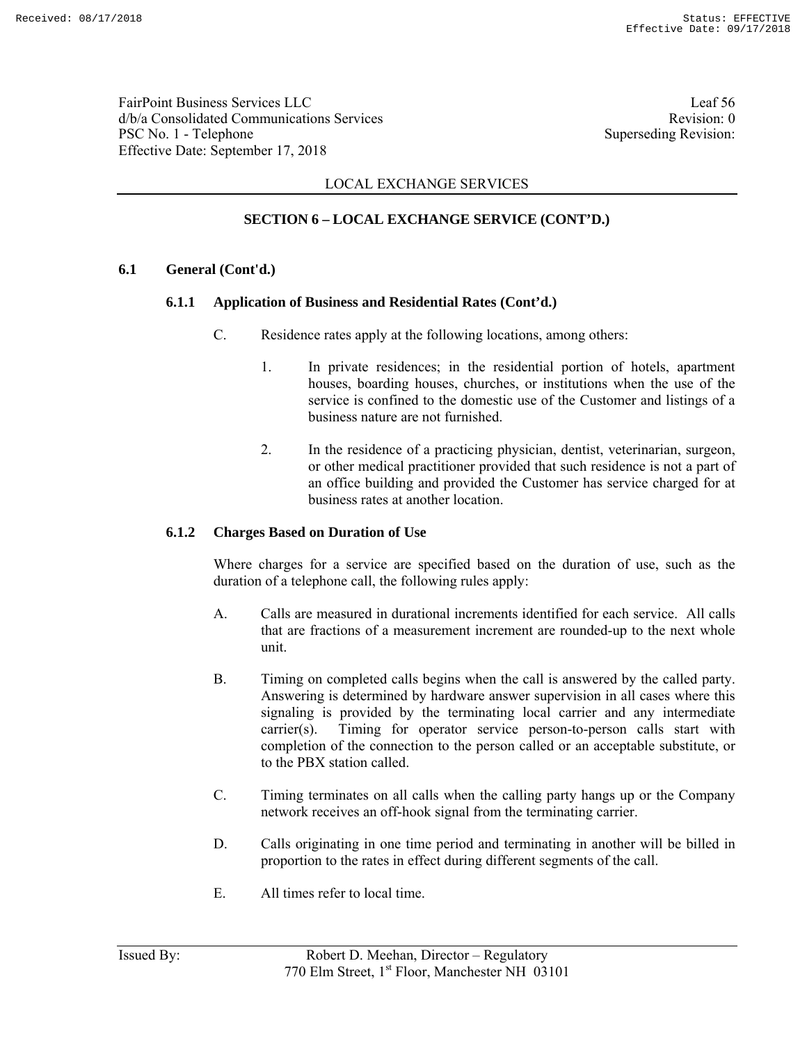LOCAL EXCHANGE SERVICES

## SECTION 6 – LOCAL EXCHANGE SERVICE (CONT'D.)

### 6.1 General (Cont'd.)

#### 6.1.1 Application of Business and Residential Rates (Cont'd.)

C. Residence rates apply at the following locations, among others:

1. In private residences; in the residential portion of hotels, apartment houses, boarding houses, churches, or institutions when the use of the service is confined to the domestic use of the Customer and listings of a business nature are not furnished.

2. In the residence of a practicing physician, dentist, veterinarian, surgeon, or other medical practitioner provided that such residence is not a part of an office building and provided the Customer has service charged for at business rates at another location.

#### 6.1.2 Charges Based on Duration of Use

Where charges for a service are specified based on the duration of use, such as the duration of a telephone call, the following rules apply:

A. Calls are measured in durational increments identified for each service. All calls that are fractions of a measurement increment are rounded-up to the next whole unit.

B. Timing on completed calls begins when the call is answered by the called party. Answering is determined by hardware answer supervision in all cases where this signaling is provided by the terminating local carrier and any intermediate carrier(s). Timing for operator service person-to-person calls start with completion of the connection to the person called or an acceptable substitute, or to the PBX station called.

C. Timing terminates on all calls when the calling party hangs up or the Company network receives an off-hook signal from the terminating carrier.

D. Calls originating in one time period and terminating in another will be billed in proportion to the rates in effect during different segments of the call.

E. All times refer to local time.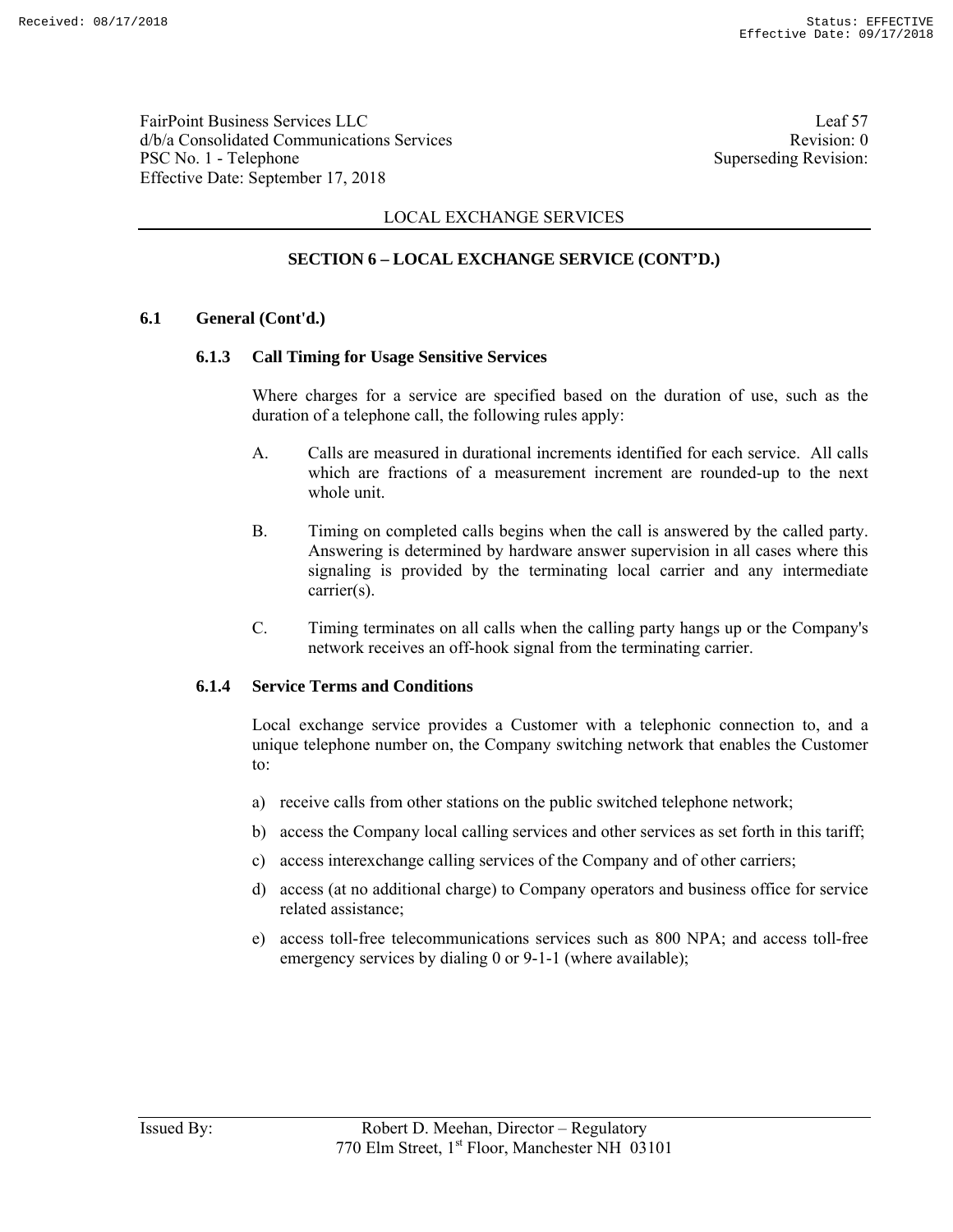FairPoint Business Services LLC
d/b/a Consolidated Communications Services
PSC No. 1 - Telephone
Effective Date: September 17, 2018

Leaf 57
Revision: 0
Superseding Revision:

LOCAL EXCHANGE SERVICES

## SECTION 6 – LOCAL EXCHANGE SERVICE (CONT'D.)

### 6.1 General (Cont'd.)

#### 6.1.3 Call Timing for Usage Sensitive Services

Where charges for a service are specified based on the duration of use, such as the duration of a telephone call, the following rules apply:

A. Calls are measured in durational increments identified for each service. All calls which are fractions of a measurement increment are rounded-up to the next whole unit.

B. Timing on completed calls begins when the call is answered by the called party. Answering is determined by hardware answer supervision in all cases where this signaling is provided by the terminating local carrier and any intermediate carrier(s).

C. Timing terminates on all calls when the calling party hangs up or the Company's network receives an off-hook signal from the terminating carrier.

#### 6.1.4 Service Terms and Conditions

Local exchange service provides a Customer with a telephonic connection to, and a unique telephone number on, the Company switching network that enables the Customer to:

a) receive calls from other stations on the public switched telephone network;

b) access the Company local calling services and other services as set forth in this tariff;

c) access interexchange calling services of the Company and of other carriers;

d) access (at no additional charge) to Company operators and business office for service related assistance;

e) access toll-free telecommunications services such as 800 NPA; and access toll-free emergency services by dialing 0 or 9-1-1 (where available);

Issued By: Robert D. Meehan, Director – Regulatory
770 Elm Street, 1st Floor, Manchester NH 03101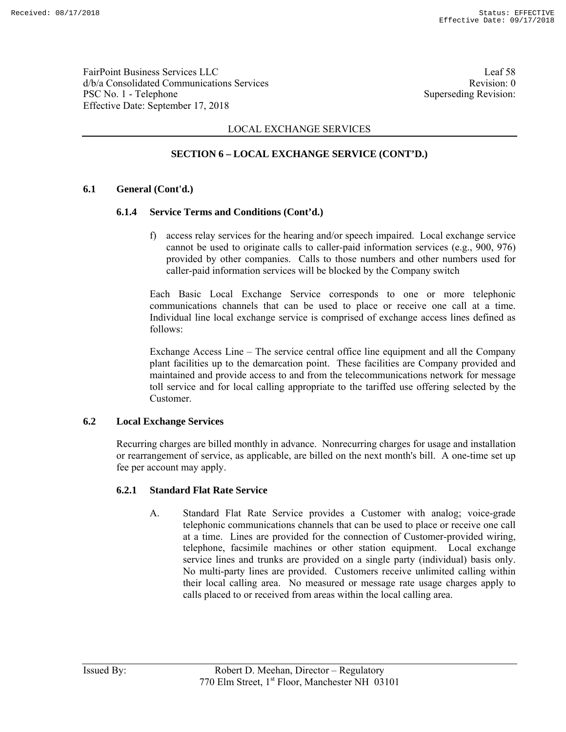LOCAL EXCHANGE SERVICES

## SECTION 6 – LOCAL EXCHANGE SERVICE (CONT'D.)

### 6.1 General (Cont'd.)

#### 6.1.4 Service Terms and Conditions (Cont'd.)

f) access relay services for the hearing and/or speech impaired. Local exchange service cannot be used to originate calls to caller-paid information services (e.g., 900, 976) provided by other companies. Calls to those numbers and other numbers used for caller-paid information services will be blocked by the Company switch

Each Basic Local Exchange Service corresponds to one or more telephonic communications channels that can be used to place or receive one call at a time. Individual line local exchange service is comprised of exchange access lines defined as follows:

Exchange Access Line – The service central office line equipment and all the Company plant facilities up to the demarcation point. These facilities are Company provided and maintained and provide access to and from the telecommunications network for message toll service and for local calling appropriate to the tariffed use offering selected by the Customer.

### 6.2 Local Exchange Services

Recurring charges are billed monthly in advance. Nonrecurring charges for usage and installation or rearrangement of service, as applicable, are billed on the next month's bill. A one-time set up fee per account may apply.

#### 6.2.1 Standard Flat Rate Service

A. Standard Flat Rate Service provides a Customer with analog; voice-grade telephonic communications channels that can be used to place or receive one call at a time. Lines are provided for the connection of Customer-provided wiring, telephone, facsimile machines or other station equipment. Local exchange service lines and trunks are provided on a single party (individual) basis only. No multi-party lines are provided. Customers receive unlimited calling within their local calling area. No measured or message rate usage charges apply to calls placed to or received from areas within the local calling area.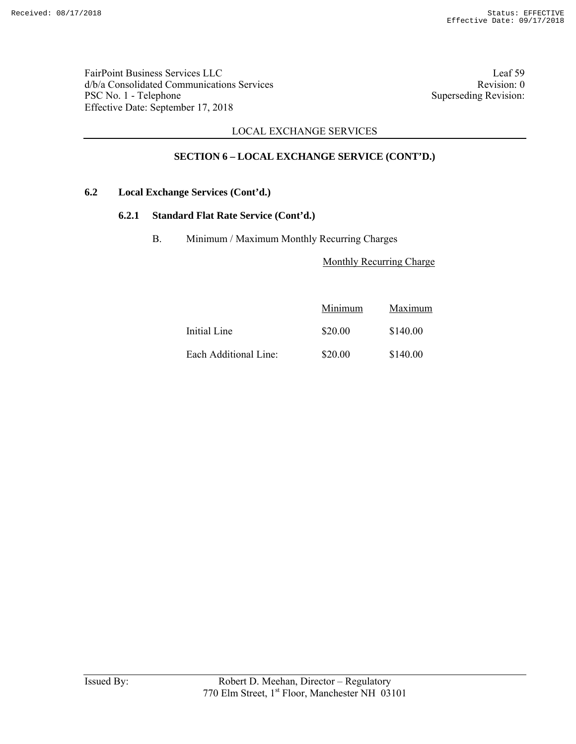## SECTION 6 – LOCAL EXCHANGE SERVICE (CONT'D.)

### 6.2 Local Exchange Services (Cont'd.)

#### 6.2.1 Standard Flat Rate Service (Cont'd.)

B. Minimum / Maximum Monthly Recurring Charges

| | Monthly Recurring Charge | |
|---|---|---|
| | Minimum | Maximum |
| Initial Line | $20.00 | $140.00 |
| Each Additional Line: | $20.00 | $140.00 |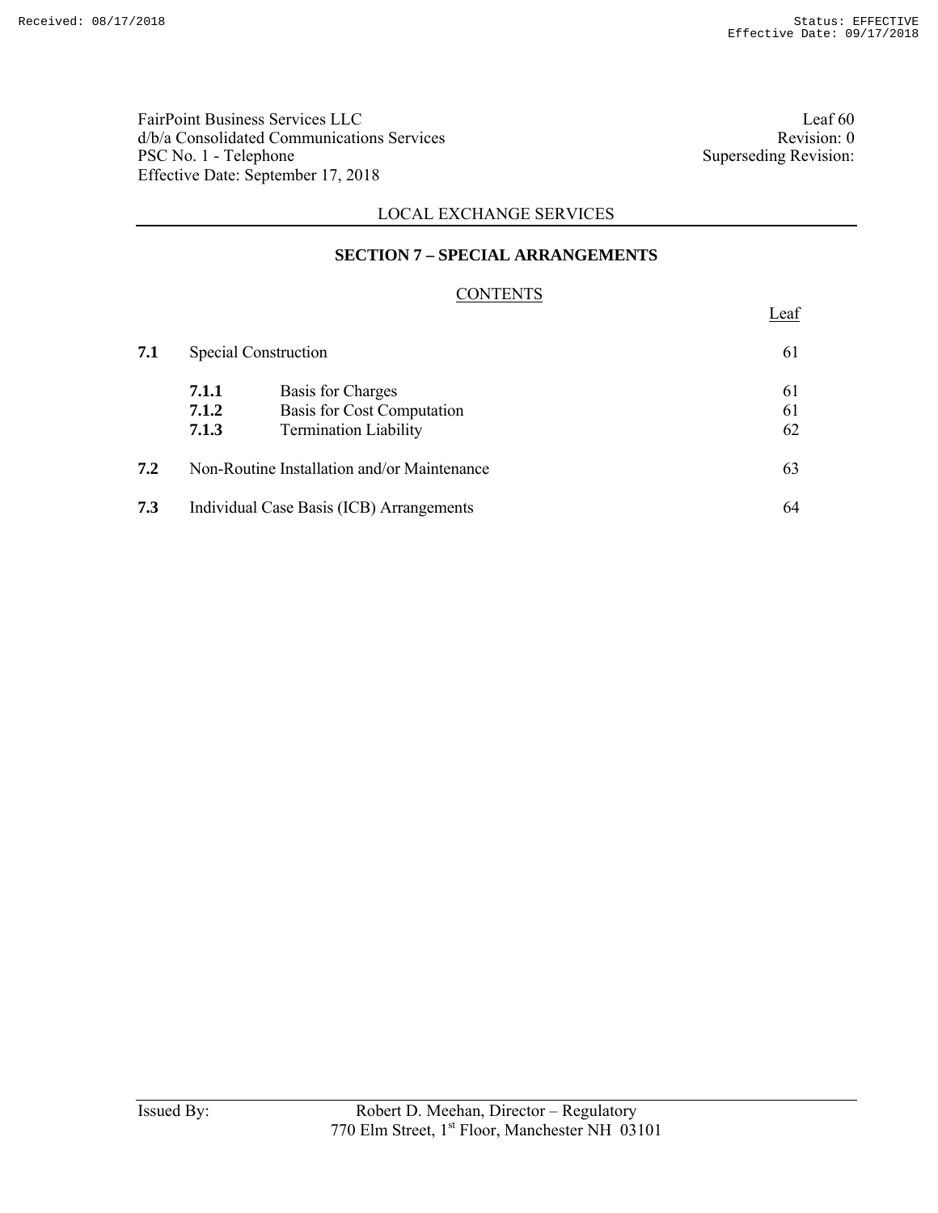FairPoint Business Services LLC
d/b/a Consolidated Communications Services
PSC No. 1 - Telephone
Effective Date: September 17, 2018

Leaf 60
Revision: 0
Superseding Revision:

LOCAL EXCHANGE SERVICES

## SECTION 7 – SPECIAL ARRANGEMENTS

### CONTENTS

| | | | Leaf |
|---|---|---|---|
| **7.1** | Special Construction | | 61 |
| | **7.1.1** | Basis for Charges | 61 |
| | **7.1.2** | Basis for Cost Computation | 61 |
| | **7.1.3** | Termination Liability | 62 |
| **7.2** | Non-Routine Installation and/or Maintenance | | 63 |
| **7.3** | Individual Case Basis (ICB) Arrangements | | 64 |

Issued By: Robert D. Meehan, Director – Regulatory
770 Elm Street, 1st Floor, Manchester NH 03101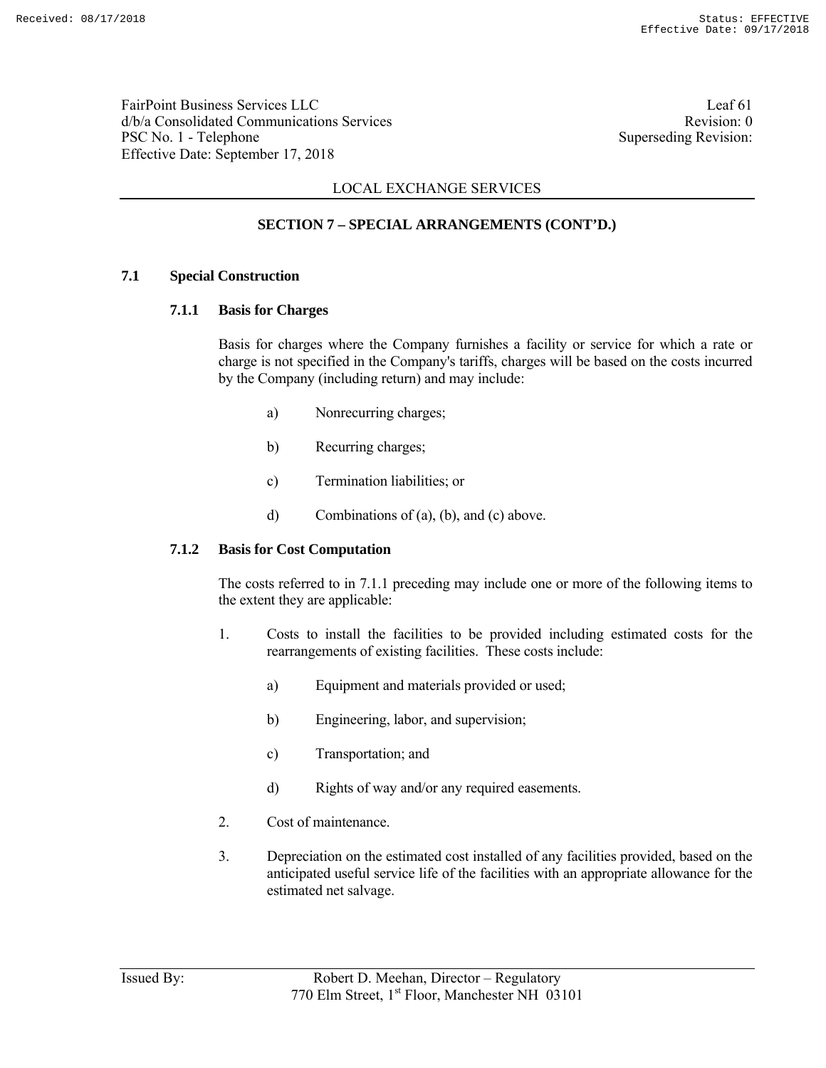LOCAL EXCHANGE SERVICES

## SECTION 7 – SPECIAL ARRANGEMENTS (CONT'D.)

### 7.1 Special Construction

#### 7.1.1 Basis for Charges

Basis for charges where the Company furnishes a facility or service for which a rate or charge is not specified in the Company's tariffs, charges will be based on the costs incurred by the Company (including return) and may include:

a) Nonrecurring charges;

b) Recurring charges;

c) Termination liabilities; or

d) Combinations of (a), (b), and (c) above.

#### 7.1.2 Basis for Cost Computation

The costs referred to in 7.1.1 preceding may include one or more of the following items to the extent they are applicable:

1. Costs to install the facilities to be provided including estimated costs for the rearrangements of existing facilities. These costs include:

   a) Equipment and materials provided or used;

   b) Engineering, labor, and supervision;

   c) Transportation; and

   d) Rights of way and/or any required easements.

2. Cost of maintenance.

3. Depreciation on the estimated cost installed of any facilities provided, based on the anticipated useful service life of the facilities with an appropriate allowance for the estimated net salvage.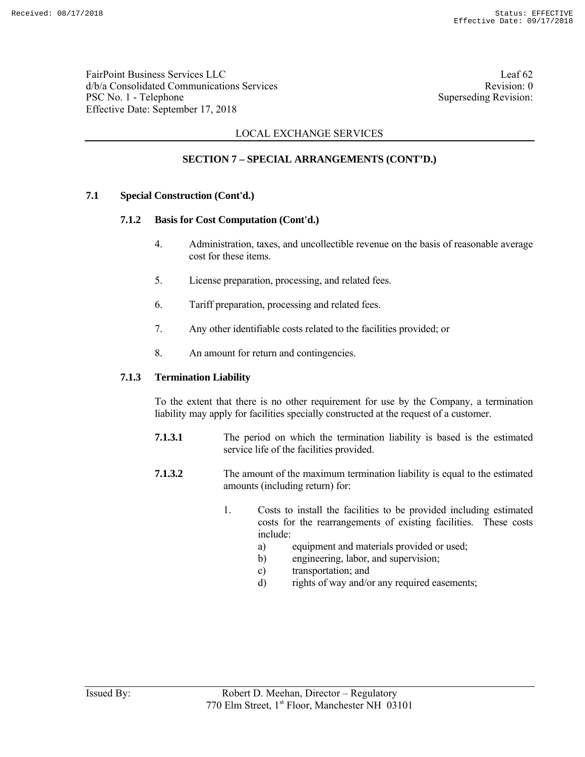LOCAL EXCHANGE SERVICES

## SECTION 7 – SPECIAL ARRANGEMENTS (CONT'D.)

### 7.1 Special Construction (Cont'd.)

#### 7.1.2 Basis for Cost Computation (Cont'd.)

4. Administration, taxes, and uncollectible revenue on the basis of reasonable average cost for these items.

5. License preparation, processing, and related fees.

6. Tariff preparation, processing and related fees.

7. Any other identifiable costs related to the facilities provided; or

8. An amount for return and contingencies.

#### 7.1.3 Termination Liability

To the extent that there is no other requirement for use by the Company, a termination liability may apply for facilities specially constructed at the request of a customer.

**7.1.3.1** The period on which the termination liability is based is the estimated service life of the facilities provided.

**7.1.3.2** The amount of the maximum termination liability is equal to the estimated amounts (including return) for:

1. Costs to install the facilities to be provided including estimated costs for the rearrangements of existing facilities. These costs include:
   - a) equipment and materials provided or used;
   - b) engineering, labor, and supervision;
   - c) transportation; and
   - d) rights of way and/or any required easements;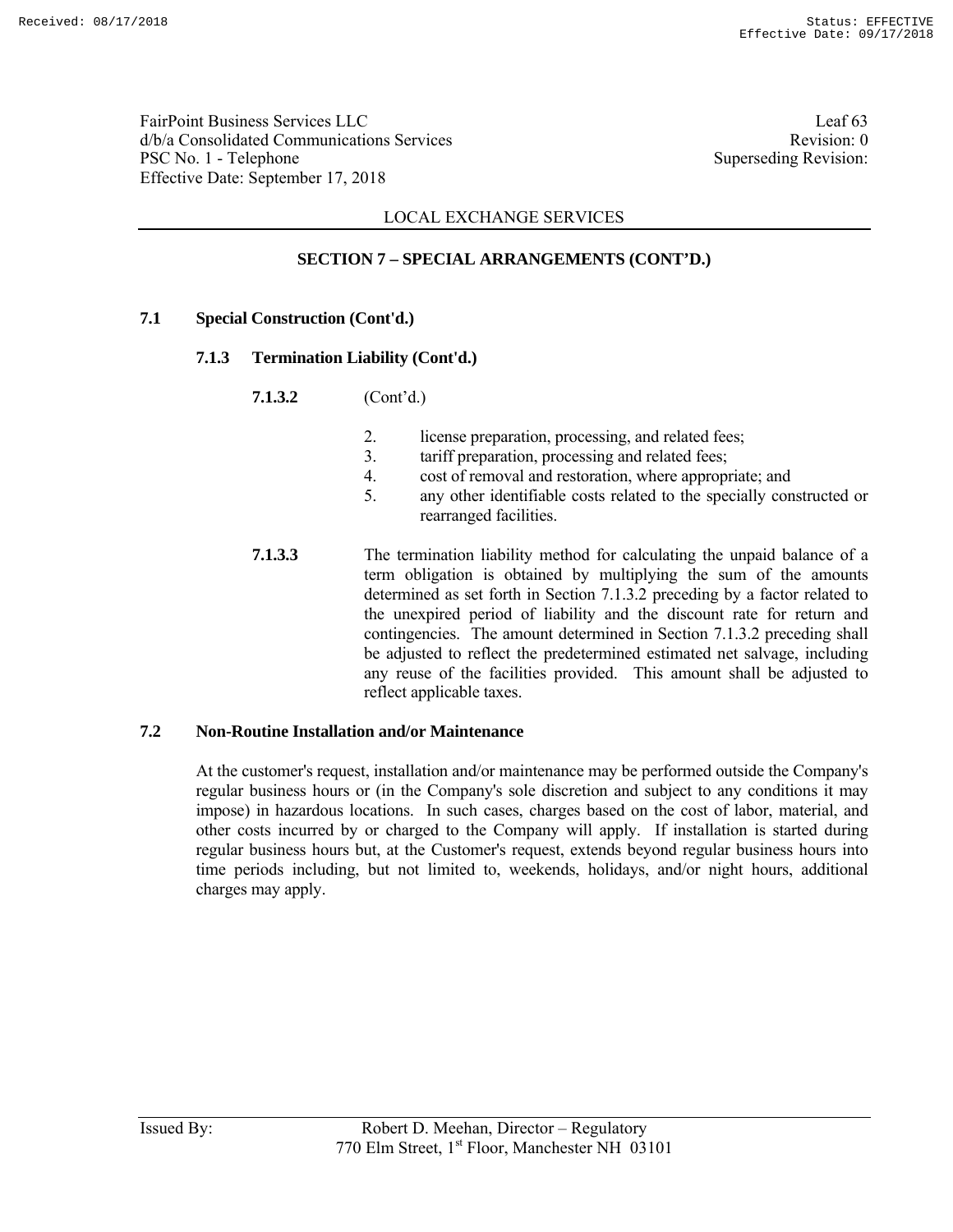LOCAL EXCHANGE SERVICES

## SECTION 7 – SPECIAL ARRANGEMENTS (CONT'D.)

### 7.1 Special Construction (Cont'd.)

#### 7.1.3 Termination Liability (Cont'd.)

**7.1.3.2** (Cont'd.)

2. license preparation, processing, and related fees;
3. tariff preparation, processing and related fees;
4. cost of removal and restoration, where appropriate; and
5. any other identifiable costs related to the specially constructed or rearranged facilities.

**7.1.3.3** The termination liability method for calculating the unpaid balance of a term obligation is obtained by multiplying the sum of the amounts determined as set forth in Section 7.1.3.2 preceding by a factor related to the unexpired period of liability and the discount rate for return and contingencies. The amount determined in Section 7.1.3.2 preceding shall be adjusted to reflect the predetermined estimated net salvage, including any reuse of the facilities provided. This amount shall be adjusted to reflect applicable taxes.

### 7.2 Non-Routine Installation and/or Maintenance

At the customer's request, installation and/or maintenance may be performed outside the Company's regular business hours or (in the Company's sole discretion and subject to any conditions it may impose) in hazardous locations. In such cases, charges based on the cost of labor, material, and other costs incurred by or charged to the Company will apply. If installation is started during regular business hours but, at the Customer's request, extends beyond regular business hours into time periods including, but not limited to, weekends, holidays, and/or night hours, additional charges may apply.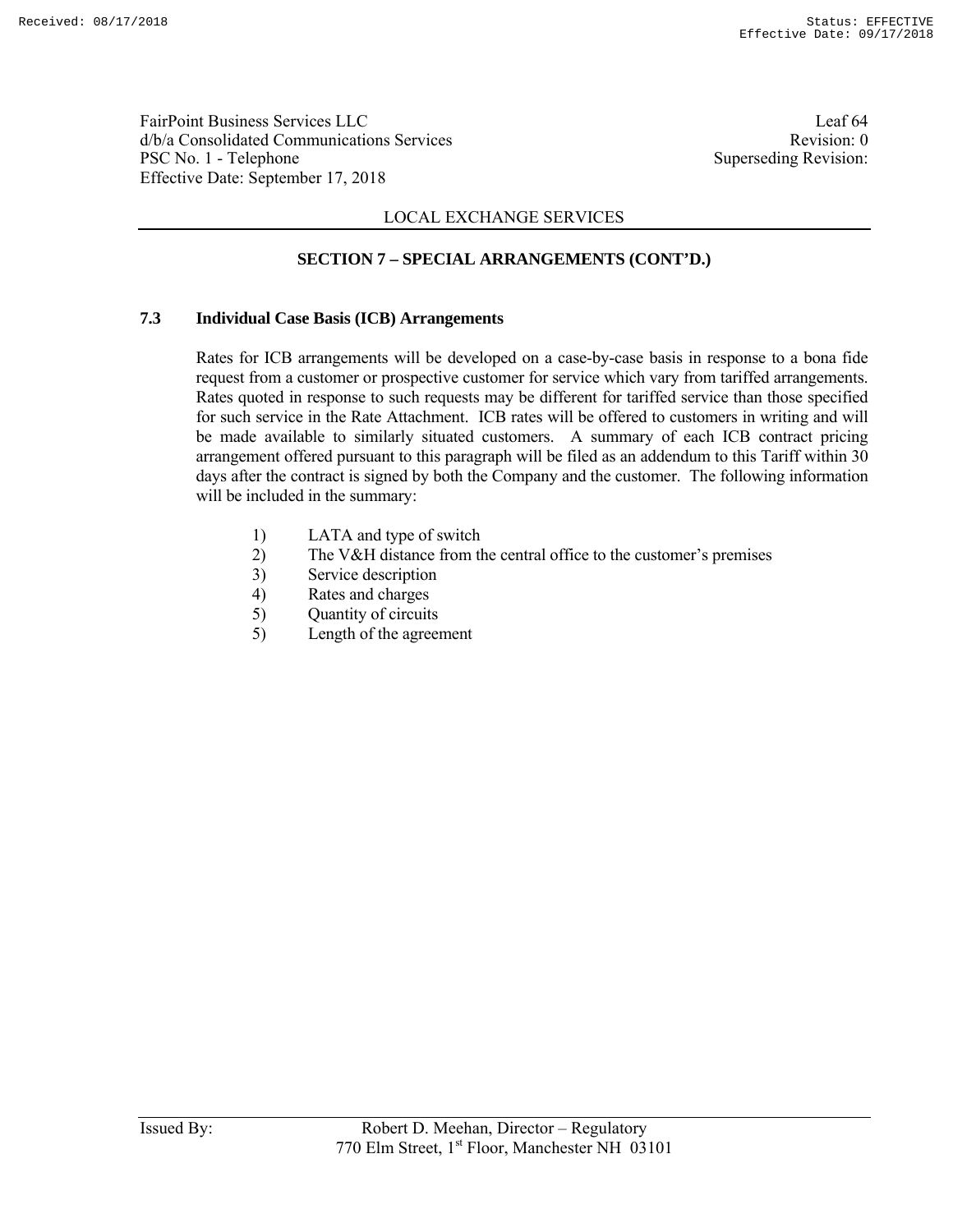LOCAL EXCHANGE SERVICES

## SECTION 7 – SPECIAL ARRANGEMENTS (CONT'D.)

### 7.3 Individual Case Basis (ICB) Arrangements

Rates for ICB arrangements will be developed on a case-by-case basis in response to a bona fide request from a customer or prospective customer for service which vary from tariffed arrangements. Rates quoted in response to such requests may be different for tariffed service than those specified for such service in the Rate Attachment. ICB rates will be offered to customers in writing and will be made available to similarly situated customers. A summary of each ICB contract pricing arrangement offered pursuant to this paragraph will be filed as an addendum to this Tariff within 30 days after the contract is signed by both the Company and the customer. The following information will be included in the summary:

1) LATA and type of switch
2) The V&H distance from the central office to the customer's premises
3) Service description
4) Rates and charges
5) Quantity of circuits
5) Length of the agreement

Issued By: Robert D. Meehan, Director – Regulatory
770 Elm Street, 1st Floor, Manchester NH 03101